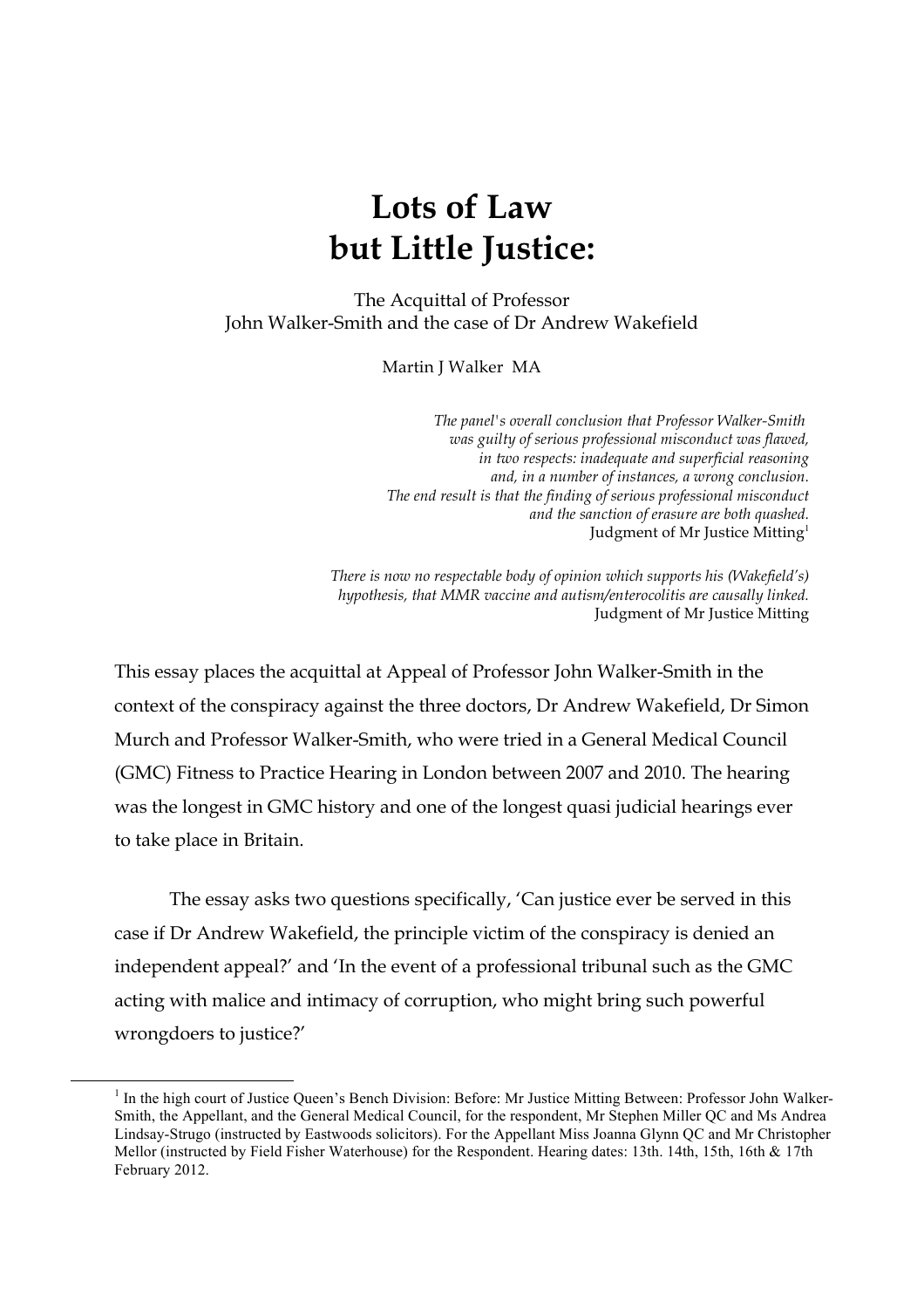# Lots of Law but Little Justice:

The Acquittal of Professor
John Walker-Smith and the case of Dr Andrew Wakefield

Martin J Walker MA

> *The panel's overall conclusion that Professor Walker-Smith was guilty of serious professional misconduct was flawed, in two respects: inadequate and superficial reasoning and, in a number of instances, a wrong conclusion. The end result is that the finding of serious professional misconduct and the sanction of erasure are both quashed.*
> Judgment of Mr Justice Mitting[1]

> *There is now no respectable body of opinion which supports his (Wakefield's) hypothesis, that MMR vaccine and autism/enterocolitis are causally linked.*
> Judgment of Mr Justice Mitting

This essay places the acquittal at Appeal of Professor John Walker-Smith in the context of the conspiracy against the three doctors, Dr Andrew Wakefield, Dr Simon Murch and Professor Walker-Smith, who were tried in a General Medical Council (GMC) Fitness to Practice Hearing in London between 2007 and 2010. The hearing was the longest in GMC history and one of the longest quasi judicial hearings ever to take place in Britain.

The essay asks two questions specifically, 'Can justice ever be served in this case if Dr Andrew Wakefield, the principle victim of the conspiracy is denied an independent appeal?' and 'In the event of a professional tribunal such as the GMC acting with malice and intimacy of corruption, who might bring such powerful wrongdoers to justice?'

---

[1] In the high court of Justice Queen's Bench Division: Before: Mr Justice Mitting Between: Professor John Walker-Smith, the Appellant, and the General Medical Council, for the respondent, Mr Stephen Miller QC and Ms Andrea Lindsay-Strugo (instructed by Eastwoods solicitors). For the Appellant Miss Joanna Glynn QC and Mr Christopher Mellor (instructed by Field Fisher Waterhouse) for the Respondent. Hearing dates: 13th. 14th, 15th, 16th & 17th February 2012.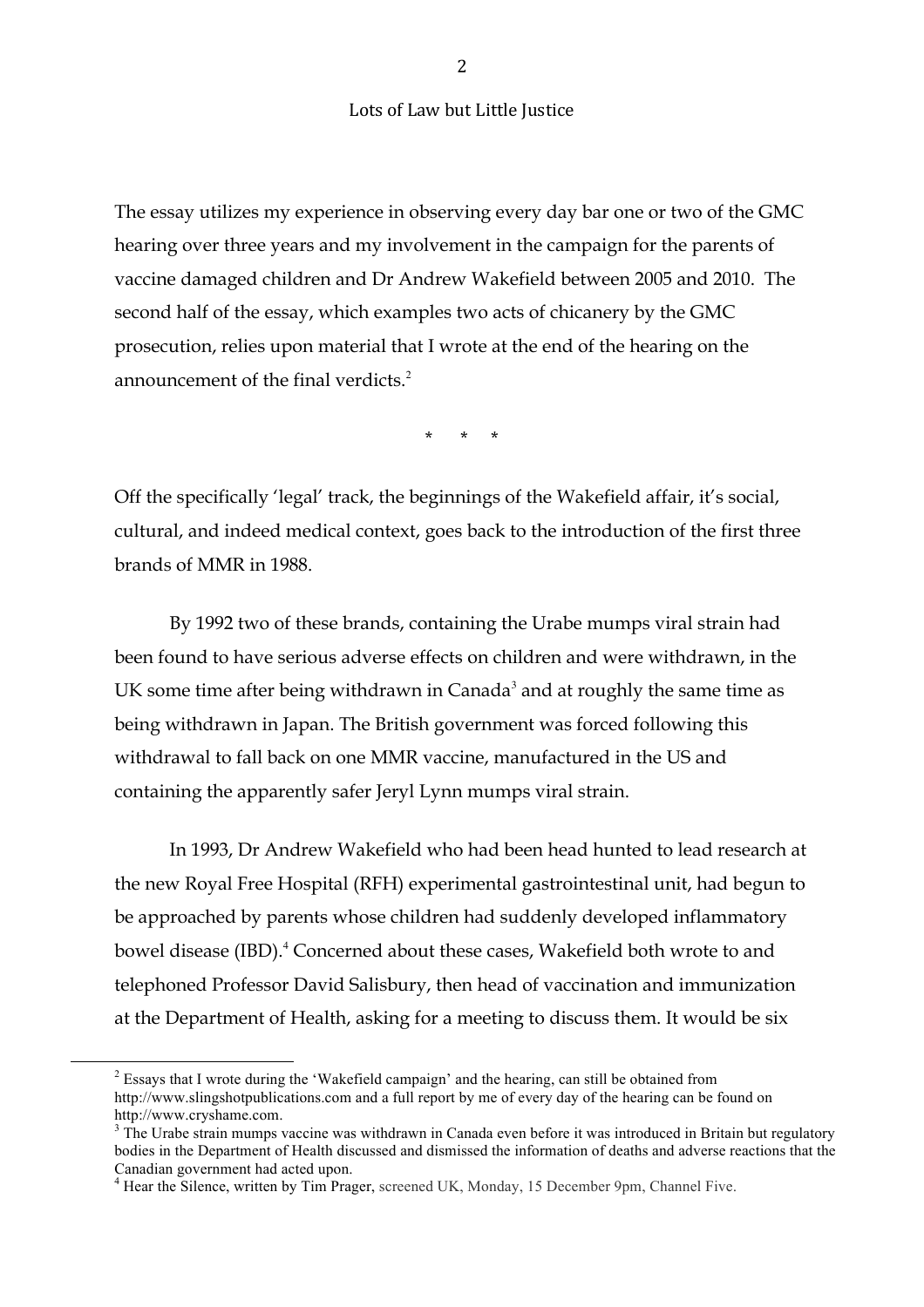The essay utilizes my experience in observing every day bar one or two of the GMC hearing over three years and my involvement in the campaign for the parents of vaccine damaged children and Dr Andrew Wakefield between 2005 and 2010. The second half of the essay, which examples two acts of chicanery by the GMC prosecution, relies upon material that I wrote at the end of the hearing on the announcement of the final verdicts.[2]

\* \* \*

Off the specifically 'legal' track, the beginnings of the Wakefield affair, it's social, cultural, and indeed medical context, goes back to the introduction of the first three brands of MMR in 1988.

By 1992 two of these brands, containing the Urabe mumps viral strain had been found to have serious adverse effects on children and were withdrawn, in the UK some time after being withdrawn in Canada[3] and at roughly the same time as being withdrawn in Japan. The British government was forced following this withdrawal to fall back on one MMR vaccine, manufactured in the US and containing the apparently safer Jeryl Lynn mumps viral strain.

In 1993, Dr Andrew Wakefield who had been head hunted to lead research at the new Royal Free Hospital (RFH) experimental gastrointestinal unit, had begun to be approached by parents whose children had suddenly developed inflammatory bowel disease (IBD).[4] Concerned about these cases, Wakefield both wrote to and telephoned Professor David Salisbury, then head of vaccination and immunization at the Department of Health, asking for a meeting to discuss them. It would be six

---

[2] Essays that I wrote during the 'Wakefield campaign' and the hearing, can still be obtained from http://www.slingshotpublications.com and a full report by me of every day of the hearing can be found on http://www.cryshame.com.

[3] The Urabe strain mumps vaccine was withdrawn in Canada even before it was introduced in Britain but regulatory bodies in the Department of Health discussed and dismissed the information of deaths and adverse reactions that the Canadian government had acted upon.

[4] Hear the Silence, written by Tim Prager, screened UK, Monday, 15 December 9pm, Channel Five.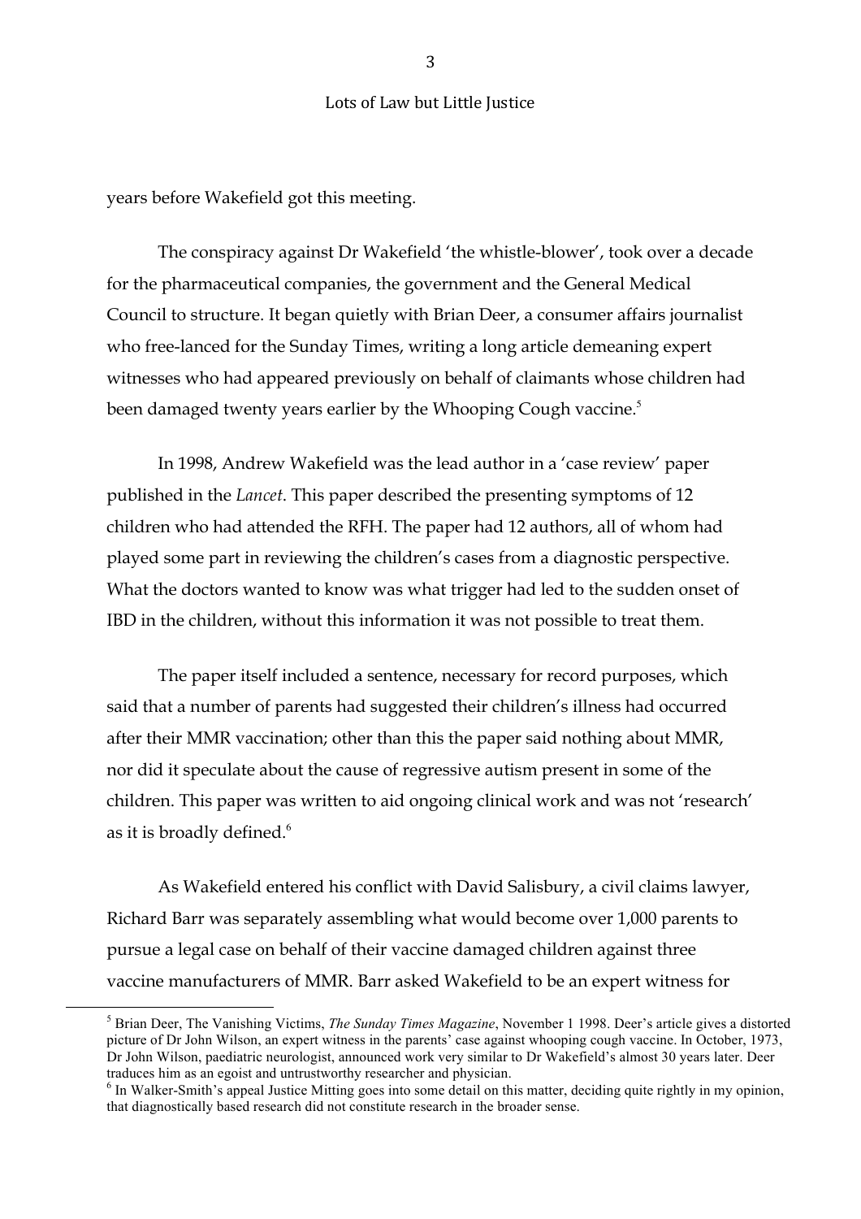years before Wakefield got this meeting.

The conspiracy against Dr Wakefield 'the whistle-blower', took over a decade for the pharmaceutical companies, the government and the General Medical Council to structure. It began quietly with Brian Deer, a consumer affairs journalist who free-lanced for the Sunday Times, writing a long article demeaning expert witnesses who had appeared previously on behalf of claimants whose children had been damaged twenty years earlier by the Whooping Cough vaccine.[5]

In 1998, Andrew Wakefield was the lead author in a 'case review' paper published in the *Lancet*. This paper described the presenting symptoms of 12 children who had attended the RFH. The paper had 12 authors, all of whom had played some part in reviewing the children's cases from a diagnostic perspective. What the doctors wanted to know was what trigger had led to the sudden onset of IBD in the children, without this information it was not possible to treat them.

The paper itself included a sentence, necessary for record purposes, which said that a number of parents had suggested their children's illness had occurred after their MMR vaccination; other than this the paper said nothing about MMR, nor did it speculate about the cause of regressive autism present in some of the children. This paper was written to aid ongoing clinical work and was not 'research' as it is broadly defined.[6]

As Wakefield entered his conflict with David Salisbury, a civil claims lawyer, Richard Barr was separately assembling what would become over 1,000 parents to pursue a legal case on behalf of their vaccine damaged children against three vaccine manufacturers of MMR. Barr asked Wakefield to be an expert witness for

---

[5] Brian Deer, The Vanishing Victims, *The Sunday Times Magazine*, November 1 1998. Deer's article gives a distorted picture of Dr John Wilson, an expert witness in the parents' case against whooping cough vaccine. In October, 1973, Dr John Wilson, paediatric neurologist, announced work very similar to Dr Wakefield's almost 30 years later. Deer traduces him as an egoist and untrustworthy researcher and physician.

[6] In Walker-Smith's appeal Justice Mitting goes into some detail on this matter, deciding quite rightly in my opinion, that diagnostically based research did not constitute research in the broader sense.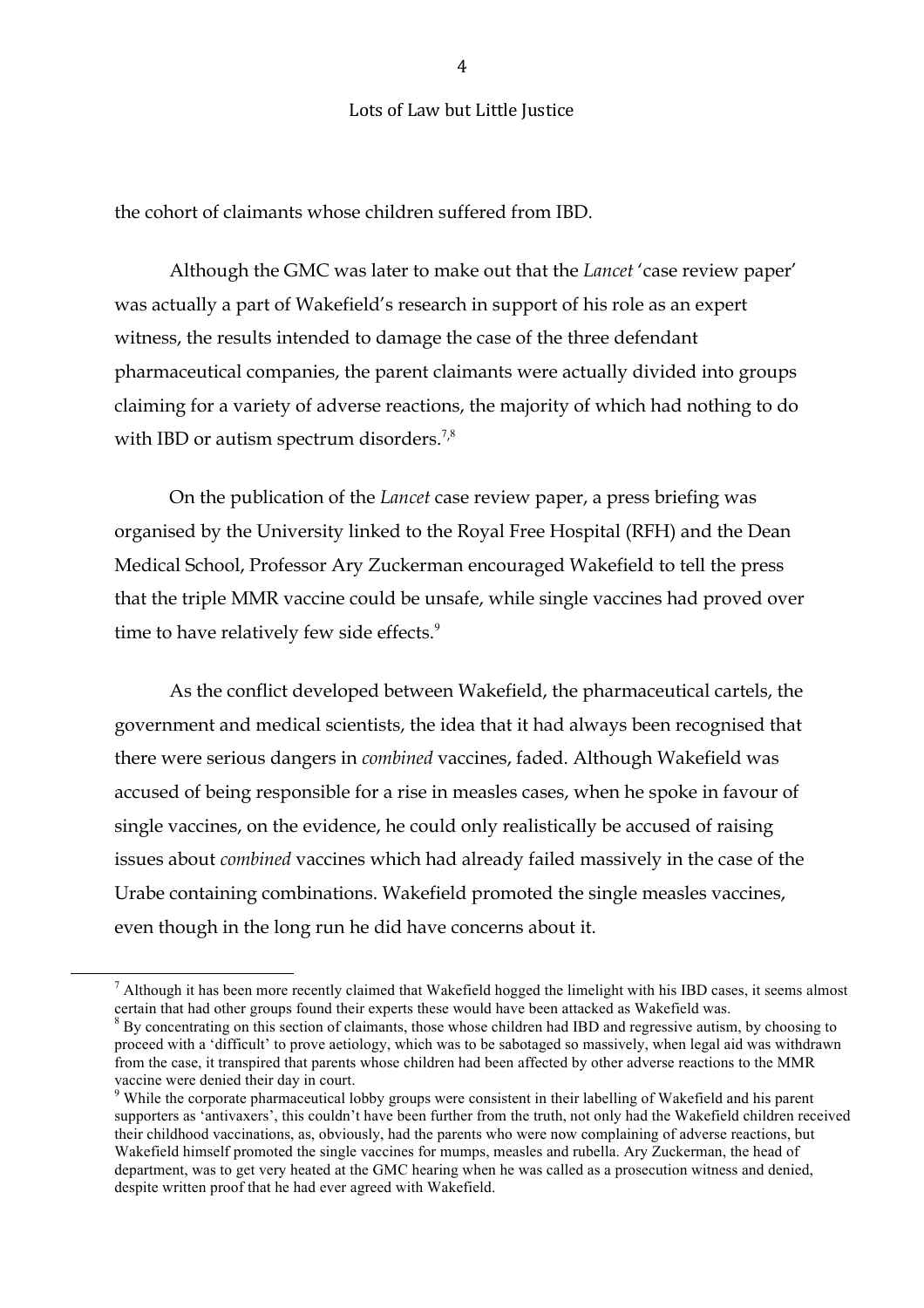the cohort of claimants whose children suffered from IBD.

Although the GMC was later to make out that the *Lancet* 'case review paper' was actually a part of Wakefield's research in support of his role as an expert witness, the results intended to damage the case of the three defendant pharmaceutical companies, the parent claimants were actually divided into groups claiming for a variety of adverse reactions, the majority of which had nothing to do with IBD or autism spectrum disorders.[7,8]

On the publication of the *Lancet* case review paper, a press briefing was organised by the University linked to the Royal Free Hospital (RFH) and the Dean Medical School, Professor Ary Zuckerman encouraged Wakefield to tell the press that the triple MMR vaccine could be unsafe, while single vaccines had proved over time to have relatively few side effects.[9]

As the conflict developed between Wakefield, the pharmaceutical cartels, the government and medical scientists, the idea that it had always been recognised that there were serious dangers in *combined* vaccines, faded. Although Wakefield was accused of being responsible for a rise in measles cases, when he spoke in favour of single vaccines, on the evidence, he could only realistically be accused of raising issues about *combined* vaccines which had already failed massively in the case of the Urabe containing combinations. Wakefield promoted the single measles vaccines, even though in the long run he did have concerns about it.

---

[7] Although it has been more recently claimed that Wakefield hogged the limelight with his IBD cases, it seems almost certain that had other groups found their experts these would have been attacked as Wakefield was.

[8] By concentrating on this section of claimants, those whose children had IBD and regressive autism, by choosing to proceed with a 'difficult' to prove aetiology, which was to be sabotaged so massively, when legal aid was withdrawn from the case, it transpired that parents whose children had been affected by other adverse reactions to the MMR vaccine were denied their day in court.

[9] While the corporate pharmaceutical lobby groups were consistent in their labelling of Wakefield and his parent supporters as 'antivaxers', this couldn't have been further from the truth, not only had the Wakefield children received their childhood vaccinations, as, obviously, had the parents who were now complaining of adverse reactions, but Wakefield himself promoted the single vaccines for mumps, measles and rubella. Ary Zuckerman, the head of department, was to get very heated at the GMC hearing when he was called as a prosecution witness and denied, despite written proof that he had ever agreed with Wakefield.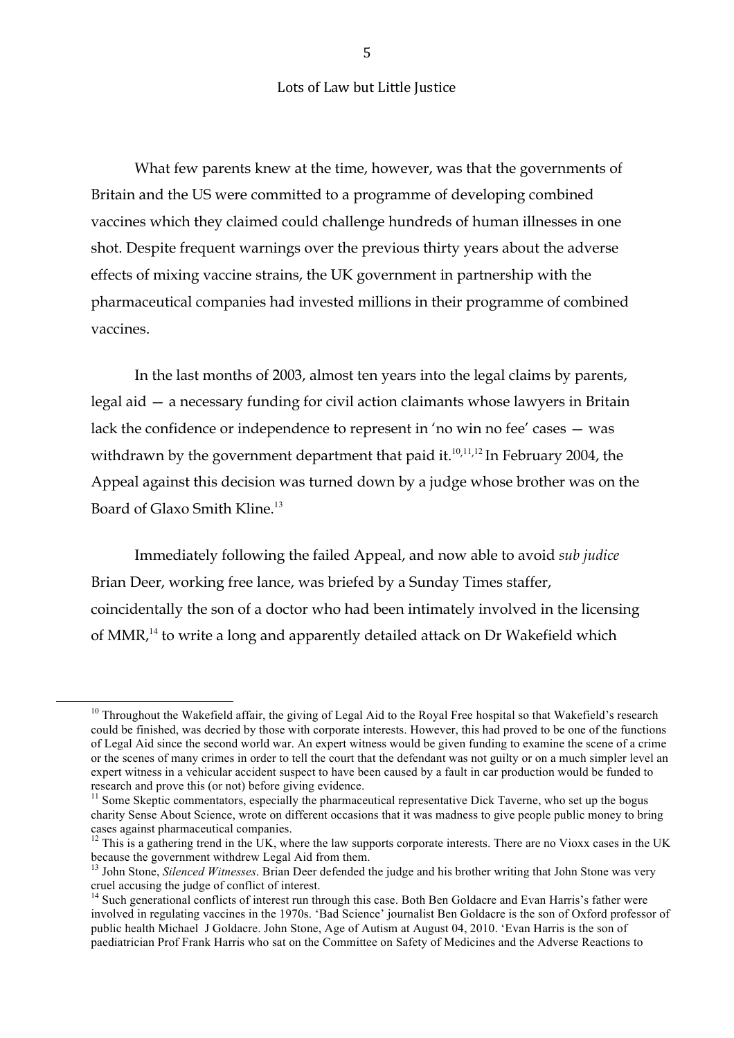What few parents knew at the time, however, was that the governments of Britain and the US were committed to a programme of developing combined vaccines which they claimed could challenge hundreds of human illnesses in one shot. Despite frequent warnings over the previous thirty years about the adverse effects of mixing vaccine strains, the UK government in partnership with the pharmaceutical companies had invested millions in their programme of combined vaccines.

In the last months of 2003, almost ten years into the legal claims by parents, legal aid — a necessary funding for civil action claimants whose lawyers in Britain lack the confidence or independence to represent in 'no win no fee' cases — was withdrawn by the government department that paid it.[10,11,12] In February 2004, the Appeal against this decision was turned down by a judge whose brother was on the Board of Glaxo Smith Kline.[13]

Immediately following the failed Appeal, and now able to avoid *sub judice* Brian Deer, working free lance, was briefed by a Sunday Times staffer, coincidentally the son of a doctor who had been intimately involved in the licensing of MMR,[14] to write a long and apparently detailed attack on Dr Wakefield which

---

[10] Throughout the Wakefield affair, the giving of Legal Aid to the Royal Free hospital so that Wakefield's research could be finished, was decried by those with corporate interests. However, this had proved to be one of the functions of Legal Aid since the second world war. An expert witness would be given funding to examine the scene of a crime or the scenes of many crimes in order to tell the court that the defendant was not guilty or on a much simpler level an expert witness in a vehicular accident suspect to have been caused by a fault in car production would be funded to research and prove this (or not) before giving evidence.

[11] Some Skeptic commentators, especially the pharmaceutical representative Dick Taverne, who set up the bogus charity Sense About Science, wrote on different occasions that it was madness to give people public money to bring cases against pharmaceutical companies.

[12] This is a gathering trend in the UK, where the law supports corporate interests. There are no Vioxx cases in the UK because the government withdrew Legal Aid from them.

[13] John Stone, *Silenced Witnesses*. Brian Deer defended the judge and his brother writing that John Stone was very cruel accusing the judge of conflict of interest.

[14] Such generational conflicts of interest run through this case. Both Ben Goldacre and Evan Harris's father were involved in regulating vaccines in the 1970s. 'Bad Science' journalist Ben Goldacre is the son of Oxford professor of public health Michael J Goldacre. John Stone, Age of Autism at August 04, 2010. 'Evan Harris is the son of paediatrician Prof Frank Harris who sat on the Committee on Safety of Medicines and the Adverse Reactions to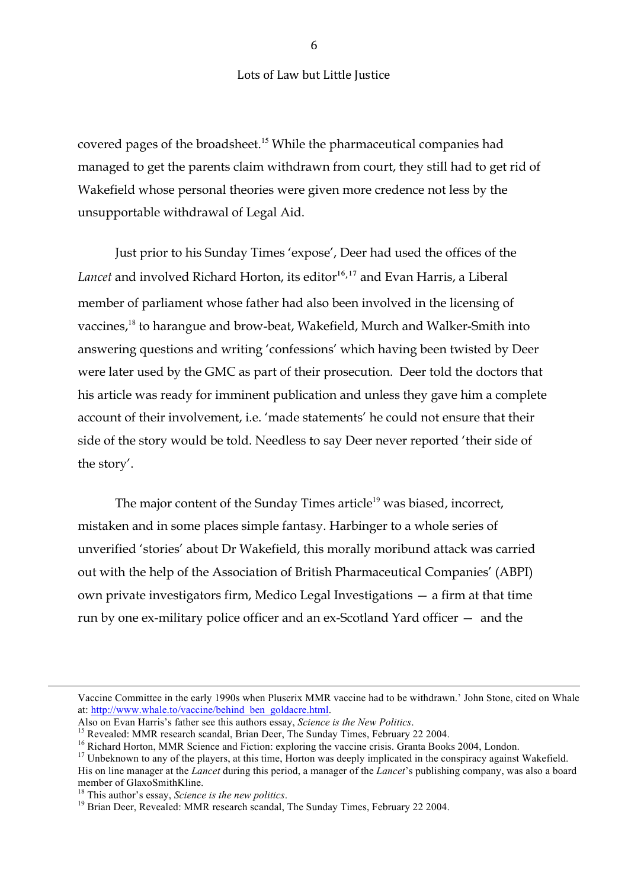covered pages of the broadsheet.[15] While the pharmaceutical companies had managed to get the parents claim withdrawn from court, they still had to get rid of Wakefield whose personal theories were given more credence not less by the unsupportable withdrawal of Legal Aid.

Just prior to his Sunday Times 'expose', Deer had used the offices of the *Lancet* and involved Richard Horton, its editor[16,17] and Evan Harris, a Liberal member of parliament whose father had also been involved in the licensing of vaccines,[18] to harangue and brow-beat, Wakefield, Murch and Walker-Smith into answering questions and writing 'confessions' which having been twisted by Deer were later used by the GMC as part of their prosecution. Deer told the doctors that his article was ready for imminent publication and unless they gave him a complete account of their involvement, i.e. 'made statements' he could not ensure that their side of the story would be told. Needless to say Deer never reported 'their side of the story'.

The major content of the Sunday Times article[19] was biased, incorrect, mistaken and in some places simple fantasy. Harbinger to a whole series of unverified 'stories' about Dr Wakefield, this morally moribund attack was carried out with the help of the Association of British Pharmaceutical Companies' (ABPI) own private investigators firm, Medico Legal Investigations — a firm at that time run by one ex-military police officer and an ex-Scotland Yard officer — and the

---

Vaccine Committee in the early 1990s when Pluserix MMR vaccine had to be withdrawn.' John Stone, cited on Whale at: http://www.whale.to/vaccine/behind_ben_goldacre.html.
Also on Evan Harris's father see this authors essay, *Science is the New Politics*.

[15] Revealed: MMR research scandal, Brian Deer, The Sunday Times, February 22 2004.

[16] Richard Horton, MMR Science and Fiction: exploring the vaccine crisis. Granta Books 2004, London.

[17] Unbeknown to any of the players, at this time, Horton was deeply implicated in the conspiracy against Wakefield. His on line manager at the *Lancet* during this period, a manager of the *Lancet*'s publishing company, was also a board member of GlaxoSmithKline.

[18] This author's essay, *Science is the new politics*.

[19] Brian Deer, Revealed: MMR research scandal, The Sunday Times, February 22 2004.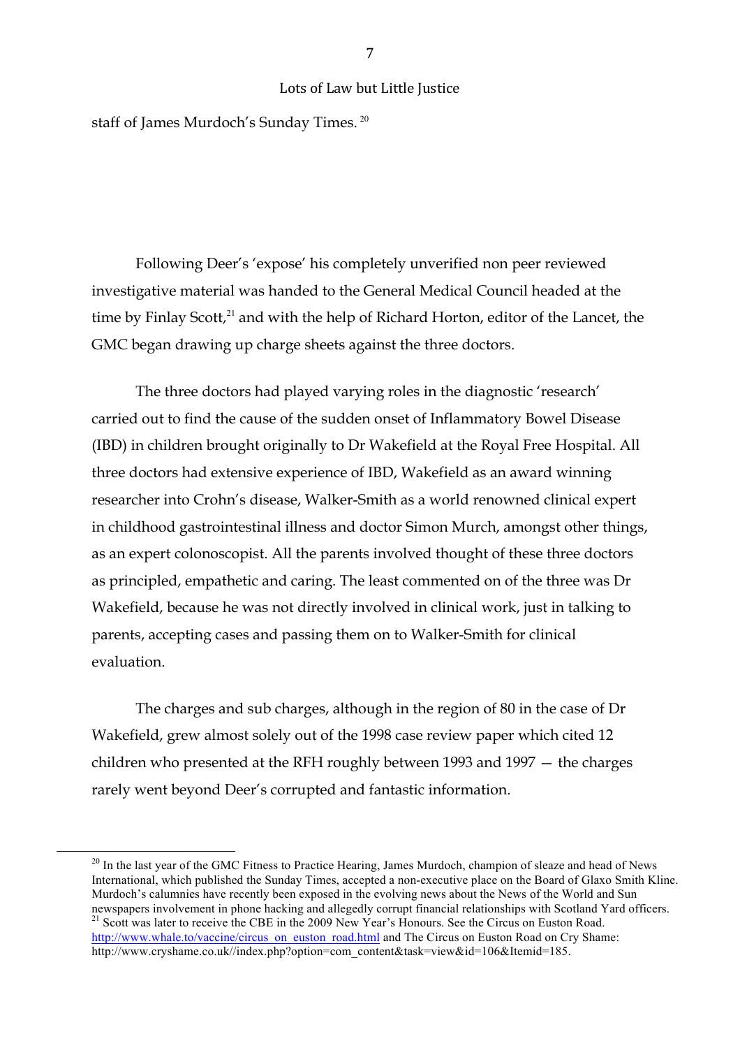staff of James Murdoch's Sunday Times. [20]

Following Deer's 'expose' his completely unverified non peer reviewed investigative material was handed to the General Medical Council headed at the time by Finlay Scott,[21] and with the help of Richard Horton, editor of the Lancet, the GMC began drawing up charge sheets against the three doctors.

The three doctors had played varying roles in the diagnostic 'research' carried out to find the cause of the sudden onset of Inflammatory Bowel Disease (IBD) in children brought originally to Dr Wakefield at the Royal Free Hospital. All three doctors had extensive experience of IBD, Wakefield as an award winning researcher into Crohn's disease, Walker-Smith as a world renowned clinical expert in childhood gastrointestinal illness and doctor Simon Murch, amongst other things, as an expert colonoscopist. All the parents involved thought of these three doctors as principled, empathetic and caring. The least commented on of the three was Dr Wakefield, because he was not directly involved in clinical work, just in talking to parents, accepting cases and passing them on to Walker-Smith for clinical evaluation.

The charges and sub charges, although in the region of 80 in the case of Dr Wakefield, grew almost solely out of the 1998 case review paper which cited 12 children who presented at the RFH roughly between 1993 and 1997 — the charges rarely went beyond Deer's corrupted and fantastic information.

---

[20] In the last year of the GMC Fitness to Practice Hearing, James Murdoch, champion of sleaze and head of News International, which published the Sunday Times, accepted a non-executive place on the Board of Glaxo Smith Kline. Murdoch's calumnies have recently been exposed in the evolving news about the News of the World and Sun newspapers involvement in phone hacking and allegedly corrupt financial relationships with Scotland Yard officers.

[21] Scott was later to receive the CBE in the 2009 New Year's Honours. See the Circus on Euston Road. http://www.whale.to/vaccine/circus_on_euston_road.html and The Circus on Euston Road on Cry Shame: http://www.cryshame.co.uk//index.php?option=com_content&task=view&id=106&Itemid=185.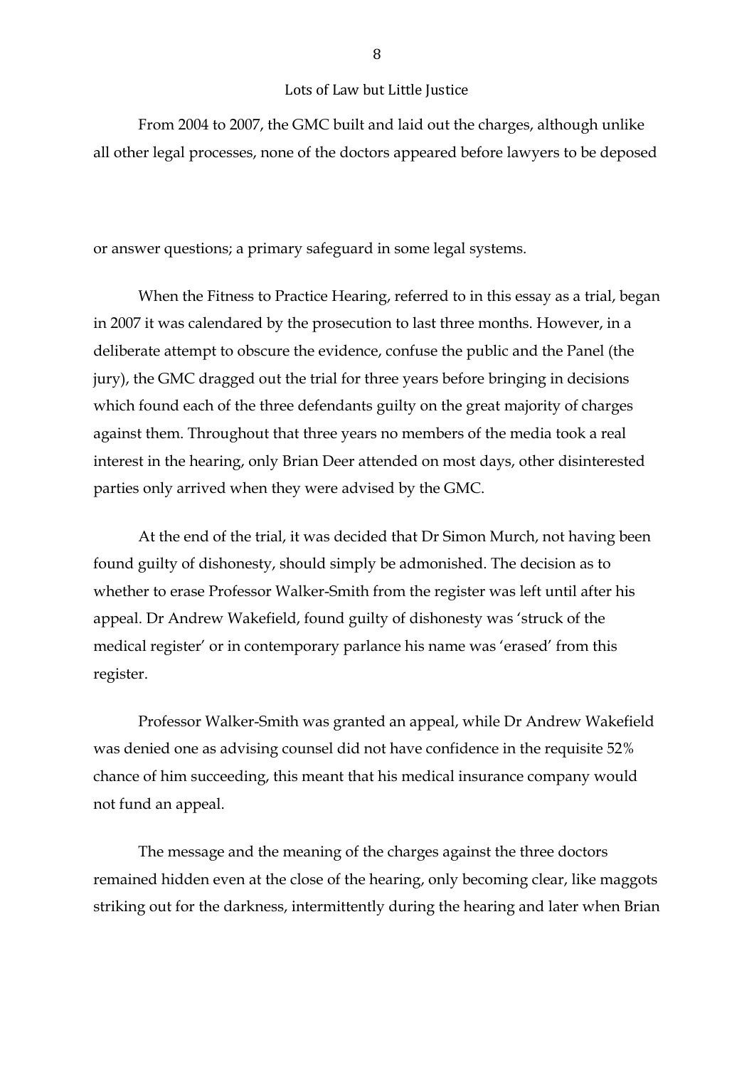## Lots of Law but Little Justice

From 2004 to 2007, the GMC built and laid out the charges, although unlike all other legal processes, none of the doctors appeared before lawyers to be deposed or answer questions; a primary safeguard in some legal systems.

When the Fitness to Practice Hearing, referred to in this essay as a trial, began in 2007 it was calendared by the prosecution to last three months. However, in a deliberate attempt to obscure the evidence, confuse the public and the Panel (the jury), the GMC dragged out the trial for three years before bringing in decisions which found each of the three defendants guilty on the great majority of charges against them. Throughout that three years no members of the media took a real interest in the hearing, only Brian Deer attended on most days, other disinterested parties only arrived when they were advised by the GMC.

At the end of the trial, it was decided that Dr Simon Murch, not having been found guilty of dishonesty, should simply be admonished. The decision as to whether to erase Professor Walker-Smith from the register was left until after his appeal. Dr Andrew Wakefield, found guilty of dishonesty was 'struck of the medical register' or in contemporary parlance his name was 'erased' from this register.

Professor Walker-Smith was granted an appeal, while Dr Andrew Wakefield was denied one as advising counsel did not have confidence in the requisite 52% chance of him succeeding, this meant that his medical insurance company would not fund an appeal.

The message and the meaning of the charges against the three doctors remained hidden even at the close of the hearing, only becoming clear, like maggots striking out for the darkness, intermittently during the hearing and later when Brian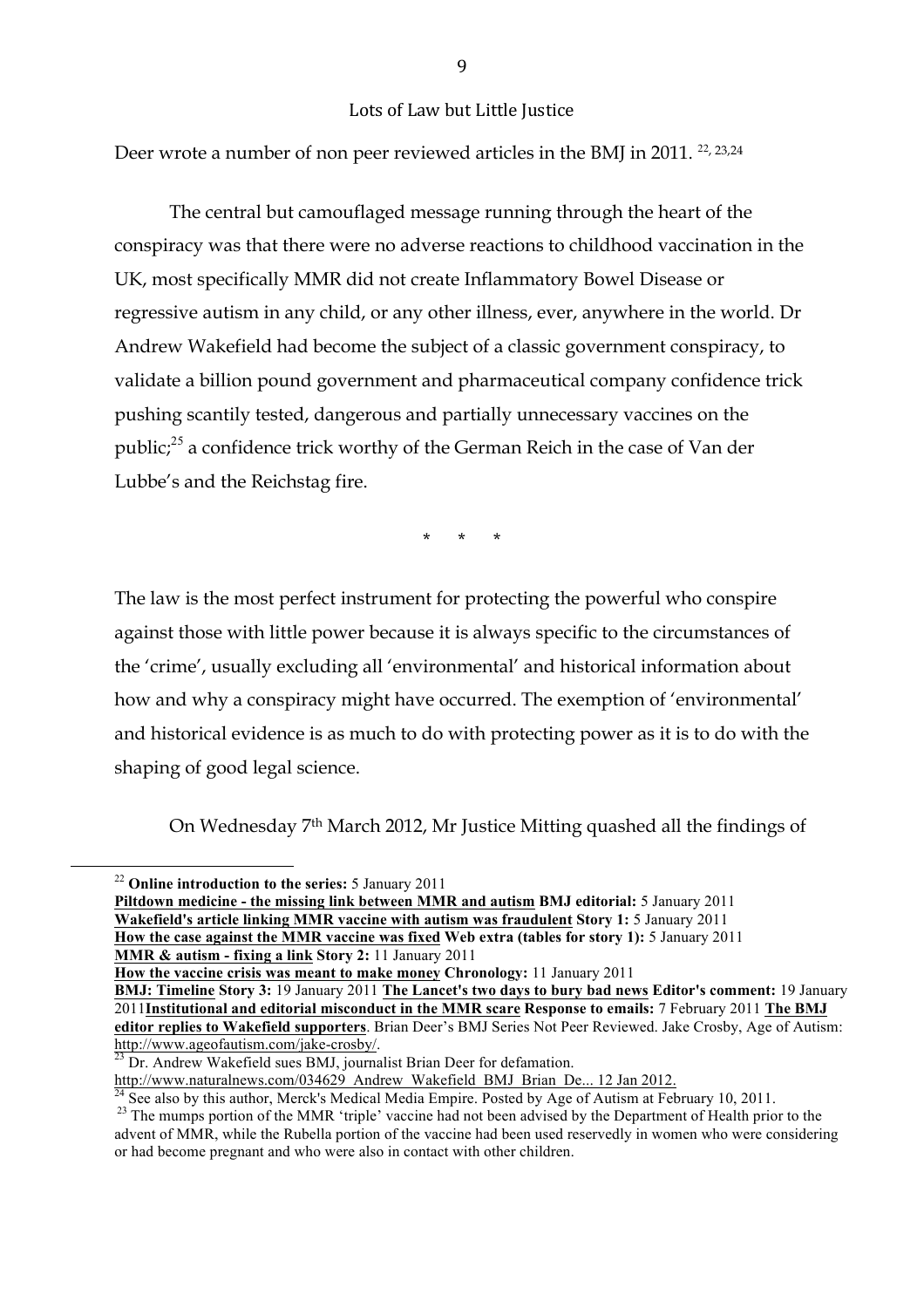Deer wrote a number of non peer reviewed articles in the BMJ in 2011. [22, 23,24]

The central but camouflaged message running through the heart of the conspiracy was that there were no adverse reactions to childhood vaccination in the UK, most specifically MMR did not create Inflammatory Bowel Disease or regressive autism in any child, or any other illness, ever, anywhere in the world. Dr Andrew Wakefield had become the subject of a classic government conspiracy, to validate a billion pound government and pharmaceutical company confidence trick pushing scantily tested, dangerous and partially unnecessary vaccines on the public;[25] a confidence trick worthy of the German Reich in the case of Van der Lubbe's and the Reichstag fire.

\* \* \*

The law is the most perfect instrument for protecting the powerful who conspire against those with little power because it is always specific to the circumstances of the 'crime', usually excluding all 'environmental' and historical information about how and why a conspiracy might have occurred. The exemption of 'environmental' and historical evidence is as much to do with protecting power as it is to do with the shaping of good legal science.

On Wednesday 7th March 2012, Mr Justice Mitting quashed all the findings of

---

[22] **Online introduction to the series:** 5 January 2011
**Piltdown medicine - the missing link between MMR and autism BMJ editorial:** 5 January 2011
**Wakefield's article linking MMR vaccine with autism was fraudulent Story 1:** 5 January 2011
**How the case against the MMR vaccine was fixed Web extra (tables for story 1):** 5 January 2011
**MMR & autism - fixing a link Story 2:** 11 January 2011
**How the vaccine crisis was meant to make money Chronology:** 11 January 2011
**BMJ: Timeline Story 3:** 19 January 2011 **The Lancet's two days to bury bad news Editor's comment:** 19 January 2011**Institutional and editorial misconduct in the MMR scare Response to emails:** 7 February 2011 **The BMJ editor replies to Wakefield supporters**. Brian Deer's BMJ Series Not Peer Reviewed. Jake Crosby, Age of Autism: http://www.ageofautism.com/jake-crosby/.

[23] Dr. Andrew Wakefield sues BMJ, journalist Brian Deer for defamation. http://www.naturalnews.com/034629_Andrew_Wakefield_BMJ_Brian_De... 12 Jan 2012.

[24] See also by this author, Merck's Medical Media Empire. Posted by Age of Autism at February 10, 2011.

[23] The mumps portion of the MMR 'triple' vaccine had not been advised by the Department of Health prior to the advent of MMR, while the Rubella portion of the vaccine had been used reservedly in women who were considering or had become pregnant and who were also in contact with other children.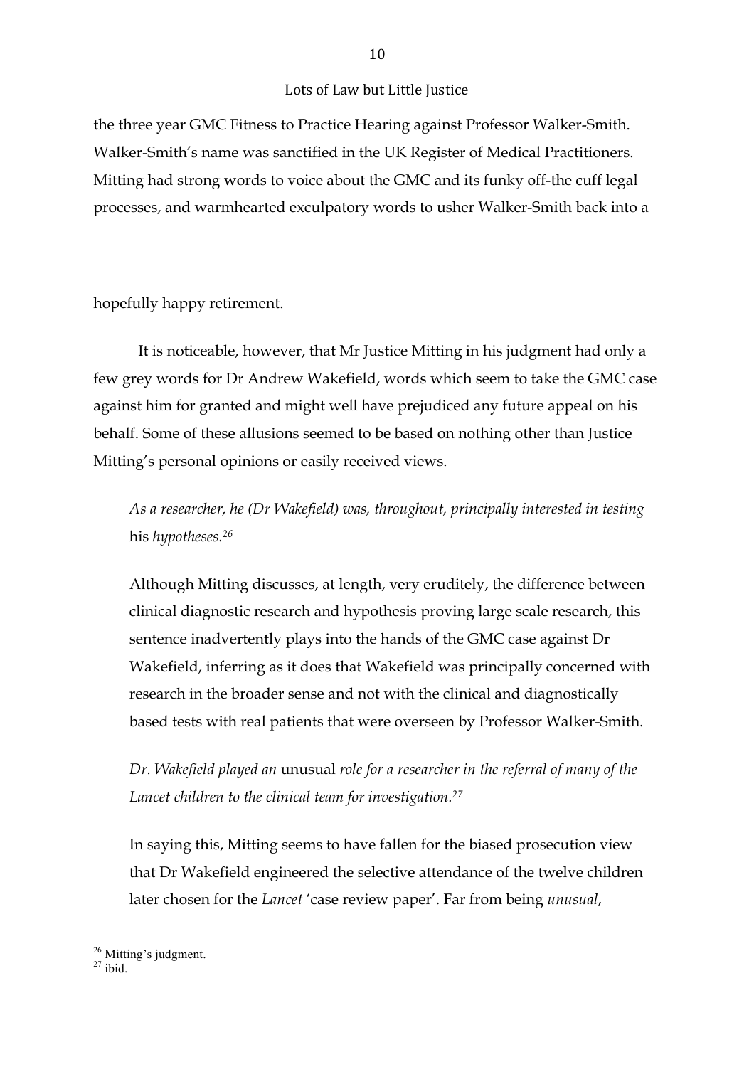the three year GMC Fitness to Practice Hearing against Professor Walker-Smith. Walker-Smith's name was sanctified in the UK Register of Medical Practitioners. Mitting had strong words to voice about the GMC and its funky off-the cuff legal processes, and warmhearted exculpatory words to usher Walker-Smith back into a hopefully happy retirement.

It is noticeable, however, that Mr Justice Mitting in his judgment had only a few grey words for Dr Andrew Wakefield, words which seem to take the GMC case against him for granted and might well have prejudiced any future appeal on his behalf. Some of these allusions seemed to be based on nothing other than Justice Mitting's personal opinions or easily received views.

> *As a researcher, he (Dr Wakefield) was, throughout, principally interested in testing* his *hypotheses.*[26]

> Although Mitting discusses, at length, very eruditely, the difference between clinical diagnostic research and hypothesis proving large scale research, this sentence inadvertently plays into the hands of the GMC case against Dr Wakefield, inferring as it does that Wakefield was principally concerned with research in the broader sense and not with the clinical and diagnostically based tests with real patients that were overseen by Professor Walker-Smith.

> *Dr. Wakefield played an* unusual *role for a researcher in the referral of many of the Lancet children to the clinical team for investigation.*[27]

> In saying this, Mitting seems to have fallen for the biased prosecution view that Dr Wakefield engineered the selective attendance of the twelve children later chosen for the *Lancet* 'case review paper'. Far from being *unusual*,

[26] Mitting's judgment.
[27] ibid.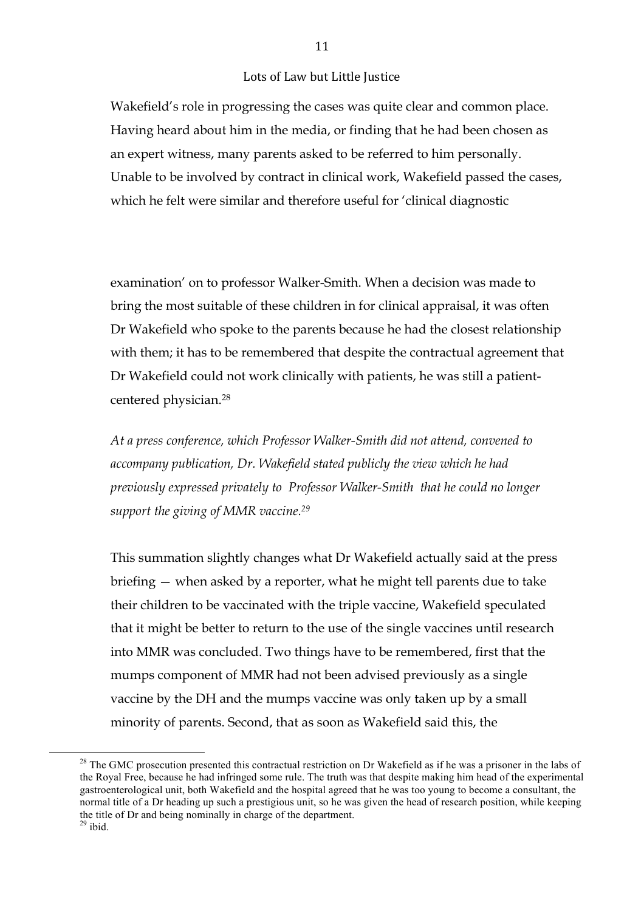Wakefield's role in progressing the cases was quite clear and common place. Having heard about him in the media, or finding that he had been chosen as an expert witness, many parents asked to be referred to him personally. Unable to be involved by contract in clinical work, Wakefield passed the cases, which he felt were similar and therefore useful for 'clinical diagnostic examination' on to professor Walker-Smith. When a decision was made to bring the most suitable of these children in for clinical appraisal, it was often Dr Wakefield who spoke to the parents because he had the closest relationship with them; it has to be remembered that despite the contractual agreement that Dr Wakefield could not work clinically with patients, he was still a patient-centered physician.[28]

*At a press conference, which Professor Walker-Smith did not attend, convened to accompany publication, Dr. Wakefield stated publicly the view which he had previously expressed privately to Professor Walker-Smith that he could no longer support the giving of MMR vaccine.*[29]

This summation slightly changes what Dr Wakefield actually said at the press briefing — when asked by a reporter, what he might tell parents due to take their children to be vaccinated with the triple vaccine, Wakefield speculated that it might be better to return to the use of the single vaccines until research into MMR was concluded. Two things have to be remembered, first that the mumps component of MMR had not been advised previously as a single vaccine by the DH and the mumps vaccine was only taken up by a small minority of parents. Second, that as soon as Wakefield said this, the

---

[28] The GMC prosecution presented this contractual restriction on Dr Wakefield as if he was a prisoner in the labs of the Royal Free, because he had infringed some rule. The truth was that despite making him head of the experimental gastroenterological unit, both Wakefield and the hospital agreed that he was too young to become a consultant, the normal title of a Dr heading up such a prestigious unit, so he was given the head of research position, while keeping the title of Dr and being nominally in charge of the department.

[29] ibid.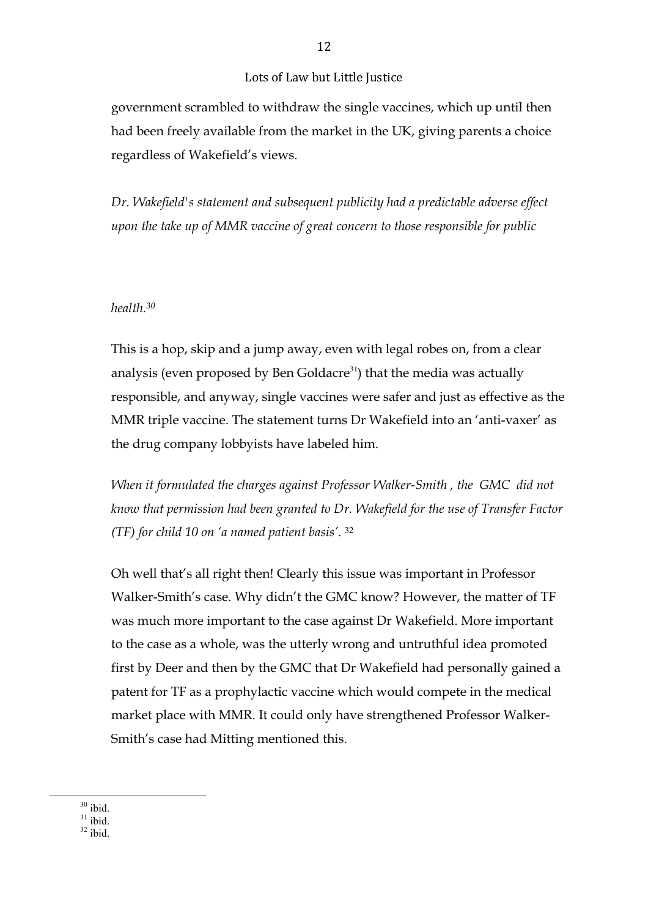government scrambled to withdraw the single vaccines, which up until then had been freely available from the market in the UK, giving parents a choice regardless of Wakefield's views.

*Dr. Wakefield's statement and subsequent publicity had a predictable adverse effect upon the take up of MMR vaccine of great concern to those responsible for public health.*[30]

This is a hop, skip and a jump away, even with legal robes on, from a clear analysis (even proposed by Ben Goldacre[31]) that the media was actually responsible, and anyway, single vaccines were safer and just as effective as the MMR triple vaccine. The statement turns Dr Wakefield into an 'anti-vaxer' as the drug company lobbyists have labeled him.

*When it formulated the charges against Professor Walker-Smith , the GMC did not know that permission had been granted to Dr. Wakefield for the use of Transfer Factor (TF) for child 10 on 'a named patient basis'.* [32]

Oh well that's all right then! Clearly this issue was important in Professor Walker-Smith's case. Why didn't the GMC know? However, the matter of TF was much more important to the case against Dr Wakefield. More important to the case as a whole, was the utterly wrong and untruthful idea promoted first by Deer and then by the GMC that Dr Wakefield had personally gained a patent for TF as a prophylactic vaccine which would compete in the medical market place with MMR. It could only have strengthened Professor Walker-Smith's case had Mitting mentioned this.

---

[30] ibid.
[31] ibid.
[32] ibid.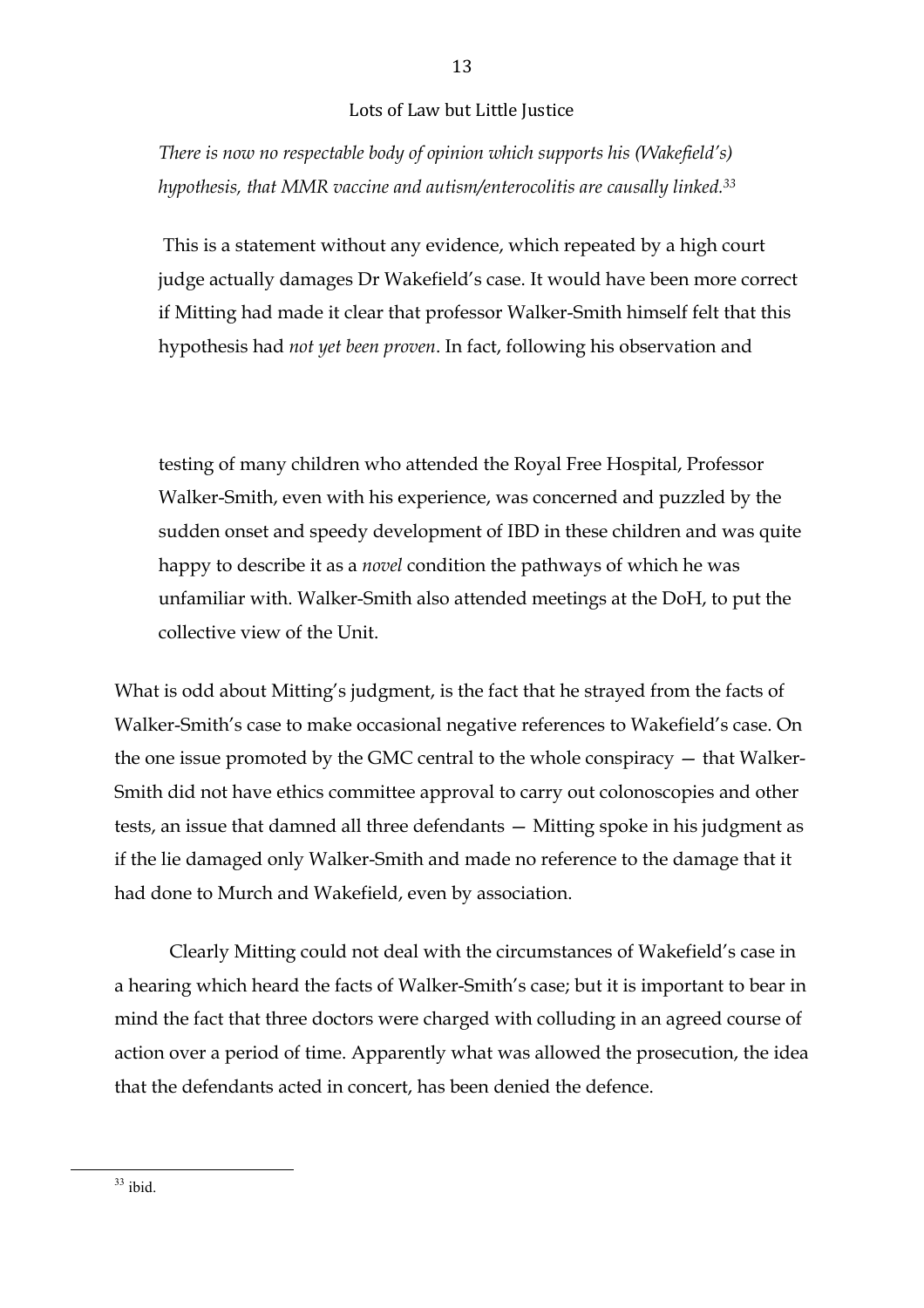*There is now no respectable body of opinion which supports his (Wakefield's) hypothesis, that MMR vaccine and autism/enterocolitis are causally linked.*[33]

This is a statement without any evidence, which repeated by a high court judge actually damages Dr Wakefield's case. It would have been more correct if Mitting had made it clear that professor Walker-Smith himself felt that this hypothesis had *not yet been proven*. In fact, following his observation and testing of many children who attended the Royal Free Hospital, Professor Walker-Smith, even with his experience, was concerned and puzzled by the sudden onset and speedy development of IBD in these children and was quite happy to describe it as a *novel* condition the pathways of which he was unfamiliar with. Walker-Smith also attended meetings at the DoH, to put the collective view of the Unit.

What is odd about Mitting's judgment, is the fact that he strayed from the facts of Walker-Smith's case to make occasional negative references to Wakefield's case. On the one issue promoted by the GMC central to the whole conspiracy — that Walker-Smith did not have ethics committee approval to carry out colonoscopies and other tests, an issue that damned all three defendants — Mitting spoke in his judgment as if the lie damaged only Walker-Smith and made no reference to the damage that it had done to Murch and Wakefield, even by association.

Clearly Mitting could not deal with the circumstances of Wakefield's case in a hearing which heard the facts of Walker-Smith's case; but it is important to bear in mind the fact that three doctors were charged with colluding in an agreed course of action over a period of time. Apparently what was allowed the prosecution, the idea that the defendants acted in concert, has been denied the defence.

[33] ibid.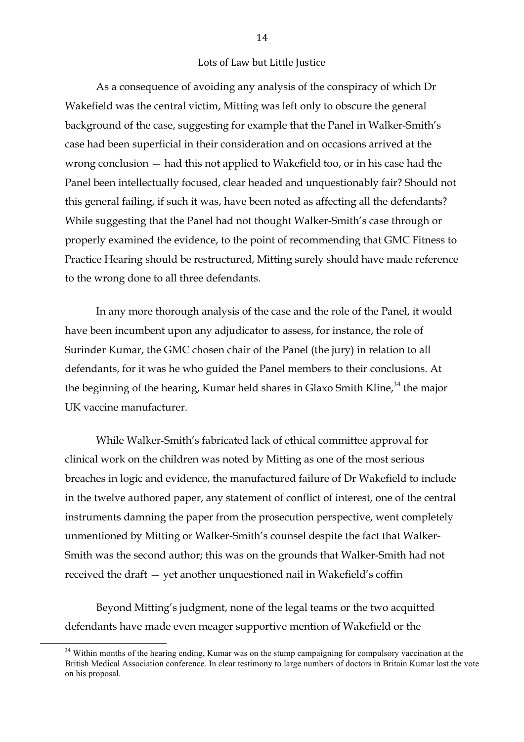## Lots of Law but Little Justice

As a consequence of avoiding any analysis of the conspiracy of which Dr Wakefield was the central victim, Mitting was left only to obscure the general background of the case, suggesting for example that the Panel in Walker-Smith's case had been superficial in their consideration and on occasions arrived at the wrong conclusion — had this not applied to Wakefield too, or in his case had the Panel been intellectually focused, clear headed and unquestionably fair? Should not this general failing, if such it was, have been noted as affecting all the defendants? While suggesting that the Panel had not thought Walker-Smith's case through or properly examined the evidence, to the point of recommending that GMC Fitness to Practice Hearing should be restructured, Mitting surely should have made reference to the wrong done to all three defendants.

In any more thorough analysis of the case and the role of the Panel, it would have been incumbent upon any adjudicator to assess, for instance, the role of Surinder Kumar, the GMC chosen chair of the Panel (the jury) in relation to all defendants, for it was he who guided the Panel members to their conclusions. At the beginning of the hearing, Kumar held shares in Glaxo Smith Kline,[34] the major UK vaccine manufacturer.

While Walker-Smith's fabricated lack of ethical committee approval for clinical work on the children was noted by Mitting as one of the most serious breaches in logic and evidence, the manufactured failure of Dr Wakefield to include in the twelve authored paper, any statement of conflict of interest, one of the central instruments damning the paper from the prosecution perspective, went completely unmentioned by Mitting or Walker-Smith's counsel despite the fact that Walker-Smith was the second author; this was on the grounds that Walker-Smith had not received the draft — yet another unquestioned nail in Wakefield's coffin

Beyond Mitting's judgment, none of the legal teams or the two acquitted defendants have made even meager supportive mention of Wakefield or the

[34] Within months of the hearing ending, Kumar was on the stump campaigning for compulsory vaccination at the British Medical Association conference. In clear testimony to large numbers of doctors in Britain Kumar lost the vote on his proposal.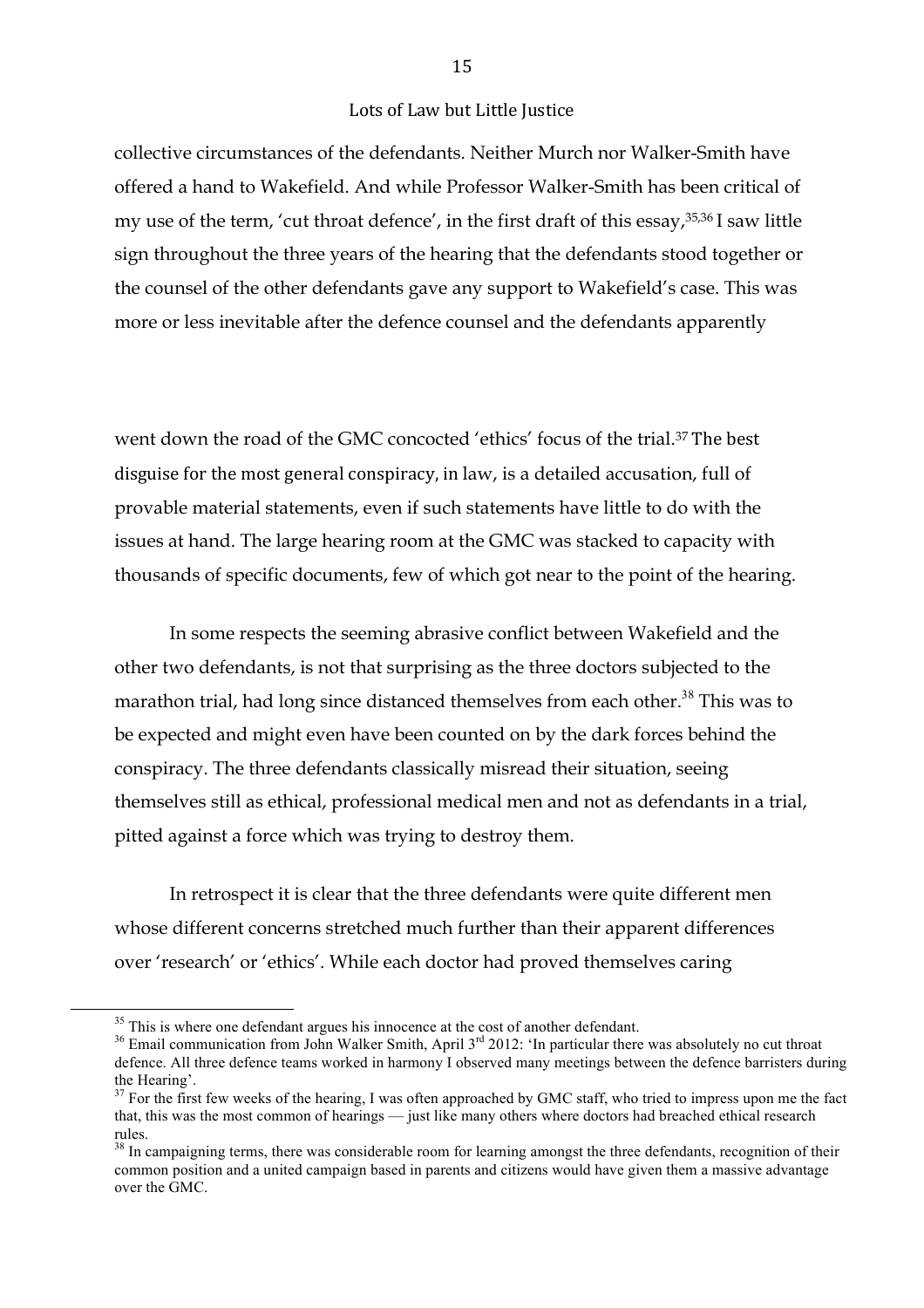collective circumstances of the defendants. Neither Murch nor Walker-Smith have offered a hand to Wakefield. And while Professor Walker-Smith has been critical of my use of the term, 'cut throat defence', in the first draft of this essay,[35,36] I saw little sign throughout the three years of the hearing that the defendants stood together or the counsel of the other defendants gave any support to Wakefield's case. This was more or less inevitable after the defence counsel and the defendants apparently

went down the road of the GMC concocted 'ethics' focus of the trial.[37] The best disguise for the most general conspiracy, in law, is a detailed accusation, full of provable material statements, even if such statements have little to do with the issues at hand. The large hearing room at the GMC was stacked to capacity with thousands of specific documents, few of which got near to the point of the hearing.

In some respects the seeming abrasive conflict between Wakefield and the other two defendants, is not that surprising as the three doctors subjected to the marathon trial, had long since distanced themselves from each other.[38] This was to be expected and might even have been counted on by the dark forces behind the conspiracy. The three defendants classically misread their situation, seeing themselves still as ethical, professional medical men and not as defendants in a trial, pitted against a force which was trying to destroy them.

In retrospect it is clear that the three defendants were quite different men whose different concerns stretched much further than their apparent differences over 'research' or 'ethics'. While each doctor had proved themselves caring

---

[35] This is where one defendant argues his innocence at the cost of another defendant.

[36] Email communication from John Walker Smith, April 3rd 2012: 'In particular there was absolutely no cut throat defence. All three defence teams worked in harmony I observed many meetings between the defence barristers during the Hearing'.

[37] For the first few weeks of the hearing, I was often approached by GMC staff, who tried to impress upon me the fact that, this was the most common of hearings — just like many others where doctors had breached ethical research rules.

[38] In campaigning terms, there was considerable room for learning amongst the three defendants, recognition of their common position and a united campaign based in parents and citizens would have given them a massive advantage over the GMC.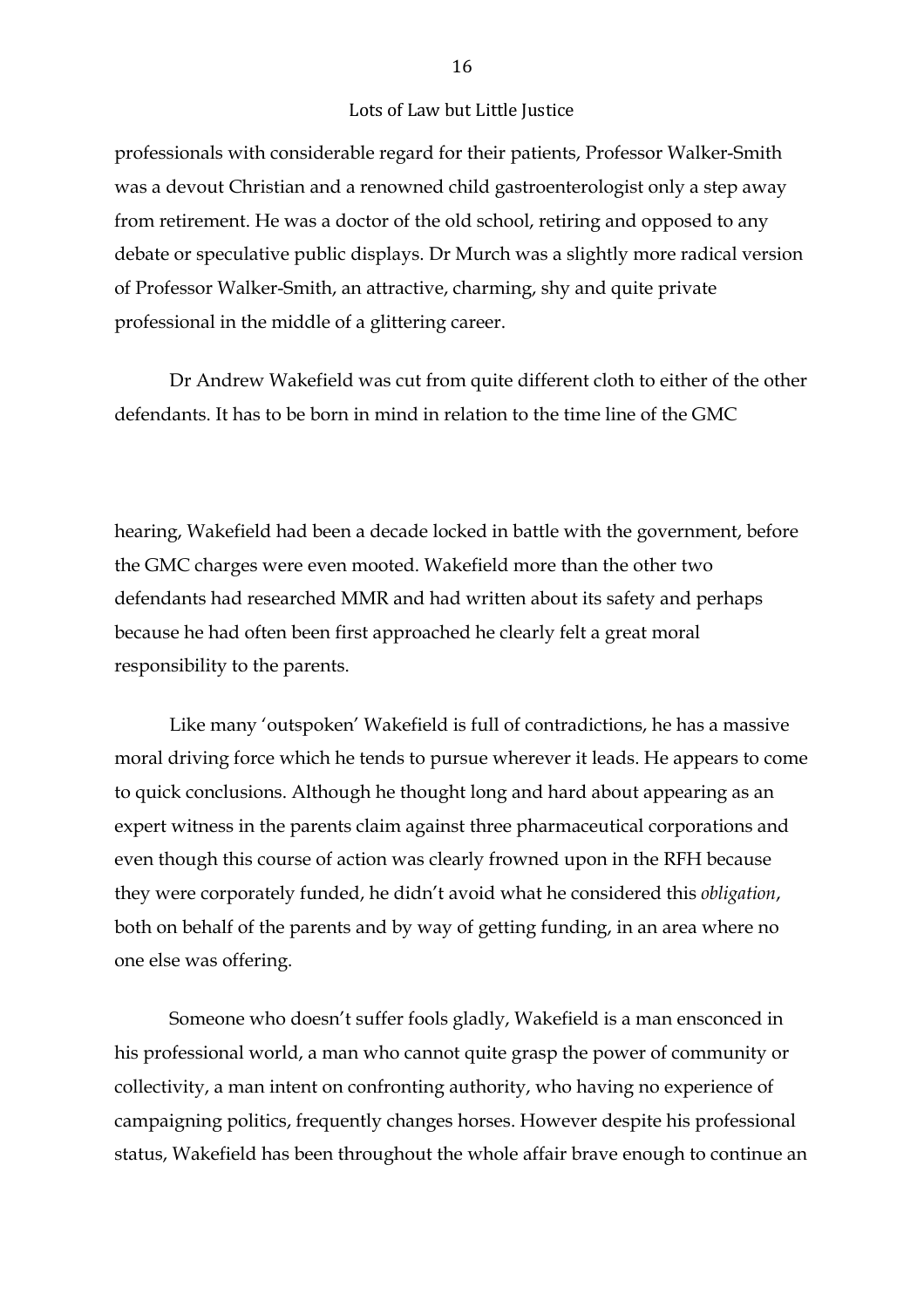professionals with considerable regard for their patients, Professor Walker-Smith was a devout Christian and a renowned child gastroenterologist only a step away from retirement. He was a doctor of the old school, retiring and opposed to any debate or speculative public displays. Dr Murch was a slightly more radical version of Professor Walker-Smith, an attractive, charming, shy and quite private professional in the middle of a glittering career.

Dr Andrew Wakefield was cut from quite different cloth to either of the other defendants. It has to be born in mind in relation to the time line of the GMC hearing, Wakefield had been a decade locked in battle with the government, before the GMC charges were even mooted. Wakefield more than the other two defendants had researched MMR and had written about its safety and perhaps because he had often been first approached he clearly felt a great moral responsibility to the parents.

Like many 'outspoken' Wakefield is full of contradictions, he has a massive moral driving force which he tends to pursue wherever it leads. He appears to come to quick conclusions. Although he thought long and hard about appearing as an expert witness in the parents claim against three pharmaceutical corporations and even though this course of action was clearly frowned upon in the RFH because they were corporately funded, he didn't avoid what he considered this *obligation*, both on behalf of the parents and by way of getting funding, in an area where no one else was offering.

Someone who doesn't suffer fools gladly, Wakefield is a man ensconced in his professional world, a man who cannot quite grasp the power of community or collectivity, a man intent on confronting authority, who having no experience of campaigning politics, frequently changes horses. However despite his professional status, Wakefield has been throughout the whole affair brave enough to continue an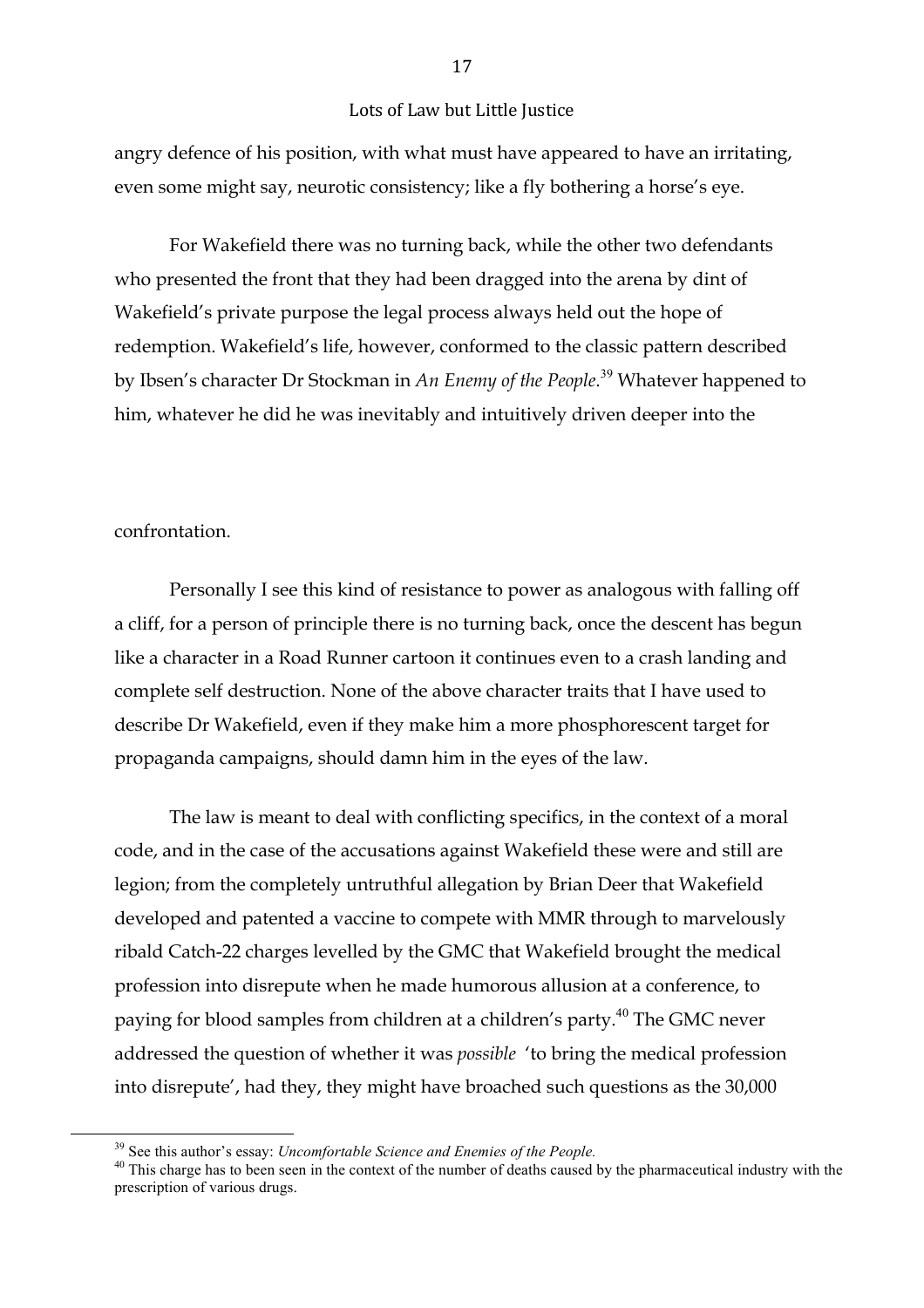angry defence of his position, with what must have appeared to have an irritating, even some might say, neurotic consistency; like a fly bothering a horse's eye.

For Wakefield there was no turning back, while the other two defendants who presented the front that they had been dragged into the arena by dint of Wakefield's private purpose the legal process always held out the hope of redemption. Wakefield's life, however, conformed to the classic pattern described by Ibsen's character Dr Stockman in *An Enemy of the People*.[39] Whatever happened to him, whatever he did he was inevitably and intuitively driven deeper into the

confrontation.

Personally I see this kind of resistance to power as analogous with falling off a cliff, for a person of principle there is no turning back, once the descent has begun like a character in a Road Runner cartoon it continues even to a crash landing and complete self destruction. None of the above character traits that I have used to describe Dr Wakefield, even if they make him a more phosphorescent target for propaganda campaigns, should damn him in the eyes of the law.

The law is meant to deal with conflicting specifics, in the context of a moral code, and in the case of the accusations against Wakefield these were and still are legion; from the completely untruthful allegation by Brian Deer that Wakefield developed and patented a vaccine to compete with MMR through to marvelously ribald Catch-22 charges levelled by the GMC that Wakefield brought the medical profession into disrepute when he made humorous allusion at a conference, to paying for blood samples from children at a children's party.[40] The GMC never addressed the question of whether it was *possible* 'to bring the medical profession into disrepute', had they, they might have broached such questions as the 30,000

[39] See this author's essay: *Uncomfortable Science and Enemies of the People.*

[40] This charge has to been seen in the context of the number of deaths caused by the pharmaceutical industry with the prescription of various drugs.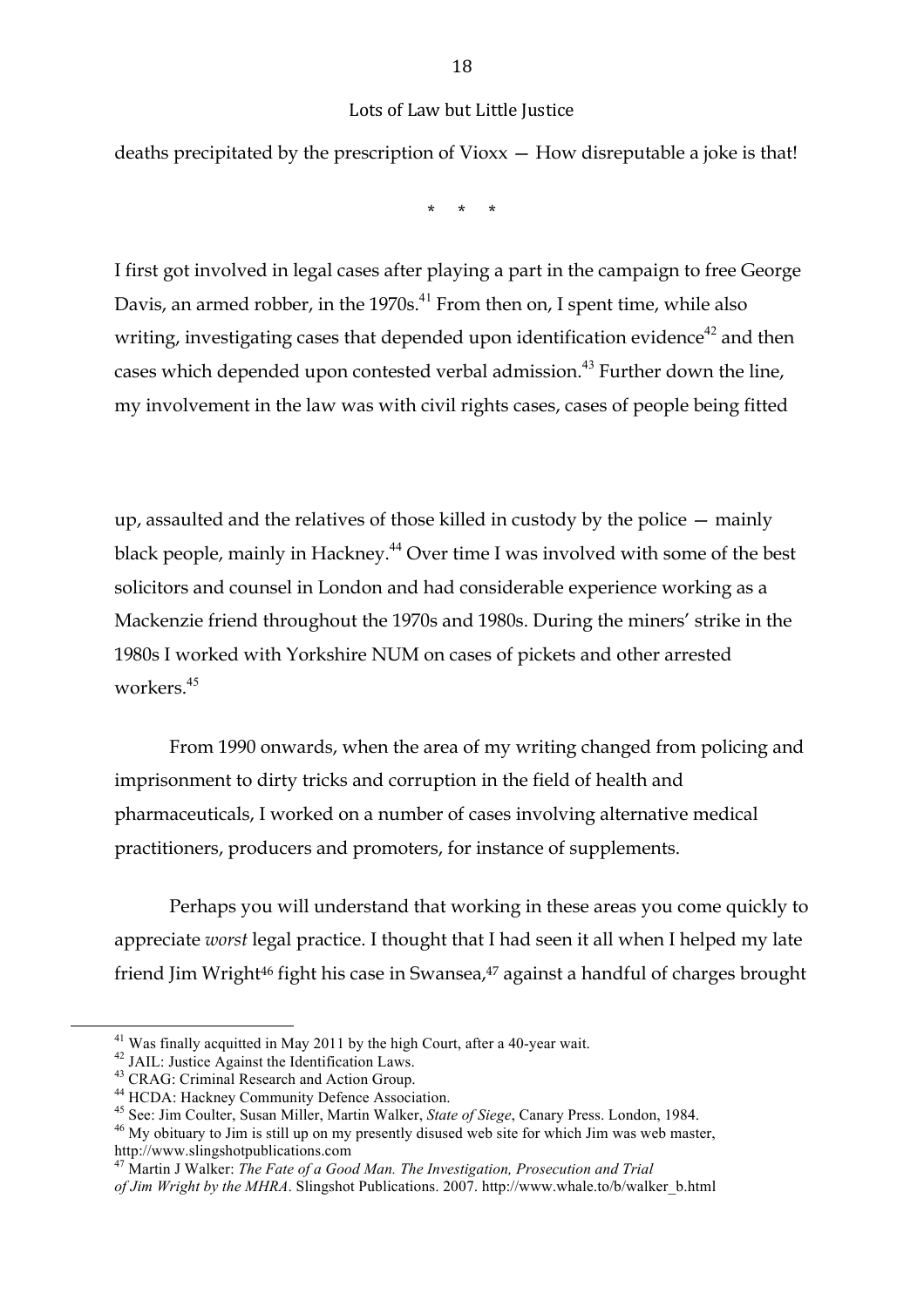deaths precipitated by the prescription of Vioxx — How disreputable a joke is that!

\* \* \*

I first got involved in legal cases after playing a part in the campaign to free George Davis, an armed robber, in the 1970s.[41] From then on, I spent time, while also writing, investigating cases that depended upon identification evidence[42] and then cases which depended upon contested verbal admission.[43] Further down the line, my involvement in the law was with civil rights cases, cases of people being fitted up, assaulted and the relatives of those killed in custody by the police — mainly black people, mainly in Hackney.[44] Over time I was involved with some of the best solicitors and counsel in London and had considerable experience working as a Mackenzie friend throughout the 1970s and 1980s. During the miners' strike in the 1980s I worked with Yorkshire NUM on cases of pickets and other arrested workers.[45]

From 1990 onwards, when the area of my writing changed from policing and imprisonment to dirty tricks and corruption in the field of health and pharmaceuticals, I worked on a number of cases involving alternative medical practitioners, producers and promoters, for instance of supplements.

Perhaps you will understand that working in these areas you come quickly to appreciate *worst* legal practice. I thought that I had seen it all when I helped my late friend Jim Wright[46] fight his case in Swansea,[47] against a handful of charges brought

---

[41] Was finally acquitted in May 2011 by the high Court, after a 40-year wait.

[42] JAIL: Justice Against the Identification Laws.

[43] CRAG: Criminal Research and Action Group.

[44] HCDA: Hackney Community Defence Association.

[45] See: Jim Coulter, Susan Miller, Martin Walker, *State of Siege*, Canary Press. London, 1984.

[46] My obituary to Jim is still up on my presently disused web site for which Jim was web master, http://www.slingshotpublications.com

[47] Martin J Walker: *The Fate of a Good Man. The Investigation, Prosecution and Trial of Jim Wright by the MHRA*. Slingshot Publications. 2007. http://www.whale.to/b/walker_b.html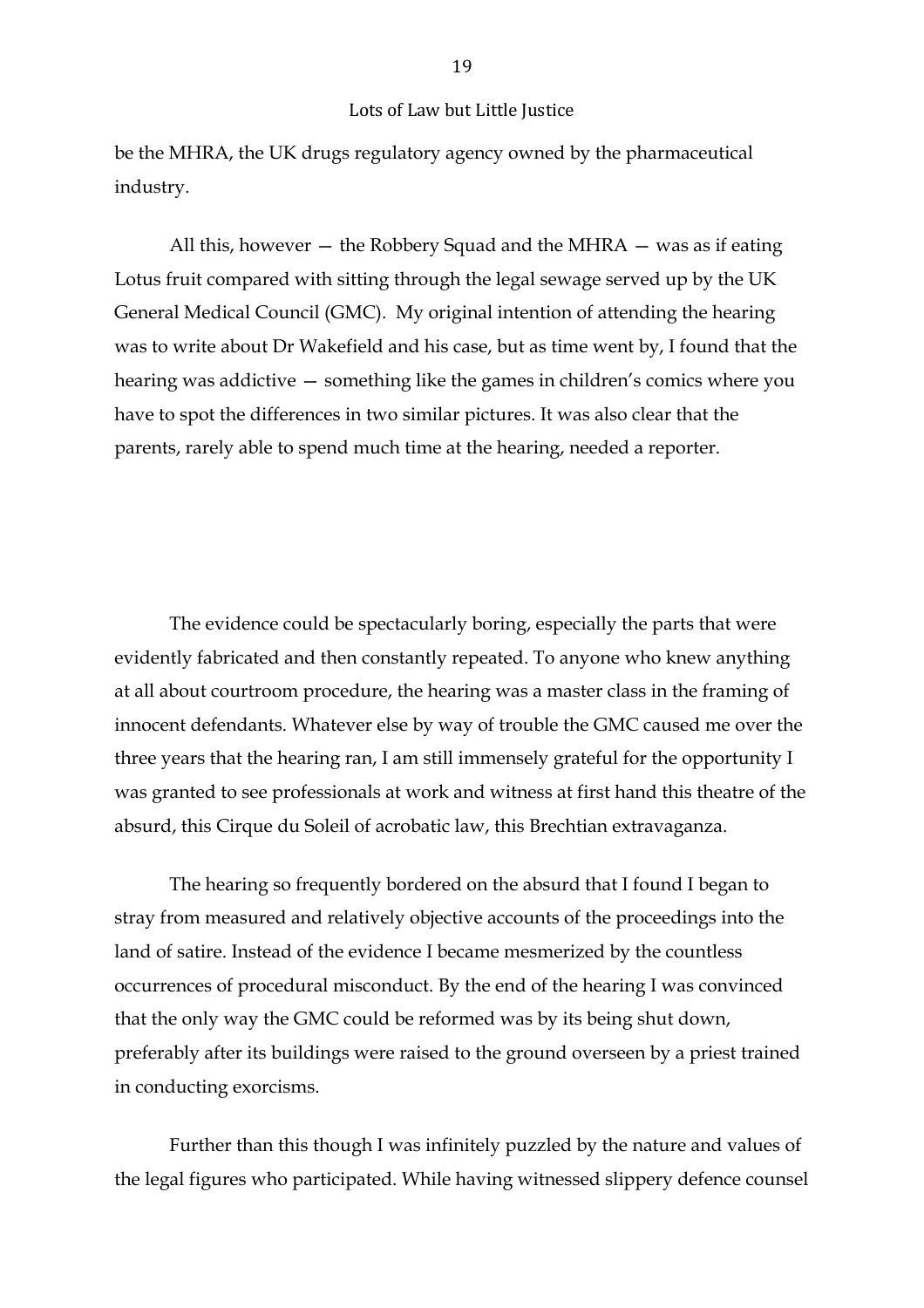be the MHRA, the UK drugs regulatory agency owned by the pharmaceutical industry.

All this, however — the Robbery Squad and the MHRA — was as if eating Lotus fruit compared with sitting through the legal sewage served up by the UK General Medical Council (GMC). My original intention of attending the hearing was to write about Dr Wakefield and his case, but as time went by, I found that the hearing was addictive — something like the games in children's comics where you have to spot the differences in two similar pictures. It was also clear that the parents, rarely able to spend much time at the hearing, needed a reporter.

The evidence could be spectacularly boring, especially the parts that were evidently fabricated and then constantly repeated. To anyone who knew anything at all about courtroom procedure, the hearing was a master class in the framing of innocent defendants. Whatever else by way of trouble the GMC caused me over the three years that the hearing ran, I am still immensely grateful for the opportunity I was granted to see professionals at work and witness at first hand this theatre of the absurd, this Cirque du Soleil of acrobatic law, this Brechtian extravaganza.

The hearing so frequently bordered on the absurd that I found I began to stray from measured and relatively objective accounts of the proceedings into the land of satire. Instead of the evidence I became mesmerized by the countless occurrences of procedural misconduct. By the end of the hearing I was convinced that the only way the GMC could be reformed was by its being shut down, preferably after its buildings were raised to the ground overseen by a priest trained in conducting exorcisms.

Further than this though I was infinitely puzzled by the nature and values of the legal figures who participated. While having witnessed slippery defence counsel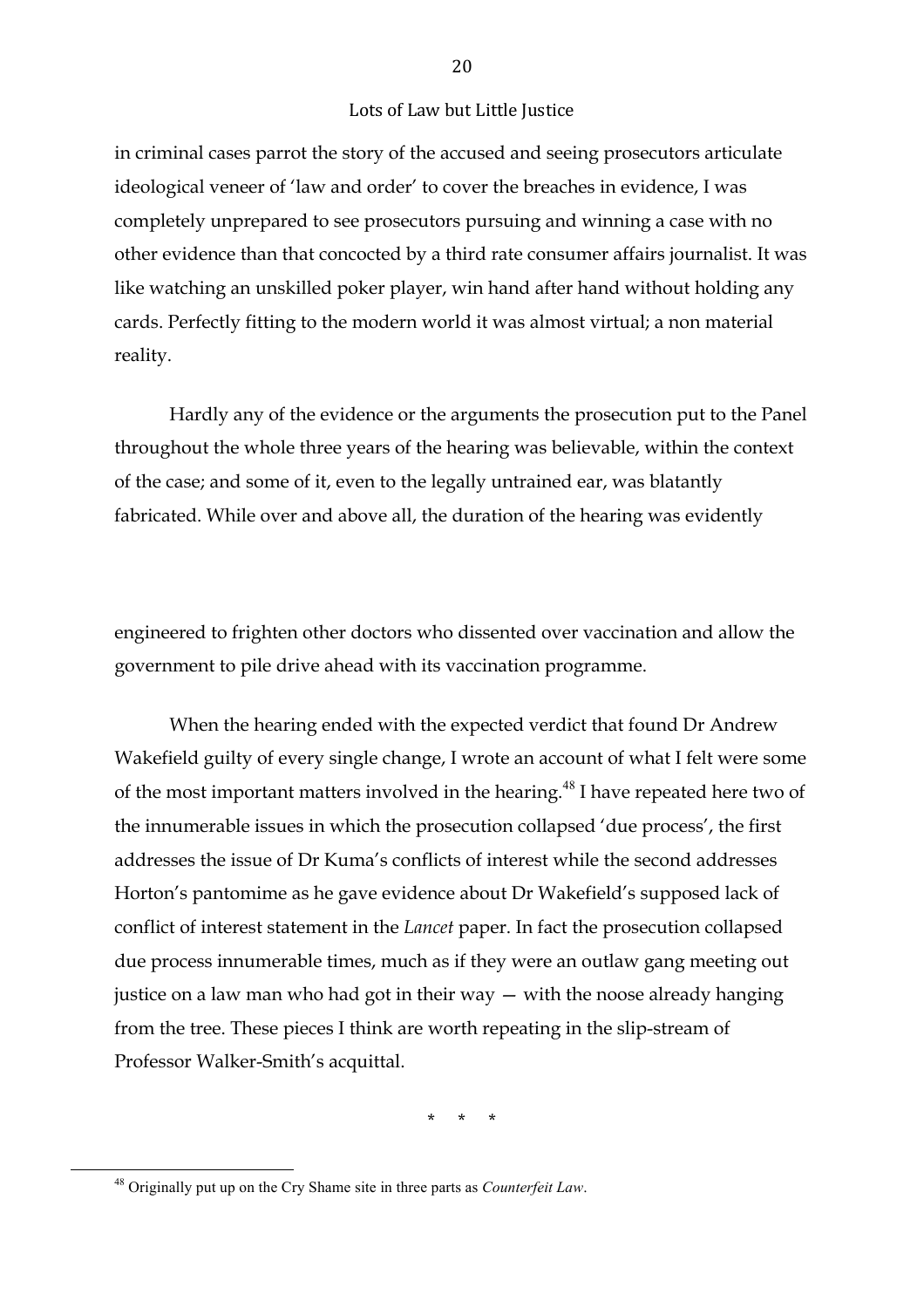in criminal cases parrot the story of the accused and seeing prosecutors articulate ideological veneer of 'law and order' to cover the breaches in evidence, I was completely unprepared to see prosecutors pursuing and winning a case with no other evidence than that concocted by a third rate consumer affairs journalist. It was like watching an unskilled poker player, win hand after hand without holding any cards. Perfectly fitting to the modern world it was almost virtual; a non material reality.

Hardly any of the evidence or the arguments the prosecution put to the Panel throughout the whole three years of the hearing was believable, within the context of the case; and some of it, even to the legally untrained ear, was blatantly fabricated. While over and above all, the duration of the hearing was evidently engineered to frighten other doctors who dissented over vaccination and allow the government to pile drive ahead with its vaccination programme.

When the hearing ended with the expected verdict that found Dr Andrew Wakefield guilty of every single change, I wrote an account of what I felt were some of the most important matters involved in the hearing.[48] I have repeated here two of the innumerable issues in which the prosecution collapsed 'due process', the first addresses the issue of Dr Kuma's conflicts of interest while the second addresses Horton's pantomime as he gave evidence about Dr Wakefield's supposed lack of conflict of interest statement in the *Lancet* paper. In fact the prosecution collapsed due process innumerable times, much as if they were an outlaw gang meeting out justice on a law man who had got in their way — with the noose already hanging from the tree. These pieces I think are worth repeating in the slip-stream of Professor Walker-Smith's acquittal.

\* \* \*

[48] Originally put up on the Cry Shame site in three parts as *Counterfeit Law*.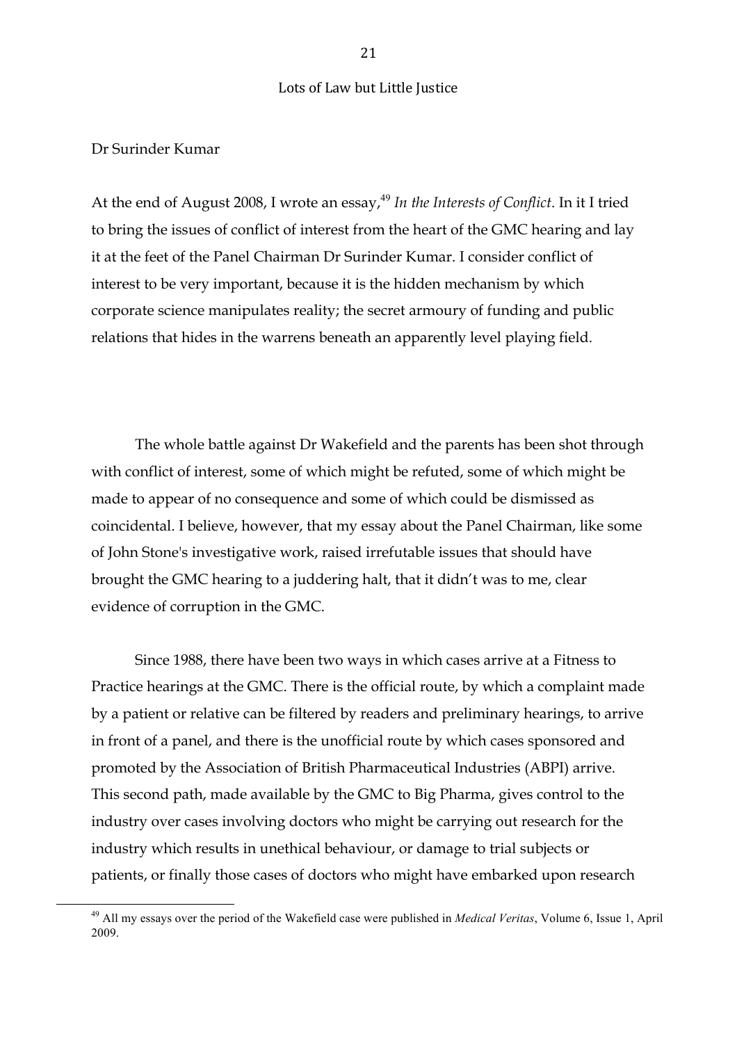## Lots of Law but Little Justice

### Dr Surinder Kumar

At the end of August 2008, I wrote an essay,[49] *In the Interests of Conflict*. In it I tried to bring the issues of conflict of interest from the heart of the GMC hearing and lay it at the feet of the Panel Chairman Dr Surinder Kumar. I consider conflict of interest to be very important, because it is the hidden mechanism by which corporate science manipulates reality; the secret armoury of funding and public relations that hides in the warrens beneath an apparently level playing field.

The whole battle against Dr Wakefield and the parents has been shot through with conflict of interest, some of which might be refuted, some of which might be made to appear of no consequence and some of which could be dismissed as coincidental. I believe, however, that my essay about the Panel Chairman, like some of John Stone's investigative work, raised irrefutable issues that should have brought the GMC hearing to a juddering halt, that it didn't was to me, clear evidence of corruption in the GMC.

Since 1988, there have been two ways in which cases arrive at a Fitness to Practice hearings at the GMC. There is the official route, by which a complaint made by a patient or relative can be filtered by readers and preliminary hearings, to arrive in front of a panel, and there is the unofficial route by which cases sponsored and promoted by the Association of British Pharmaceutical Industries (ABPI) arrive. This second path, made available by the GMC to Big Pharma, gives control to the industry over cases involving doctors who might be carrying out research for the industry which results in unethical behaviour, or damage to trial subjects or patients, or finally those cases of doctors who might have embarked upon research

[49] All my essays over the period of the Wakefield case were published in *Medical Veritas*, Volume 6, Issue 1, April 2009.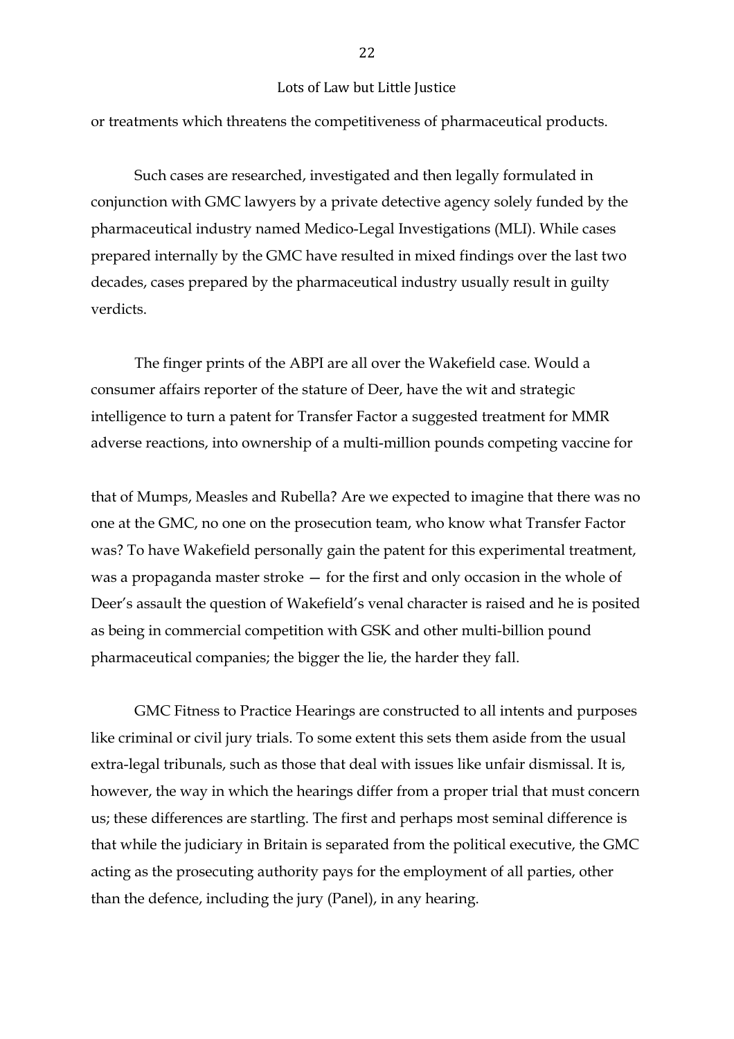or treatments which threatens the competitiveness of pharmaceutical products.

Such cases are researched, investigated and then legally formulated in conjunction with GMC lawyers by a private detective agency solely funded by the pharmaceutical industry named Medico-Legal Investigations (MLI). While cases prepared internally by the GMC have resulted in mixed findings over the last two decades, cases prepared by the pharmaceutical industry usually result in guilty verdicts.

The finger prints of the ABPI are all over the Wakefield case. Would a consumer affairs reporter of the stature of Deer, have the wit and strategic intelligence to turn a patent for Transfer Factor a suggested treatment for MMR adverse reactions, into ownership of a multi-million pounds competing vaccine for that of Mumps, Measles and Rubella? Are we expected to imagine that there was no one at the GMC, no one on the prosecution team, who know what Transfer Factor was? To have Wakefield personally gain the patent for this experimental treatment, was a propaganda master stroke — for the first and only occasion in the whole of Deer's assault the question of Wakefield's venal character is raised and he is posited as being in commercial competition with GSK and other multi-billion pound pharmaceutical companies; the bigger the lie, the harder they fall.

GMC Fitness to Practice Hearings are constructed to all intents and purposes like criminal or civil jury trials. To some extent this sets them aside from the usual extra-legal tribunals, such as those that deal with issues like unfair dismissal. It is, however, the way in which the hearings differ from a proper trial that must concern us; these differences are startling. The first and perhaps most seminal difference is that while the judiciary in Britain is separated from the political executive, the GMC acting as the prosecuting authority pays for the employment of all parties, other than the defence, including the jury (Panel), in any hearing.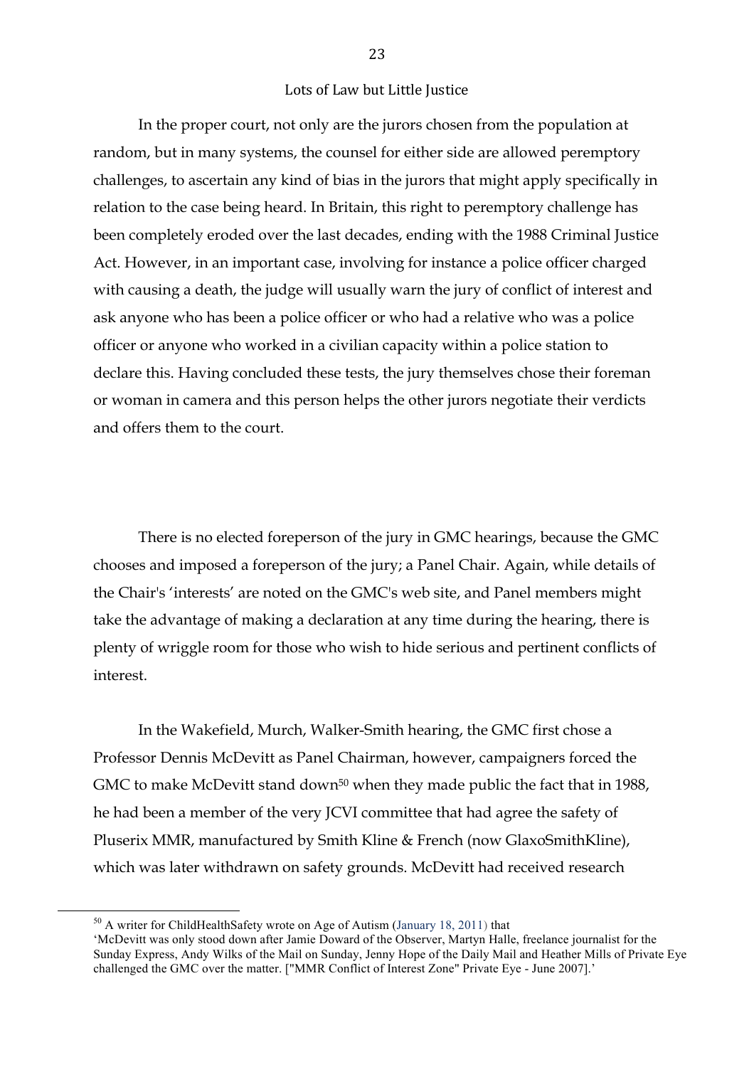## Lots of Law but Little Justice

In the proper court, not only are the jurors chosen from the population at random, but in many systems, the counsel for either side are allowed peremptory challenges, to ascertain any kind of bias in the jurors that might apply specifically in relation to the case being heard. In Britain, this right to peremptory challenge has been completely eroded over the last decades, ending with the 1988 Criminal Justice Act. However, in an important case, involving for instance a police officer charged with causing a death, the judge will usually warn the jury of conflict of interest and ask anyone who has been a police officer or who had a relative who was a police officer or anyone who worked in a civilian capacity within a police station to declare this. Having concluded these tests, the jury themselves chose their foreman or woman in camera and this person helps the other jurors negotiate their verdicts and offers them to the court.

There is no elected foreperson of the jury in GMC hearings, because the GMC chooses and imposed a foreperson of the jury; a Panel Chair. Again, while details of the Chair's 'interests' are noted on the GMC's web site, and Panel members might take the advantage of making a declaration at any time during the hearing, there is plenty of wriggle room for those who wish to hide serious and pertinent conflicts of interest.

In the Wakefield, Murch, Walker-Smith hearing, the GMC first chose a Professor Dennis McDevitt as Panel Chairman, however, campaigners forced the GMC to make McDevitt stand down[50] when they made public the fact that in 1988, he had been a member of the very JCVI committee that had agree the safety of Pluserix MMR, manufactured by Smith Kline & French (now GlaxoSmithKline), which was later withdrawn on safety grounds. McDevitt had received research

---

[50] A writer for ChildHealthSafety wrote on Age of Autism (January 18, 2011) that 'McDevitt was only stood down after Jamie Doward of the Observer, Martyn Halle, freelance journalist for the Sunday Express, Andy Wilks of the Mail on Sunday, Jenny Hope of the Daily Mail and Heather Mills of Private Eye challenged the GMC over the matter. ["MMR Conflict of Interest Zone" Private Eye - June 2007].'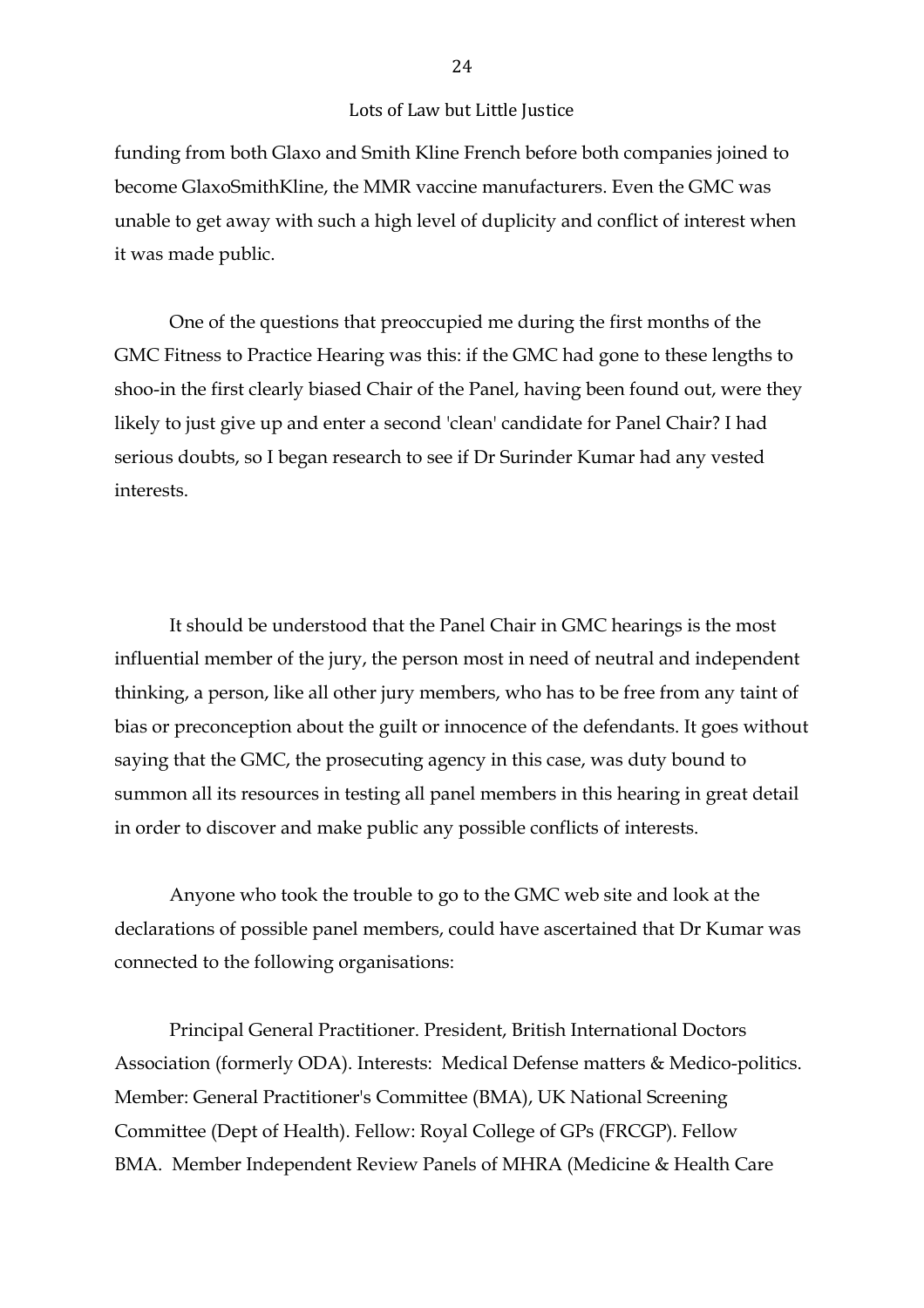funding from both Glaxo and Smith Kline French before both companies joined to become GlaxoSmithKline, the MMR vaccine manufacturers. Even the GMC was unable to get away with such a high level of duplicity and conflict of interest when it was made public.

One of the questions that preoccupied me during the first months of the GMC Fitness to Practice Hearing was this: if the GMC had gone to these lengths to shoo-in the first clearly biased Chair of the Panel, having been found out, were they likely to just give up and enter a second 'clean' candidate for Panel Chair? I had serious doubts, so I began research to see if Dr Surinder Kumar had any vested interests.

It should be understood that the Panel Chair in GMC hearings is the most influential member of the jury, the person most in need of neutral and independent thinking, a person, like all other jury members, who has to be free from any taint of bias or preconception about the guilt or innocence of the defendants. It goes without saying that the GMC, the prosecuting agency in this case, was duty bound to summon all its resources in testing all panel members in this hearing in great detail in order to discover and make public any possible conflicts of interests.

Anyone who took the trouble to go to the GMC web site and look at the declarations of possible panel members, could have ascertained that Dr Kumar was connected to the following organisations:

Principal General Practitioner. President, British International Doctors Association (formerly ODA). Interests: Medical Defense matters & Medico-politics. Member: General Practitioner's Committee (BMA), UK National Screening Committee (Dept of Health). Fellow: Royal College of GPs (FRCGP). Fellow BMA. Member Independent Review Panels of MHRA (Medicine & Health Care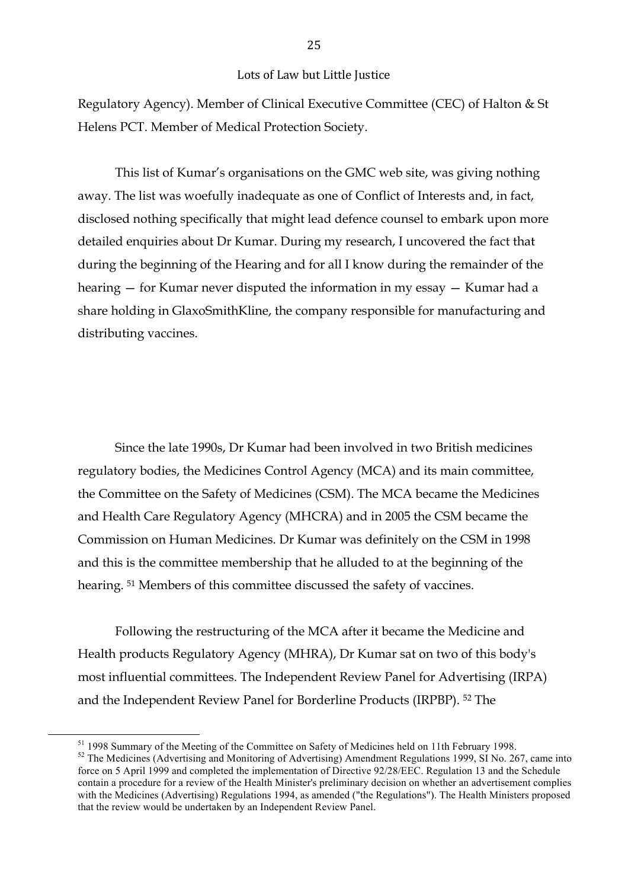Regulatory Agency). Member of Clinical Executive Committee (CEC) of Halton & St Helens PCT. Member of Medical Protection Society.

This list of Kumar's organisations on the GMC web site, was giving nothing away. The list was woefully inadequate as one of Conflict of Interests and, in fact, disclosed nothing specifically that might lead defence counsel to embark upon more detailed enquiries about Dr Kumar. During my research, I uncovered the fact that during the beginning of the Hearing and for all I know during the remainder of the hearing — for Kumar never disputed the information in my essay — Kumar had a share holding in GlaxoSmithKline, the company responsible for manufacturing and distributing vaccines.

Since the late 1990s, Dr Kumar had been involved in two British medicines regulatory bodies, the Medicines Control Agency (MCA) and its main committee, the Committee on the Safety of Medicines (CSM). The MCA became the Medicines and Health Care Regulatory Agency (MHCRA) and in 2005 the CSM became the Commission on Human Medicines. Dr Kumar was definitely on the CSM in 1998 and this is the committee membership that he alluded to at the beginning of the hearing. [51] Members of this committee discussed the safety of vaccines.

Following the restructuring of the MCA after it became the Medicine and Health products Regulatory Agency (MHRA), Dr Kumar sat on two of this body's most influential committees. The Independent Review Panel for Advertising (IRPA) and the Independent Review Panel for Borderline Products (IRPBP). [52] The

[51] 1998 Summary of the Meeting of the Committee on Safety of Medicines held on 11th February 1998.

[52] The Medicines (Advertising and Monitoring of Advertising) Amendment Regulations 1999, SI No. 267, came into force on 5 April 1999 and completed the implementation of Directive 92/28/EEC. Regulation 13 and the Schedule contain a procedure for a review of the Health Minister's preliminary decision on whether an advertisement complies with the Medicines (Advertising) Regulations 1994, as amended ("the Regulations"). The Health Ministers proposed that the review would be undertaken by an Independent Review Panel.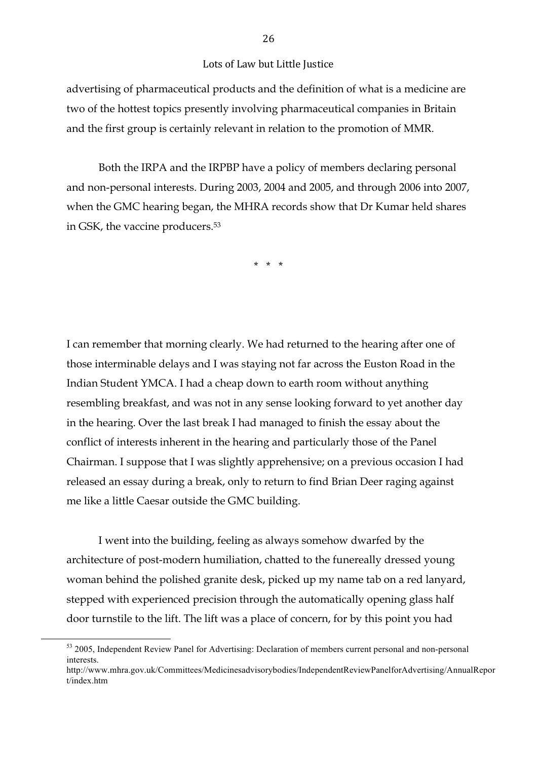advertising of pharmaceutical products and the definition of what is a medicine are two of the hottest topics presently involving pharmaceutical companies in Britain and the first group is certainly relevant in relation to the promotion of MMR.

Both the IRPA and the IRPBP have a policy of members declaring personal and non-personal interests. During 2003, 2004 and 2005, and through 2006 into 2007, when the GMC hearing began, the MHRA records show that Dr Kumar held shares in GSK, the vaccine producers.[53]

\* \* \*

I can remember that morning clearly. We had returned to the hearing after one of those interminable delays and I was staying not far across the Euston Road in the Indian Student YMCA. I had a cheap down to earth room without anything resembling breakfast, and was not in any sense looking forward to yet another day in the hearing. Over the last break I had managed to finish the essay about the conflict of interests inherent in the hearing and particularly those of the Panel Chairman. I suppose that I was slightly apprehensive; on a previous occasion I had released an essay during a break, only to return to find Brian Deer raging against me like a little Caesar outside the GMC building.

I went into the building, feeling as always somehow dwarfed by the architecture of post-modern humiliation, chatted to the funereally dressed young woman behind the polished granite desk, picked up my name tab on a red lanyard, stepped with experienced precision through the automatically opening glass half door turnstile to the lift. The lift was a place of concern, for by this point you had

---

[53] 2005, Independent Review Panel for Advertising: Declaration of members current personal and non-personal interests. http://www.mhra.gov.uk/Committees/Medicinesadvisorybodies/IndependentReviewPanelforAdvertising/AnnualReport/index.htm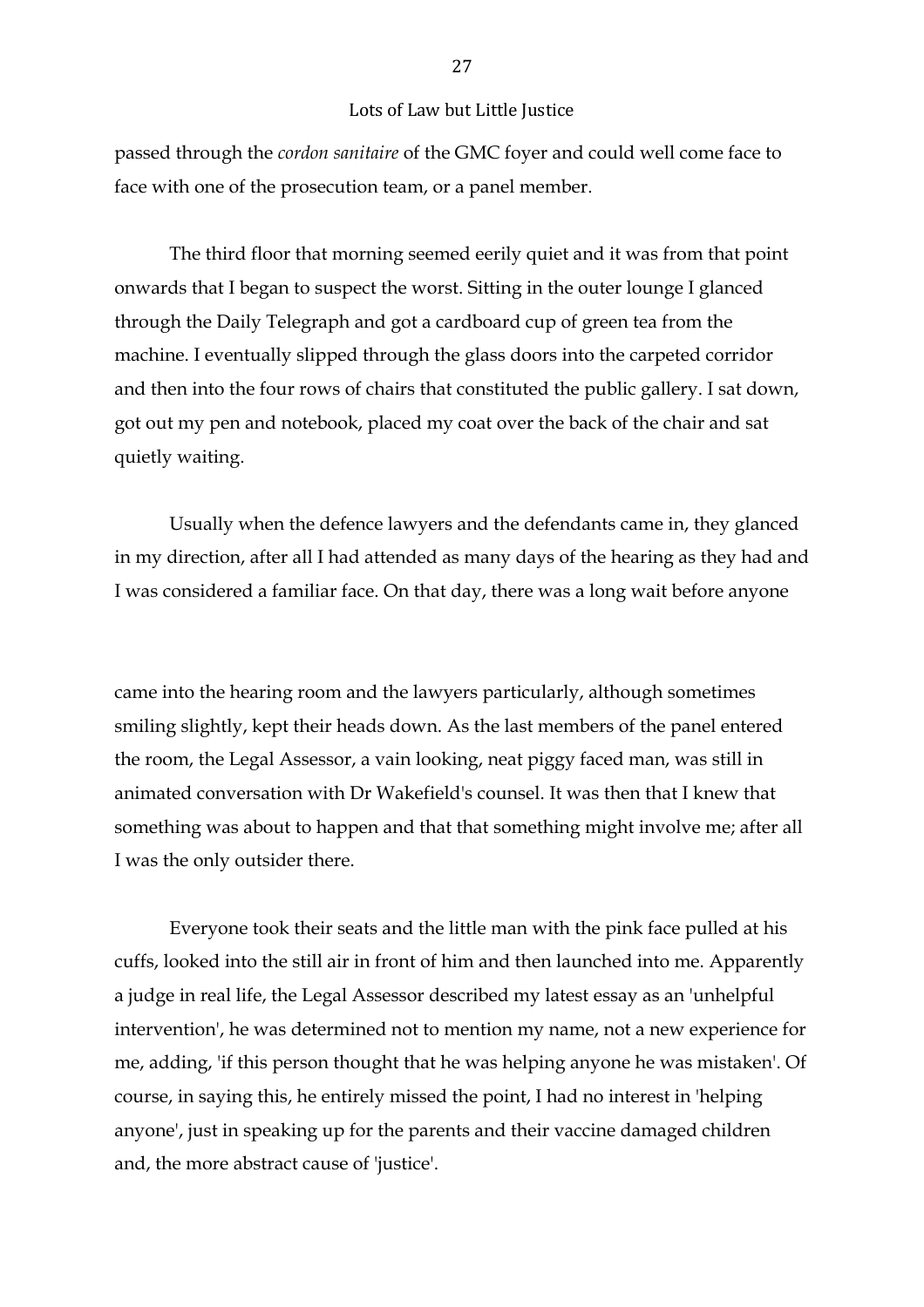passed through the *cordon sanitaire* of the GMC foyer and could well come face to face with one of the prosecution team, or a panel member.

The third floor that morning seemed eerily quiet and it was from that point onwards that I began to suspect the worst. Sitting in the outer lounge I glanced through the Daily Telegraph and got a cardboard cup of green tea from the machine. I eventually slipped through the glass doors into the carpeted corridor and then into the four rows of chairs that constituted the public gallery. I sat down, got out my pen and notebook, placed my coat over the back of the chair and sat quietly waiting.

Usually when the defence lawyers and the defendants came in, they glanced in my direction, after all I had attended as many days of the hearing as they had and I was considered a familiar face. On that day, there was a long wait before anyone came into the hearing room and the lawyers particularly, although sometimes smiling slightly, kept their heads down. As the last members of the panel entered the room, the Legal Assessor, a vain looking, neat piggy faced man, was still in animated conversation with Dr Wakefield's counsel. It was then that I knew that something was about to happen and that that something might involve me; after all I was the only outsider there.

Everyone took their seats and the little man with the pink face pulled at his cuffs, looked into the still air in front of him and then launched into me. Apparently a judge in real life, the Legal Assessor described my latest essay as an 'unhelpful intervention', he was determined not to mention my name, not a new experience for me, adding, 'if this person thought that he was helping anyone he was mistaken'. Of course, in saying this, he entirely missed the point, I had no interest in 'helping anyone', just in speaking up for the parents and their vaccine damaged children and, the more abstract cause of 'justice'.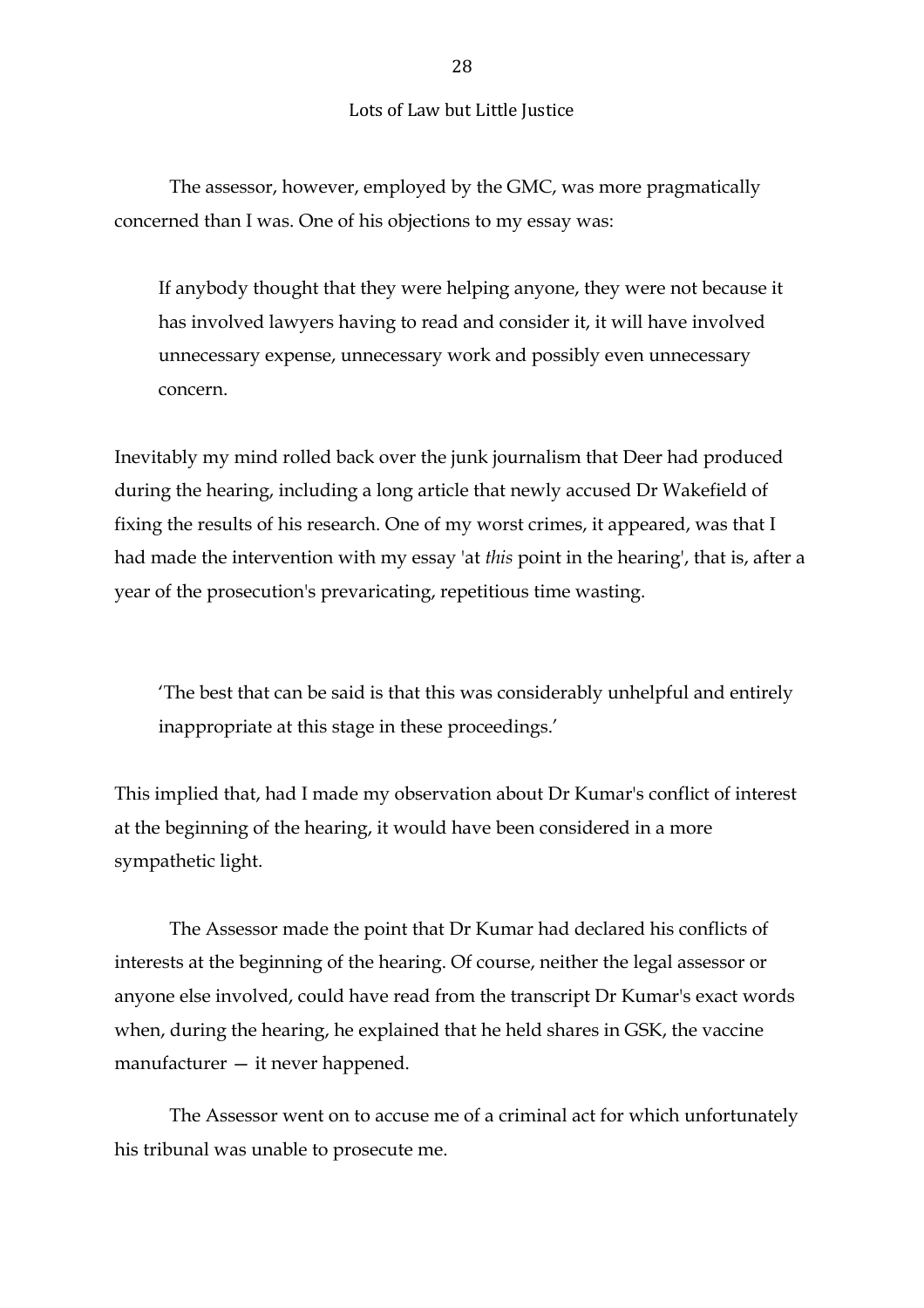The assessor, however, employed by the GMC, was more pragmatically concerned than I was. One of his objections to my essay was:

> If anybody thought that they were helping anyone, they were not because it has involved lawyers having to read and consider it, it will have involved unnecessary expense, unnecessary work and possibly even unnecessary concern.

Inevitably my mind rolled back over the junk journalism that Deer had produced during the hearing, including a long article that newly accused Dr Wakefield of fixing the results of his research. One of my worst crimes, it appeared, was that I had made the intervention with my essay 'at *this* point in the hearing', that is, after a year of the prosecution's prevaricating, repetitious time wasting.

> 'The best that can be said is that this was considerably unhelpful and entirely inappropriate at this stage in these proceedings.'

This implied that, had I made my observation about Dr Kumar's conflict of interest at the beginning of the hearing, it would have been considered in a more sympathetic light.

The Assessor made the point that Dr Kumar had declared his conflicts of interests at the beginning of the hearing. Of course, neither the legal assessor or anyone else involved, could have read from the transcript Dr Kumar's exact words when, during the hearing, he explained that he held shares in GSK, the vaccine manufacturer — it never happened.

The Assessor went on to accuse me of a criminal act for which unfortunately his tribunal was unable to prosecute me.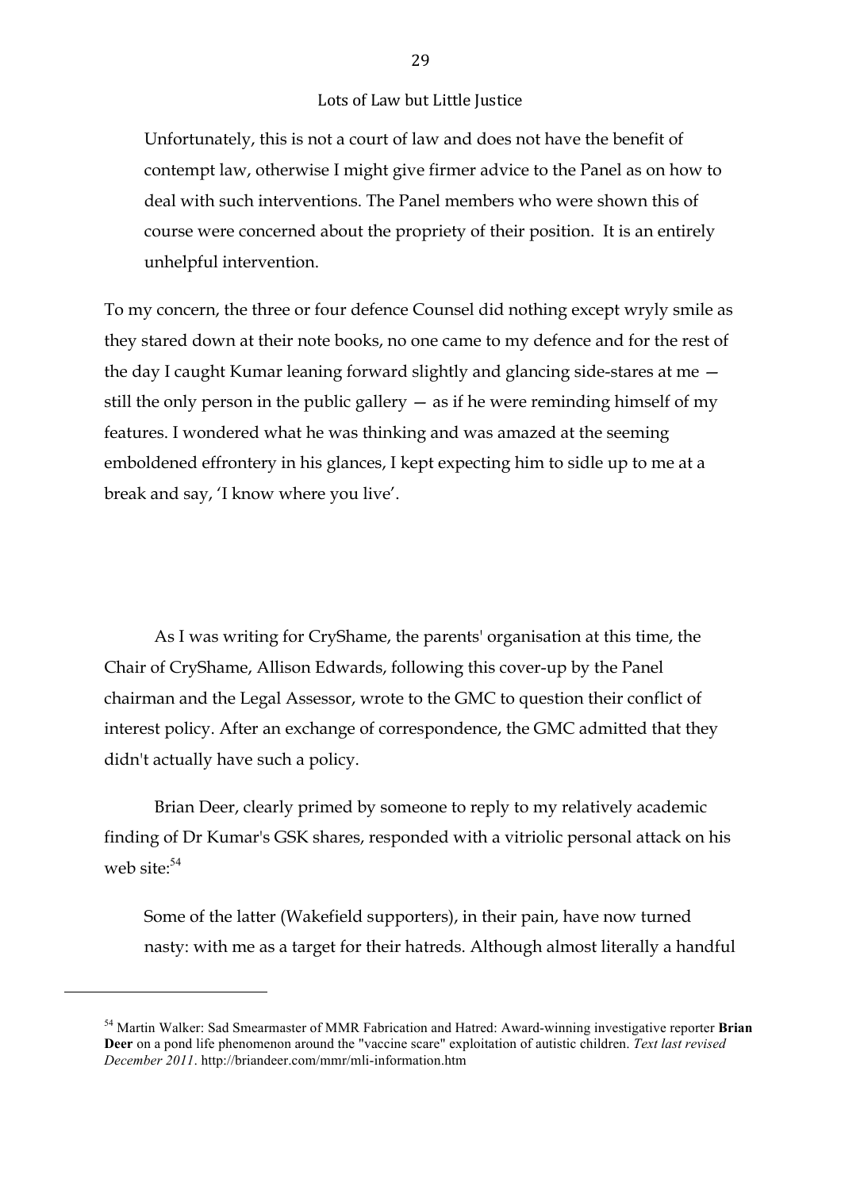> Unfortunately, this is not a court of law and does not have the benefit of contempt law, otherwise I might give firmer advice to the Panel as on how to deal with such interventions. The Panel members who were shown this of course were concerned about the propriety of their position. It is an entirely unhelpful intervention.

To my concern, the three or four defence Counsel did nothing except wryly smile as they stared down at their note books, no one came to my defence and for the rest of the day I caught Kumar leaning forward slightly and glancing side-stares at me — still the only person in the public gallery — as if he were reminding himself of my features. I wondered what he was thinking and was amazed at the seeming emboldened effrontery in his glances, I kept expecting him to sidle up to me at a break and say, 'I know where you live'.

As I was writing for CryShame, the parents' organisation at this time, the Chair of CryShame, Allison Edwards, following this cover-up by the Panel chairman and the Legal Assessor, wrote to the GMC to question their conflict of interest policy. After an exchange of correspondence, the GMC admitted that they didn't actually have such a policy.

Brian Deer, clearly primed by someone to reply to my relatively academic finding of Dr Kumar's GSK shares, responded with a vitriolic personal attack on his web site:[54]

> Some of the latter (Wakefield supporters), in their pain, have now turned nasty: with me as a target for their hatreds. Although almost literally a handful

---

[54] Martin Walker: Sad Smearmaster of MMR Fabrication and Hatred: Award-winning investigative reporter **Brian Deer** on a pond life phenomenon around the "vaccine scare" exploitation of autistic children. *Text last revised December 2011*. http://briandeer.com/mmr/mli-information.htm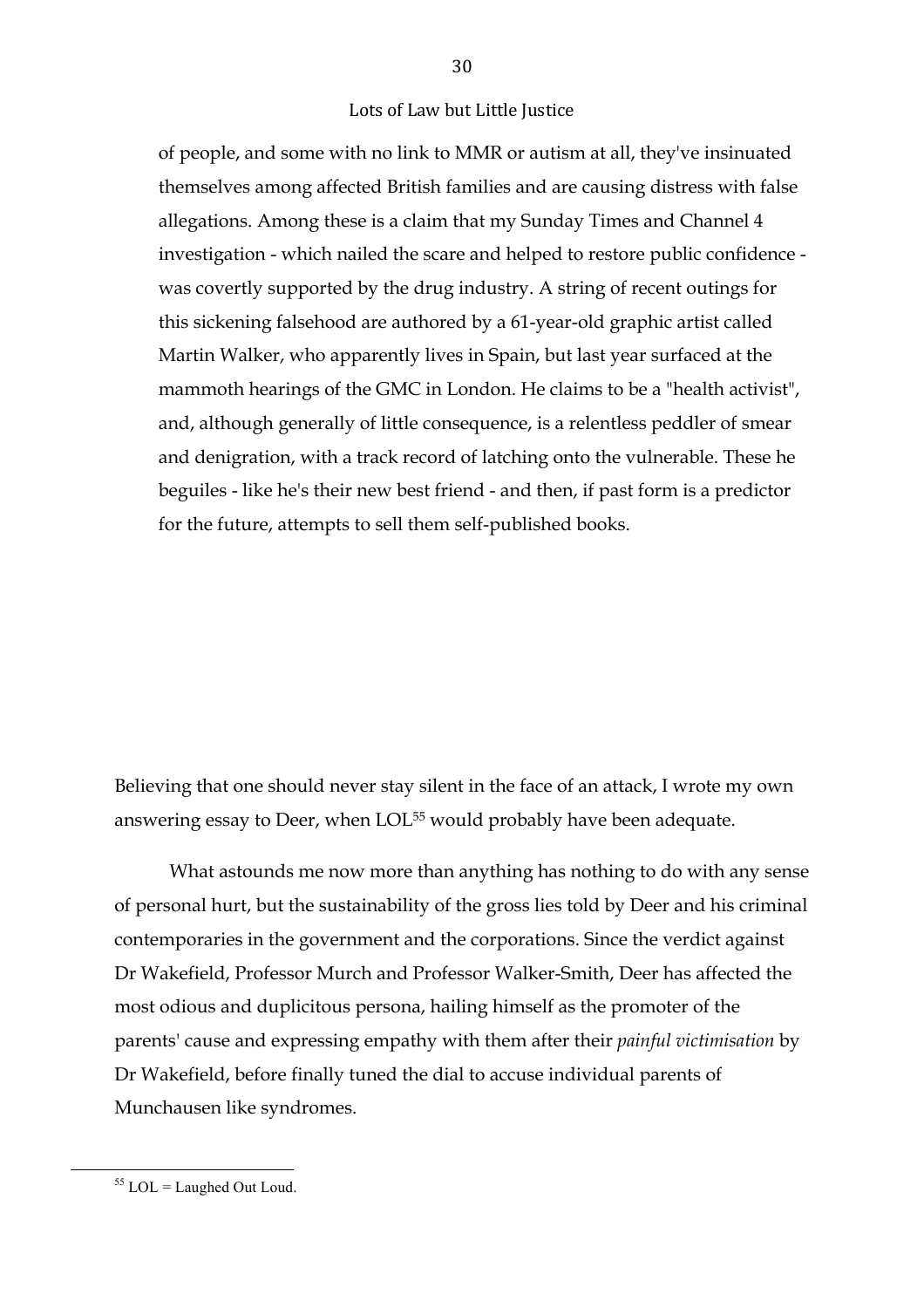> of people, and some with no link to MMR or autism at all, they've insinuated themselves among affected British families and are causing distress with false allegations. Among these is a claim that my Sunday Times and Channel 4 investigation - which nailed the scare and helped to restore public confidence - was covertly supported by the drug industry. A string of recent outings for this sickening falsehood are authored by a 61-year-old graphic artist called Martin Walker, who apparently lives in Spain, but last year surfaced at the mammoth hearings of the GMC in London. He claims to be a "health activist", and, although generally of little consequence, is a relentless peddler of smear and denigration, with a track record of latching onto the vulnerable. These he beguiles - like he's their new best friend - and then, if past form is a predictor for the future, attempts to sell them self-published books.

Believing that one should never stay silent in the face of an attack, I wrote my own answering essay to Deer, when LOL[55] would probably have been adequate.

What astounds me now more than anything has nothing to do with any sense of personal hurt, but the sustainability of the gross lies told by Deer and his criminal contemporaries in the government and the corporations. Since the verdict against Dr Wakefield, Professor Murch and Professor Walker-Smith, Deer has affected the most odious and duplicitous persona, hailing himself as the promoter of the parents' cause and expressing empathy with them after their *painful victimisation* by Dr Wakefield, before finally tuned the dial to accuse individual parents of Munchausen like syndromes.

---

[55] LOL = Laughed Out Loud.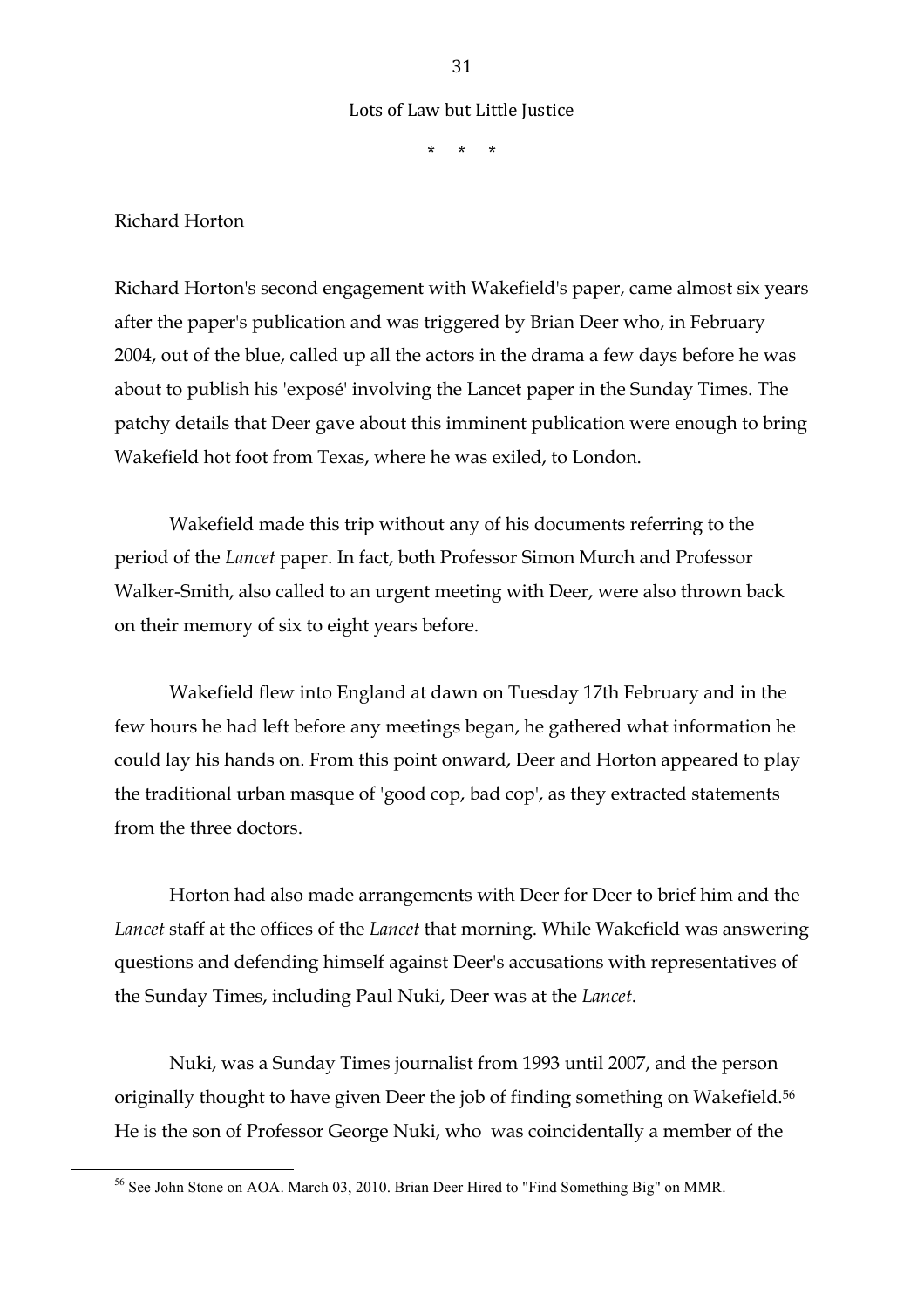\* \* \*

Richard Horton

Richard Horton's second engagement with Wakefield's paper, came almost six years after the paper's publication and was triggered by Brian Deer who, in February 2004, out of the blue, called up all the actors in the drama a few days before he was about to publish his 'exposé' involving the Lancet paper in the Sunday Times. The patchy details that Deer gave about this imminent publication were enough to bring Wakefield hot foot from Texas, where he was exiled, to London.

Wakefield made this trip without any of his documents referring to the period of the *Lancet* paper. In fact, both Professor Simon Murch and Professor Walker-Smith, also called to an urgent meeting with Deer, were also thrown back on their memory of six to eight years before.

Wakefield flew into England at dawn on Tuesday 17th February and in the few hours he had left before any meetings began, he gathered what information he could lay his hands on. From this point onward, Deer and Horton appeared to play the traditional urban masque of 'good cop, bad cop', as they extracted statements from the three doctors.

Horton had also made arrangements with Deer for Deer to brief him and the *Lancet* staff at the offices of the *Lancet* that morning. While Wakefield was answering questions and defending himself against Deer's accusations with representatives of the Sunday Times, including Paul Nuki, Deer was at the *Lancet*.

Nuki, was a Sunday Times journalist from 1993 until 2007, and the person originally thought to have given Deer the job of finding something on Wakefield.[56] He is the son of Professor George Nuki, who was coincidentally a member of the

[56] See John Stone on AOA. March 03, 2010. Brian Deer Hired to "Find Something Big" on MMR.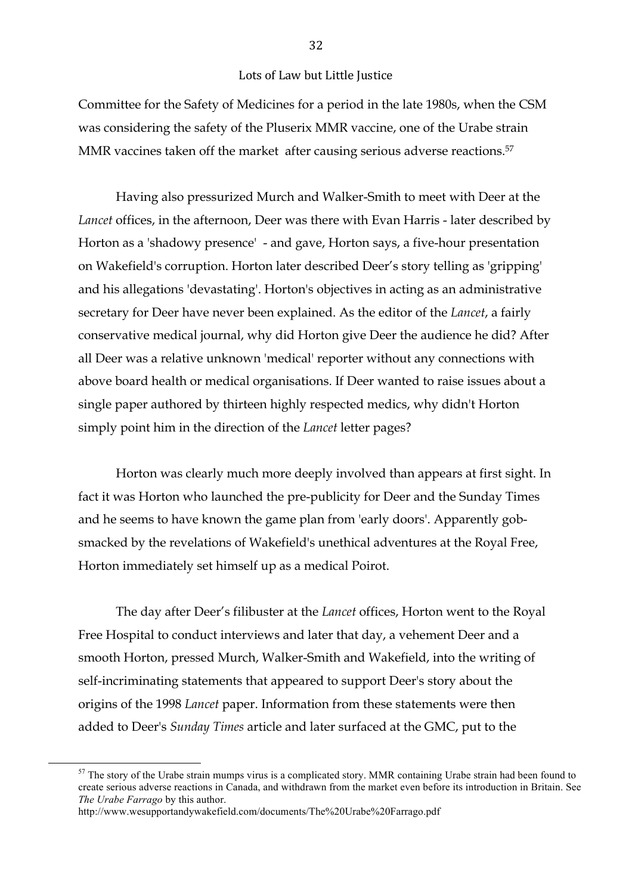Committee for the Safety of Medicines for a period in the late 1980s, when the CSM was considering the safety of the Pluserix MMR vaccine, one of the Urabe strain MMR vaccines taken off the market after causing serious adverse reactions.[57]

Having also pressurized Murch and Walker-Smith to meet with Deer at the *Lancet* offices, in the afternoon, Deer was there with Evan Harris - later described by Horton as a 'shadowy presence' - and gave, Horton says, a five-hour presentation on Wakefield's corruption. Horton later described Deer's story telling as 'gripping' and his allegations 'devastating'. Horton's objectives in acting as an administrative secretary for Deer have never been explained. As the editor of the *Lancet*, a fairly conservative medical journal, why did Horton give Deer the audience he did? After all Deer was a relative unknown 'medical' reporter without any connections with above board health or medical organisations. If Deer wanted to raise issues about a single paper authored by thirteen highly respected medics, why didn't Horton simply point him in the direction of the *Lancet* letter pages?

Horton was clearly much more deeply involved than appears at first sight. In fact it was Horton who launched the pre-publicity for Deer and the Sunday Times and he seems to have known the game plan from 'early doors'. Apparently gob-smacked by the revelations of Wakefield's unethical adventures at the Royal Free, Horton immediately set himself up as a medical Poirot.

The day after Deer's filibuster at the *Lancet* offices, Horton went to the Royal Free Hospital to conduct interviews and later that day, a vehement Deer and a smooth Horton, pressed Murch, Walker-Smith and Wakefield, into the writing of self-incriminating statements that appeared to support Deer's story about the origins of the 1998 *Lancet* paper. Information from these statements were then added to Deer's *Sunday Times* article and later surfaced at the GMC, put to the

---

[57] The story of the Urabe strain mumps virus is a complicated story. MMR containing Urabe strain had been found to create serious adverse reactions in Canada, and withdrawn from the market even before its introduction in Britain. See *The Urabe Farrago* by this author.
http://www.wesupportandywakefield.com/documents/The%20Urabe%20Farrago.pdf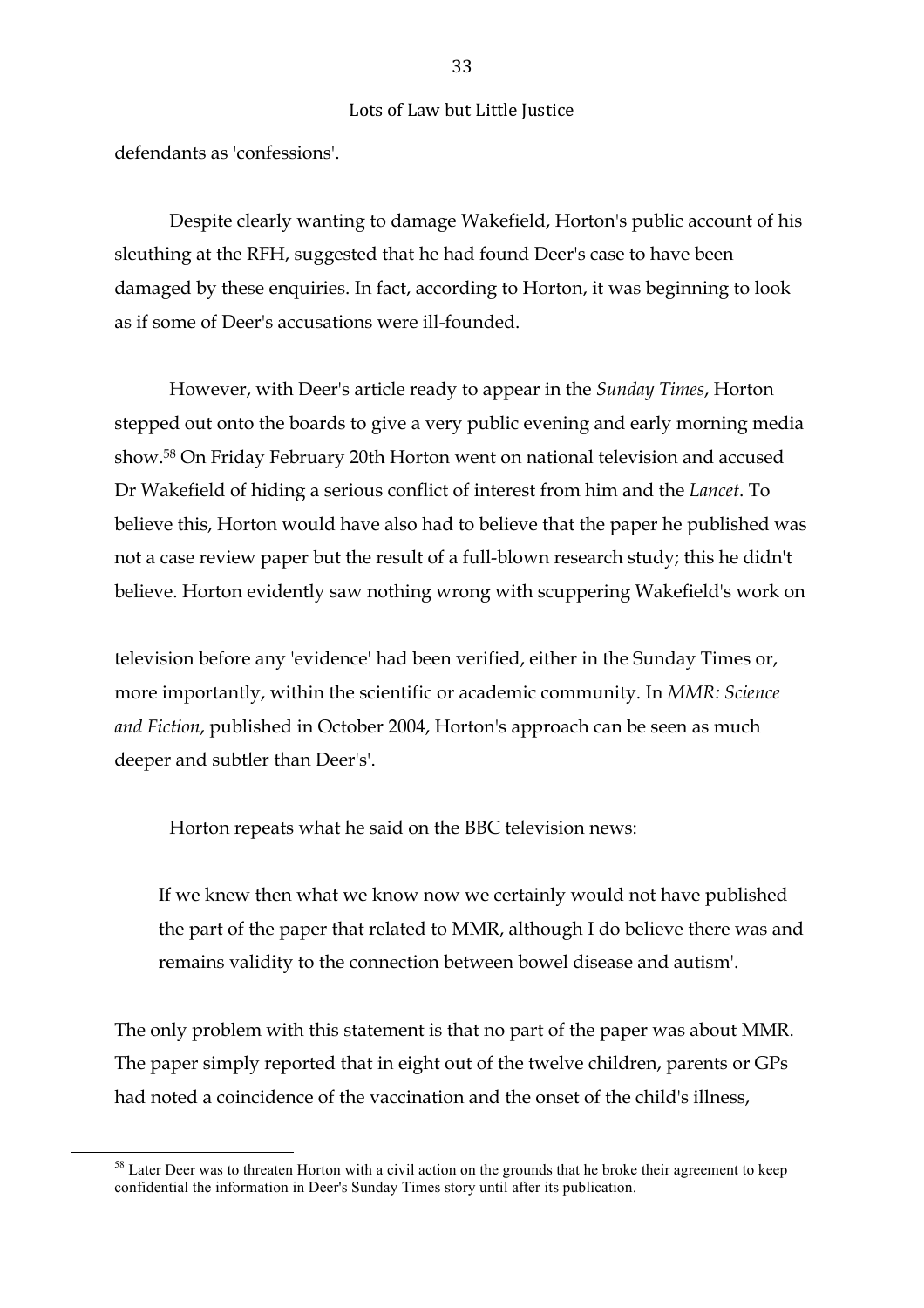defendants as 'confessions'.

Despite clearly wanting to damage Wakefield, Horton's public account of his sleuthing at the RFH, suggested that he had found Deer's case to have been damaged by these enquiries. In fact, according to Horton, it was beginning to look as if some of Deer's accusations were ill-founded.

However, with Deer's article ready to appear in the *Sunday Times*, Horton stepped out onto the boards to give a very public evening and early morning media show.[58] On Friday February 20th Horton went on national television and accused Dr Wakefield of hiding a serious conflict of interest from him and the *Lancet*. To believe this, Horton would have also had to believe that the paper he published was not a case review paper but the result of a full-blown research study; this he didn't believe. Horton evidently saw nothing wrong with scuppering Wakefield's work on

television before any 'evidence' had been verified, either in the Sunday Times or, more importantly, within the scientific or academic community. In *MMR: Science and Fiction*, published in October 2004, Horton's approach can be seen as much deeper and subtler than Deer's'.

Horton repeats what he said on the BBC television news:

> If we knew then what we know now we certainly would not have published the part of the paper that related to MMR, although I do believe there was and remains validity to the connection between bowel disease and autism'.

The only problem with this statement is that no part of the paper was about MMR. The paper simply reported that in eight out of the twelve children, parents or GPs had noted a coincidence of the vaccination and the onset of the child's illness,

[58] Later Deer was to threaten Horton with a civil action on the grounds that he broke their agreement to keep confidential the information in Deer's Sunday Times story until after its publication.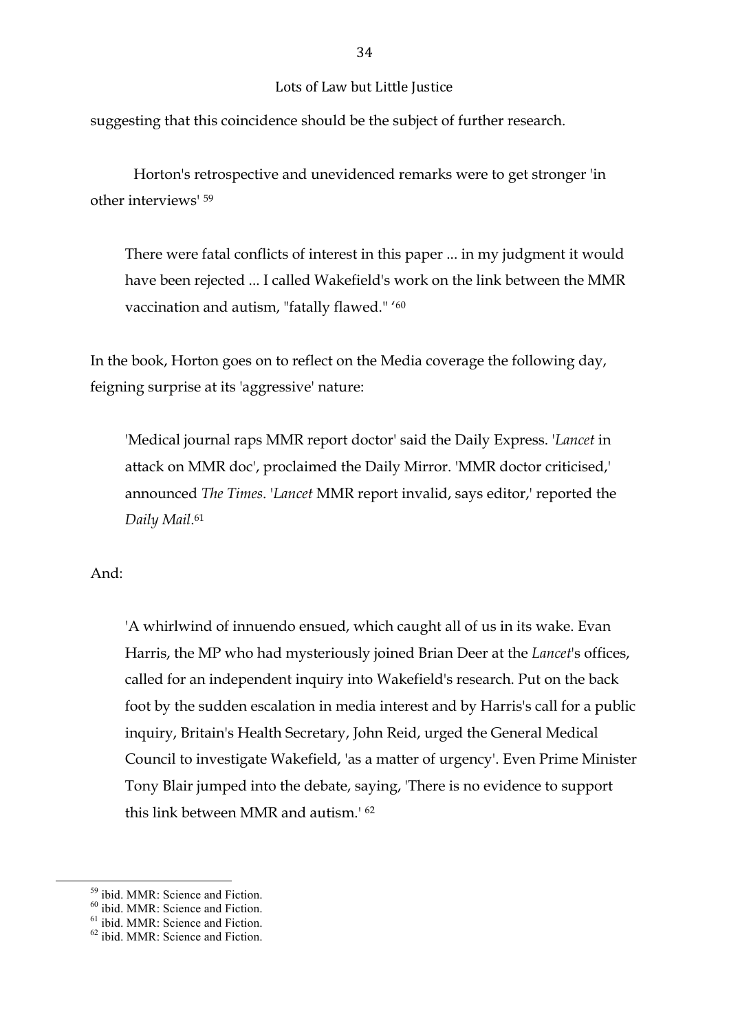suggesting that this coincidence should be the subject of further research.

Horton's retrospective and unevidenced remarks were to get stronger 'in other interviews' [59]

> There were fatal conflicts of interest in this paper ... in my judgment it would have been rejected ... I called Wakefield's work on the link between the MMR vaccination and autism, "fatally flawed." '[60]

In the book, Horton goes on to reflect on the Media coverage the following day, feigning surprise at its 'aggressive' nature:

> 'Medical journal raps MMR report doctor' said the Daily Express. '*Lancet* in attack on MMR doc', proclaimed the Daily Mirror. 'MMR doctor criticised,' announced *The Times*. '*Lancet* MMR report invalid, says editor,' reported the *Daily Mail*.[61]

And:

> 'A whirlwind of innuendo ensued, which caught all of us in its wake. Evan Harris, the MP who had mysteriously joined Brian Deer at the *Lancet*'s offices, called for an independent inquiry into Wakefield's research. Put on the back foot by the sudden escalation in media interest and by Harris's call for a public inquiry, Britain's Health Secretary, John Reid, urged the General Medical Council to investigate Wakefield, 'as a matter of urgency'. Even Prime Minister Tony Blair jumped into the debate, saying, 'There is no evidence to support this link between MMR and autism.' [62]

---

[59] ibid. MMR: Science and Fiction.
[60] ibid. MMR: Science and Fiction.
[61] ibid. MMR: Science and Fiction.
[62] ibid. MMR: Science and Fiction.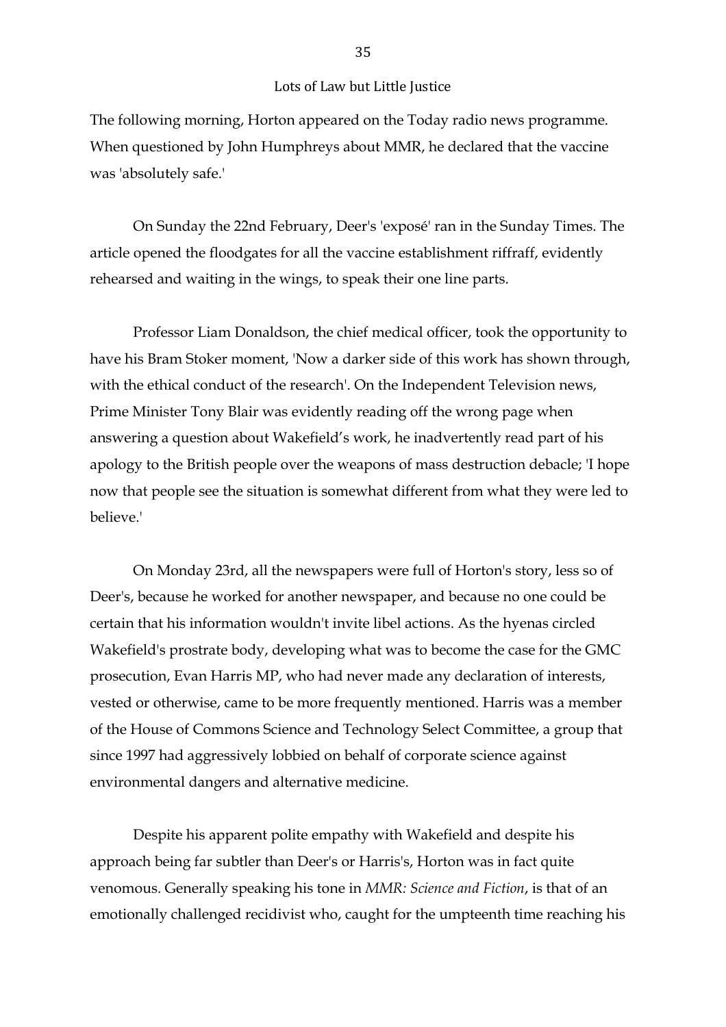The following morning, Horton appeared on the Today radio news programme. When questioned by John Humphreys about MMR, he declared that the vaccine was 'absolutely safe.'

On Sunday the 22nd February, Deer's 'exposé' ran in the Sunday Times. The article opened the floodgates for all the vaccine establishment riffraff, evidently rehearsed and waiting in the wings, to speak their one line parts.

Professor Liam Donaldson, the chief medical officer, took the opportunity to have his Bram Stoker moment, 'Now a darker side of this work has shown through, with the ethical conduct of the research'. On the Independent Television news, Prime Minister Tony Blair was evidently reading off the wrong page when answering a question about Wakefield's work, he inadvertently read part of his apology to the British people over the weapons of mass destruction debacle; 'I hope now that people see the situation is somewhat different from what they were led to believe.'

On Monday 23rd, all the newspapers were full of Horton's story, less so of Deer's, because he worked for another newspaper, and because no one could be certain that his information wouldn't invite libel actions. As the hyenas circled Wakefield's prostrate body, developing what was to become the case for the GMC prosecution, Evan Harris MP, who had never made any declaration of interests, vested or otherwise, came to be more frequently mentioned. Harris was a member of the House of Commons Science and Technology Select Committee, a group that since 1997 had aggressively lobbied on behalf of corporate science against environmental dangers and alternative medicine.

Despite his apparent polite empathy with Wakefield and despite his approach being far subtler than Deer's or Harris's, Horton was in fact quite venomous. Generally speaking his tone in *MMR: Science and Fiction*, is that of an emotionally challenged recidivist who, caught for the umpteenth time reaching his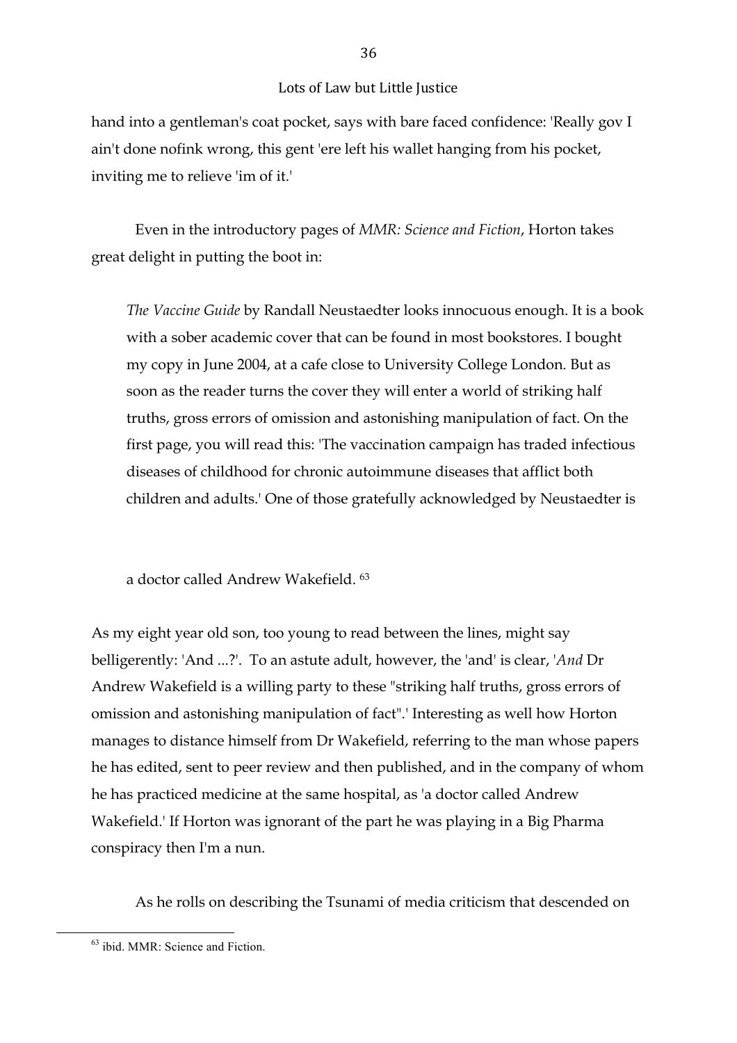hand into a gentleman's coat pocket, says with bare faced confidence: 'Really gov I ain't done nofink wrong, this gent 'ere left his wallet hanging from his pocket, inviting me to relieve 'im of it.'

Even in the introductory pages of *MMR: Science and Fiction*, Horton takes great delight in putting the boot in:

> *The Vaccine Guide* by Randall Neustaedter looks innocuous enough. It is a book with a sober academic cover that can be found in most bookstores. I bought my copy in June 2004, at a cafe close to University College London. But as soon as the reader turns the cover they will enter a world of striking half truths, gross errors of omission and astonishing manipulation of fact. On the first page, you will read this: 'The vaccination campaign has traded infectious diseases of childhood for chronic autoimmune diseases that afflict both children and adults.' One of those gratefully acknowledged by Neustaedter is
>
> a doctor called Andrew Wakefield. [63]

As my eight year old son, too young to read between the lines, might say belligerently: 'And ...?'. To an astute adult, however, the 'and' is clear, '*And* Dr Andrew Wakefield is a willing party to these "striking half truths, gross errors of omission and astonishing manipulation of fact".' Interesting as well how Horton manages to distance himself from Dr Wakefield, referring to the man whose papers he has edited, sent to peer review and then published, and in the company of whom he has practiced medicine at the same hospital, as 'a doctor called Andrew Wakefield.' If Horton was ignorant of the part he was playing in a Big Pharma conspiracy then I'm a nun.

As he rolls on describing the Tsunami of media criticism that descended on

[63] ibid. MMR: Science and Fiction.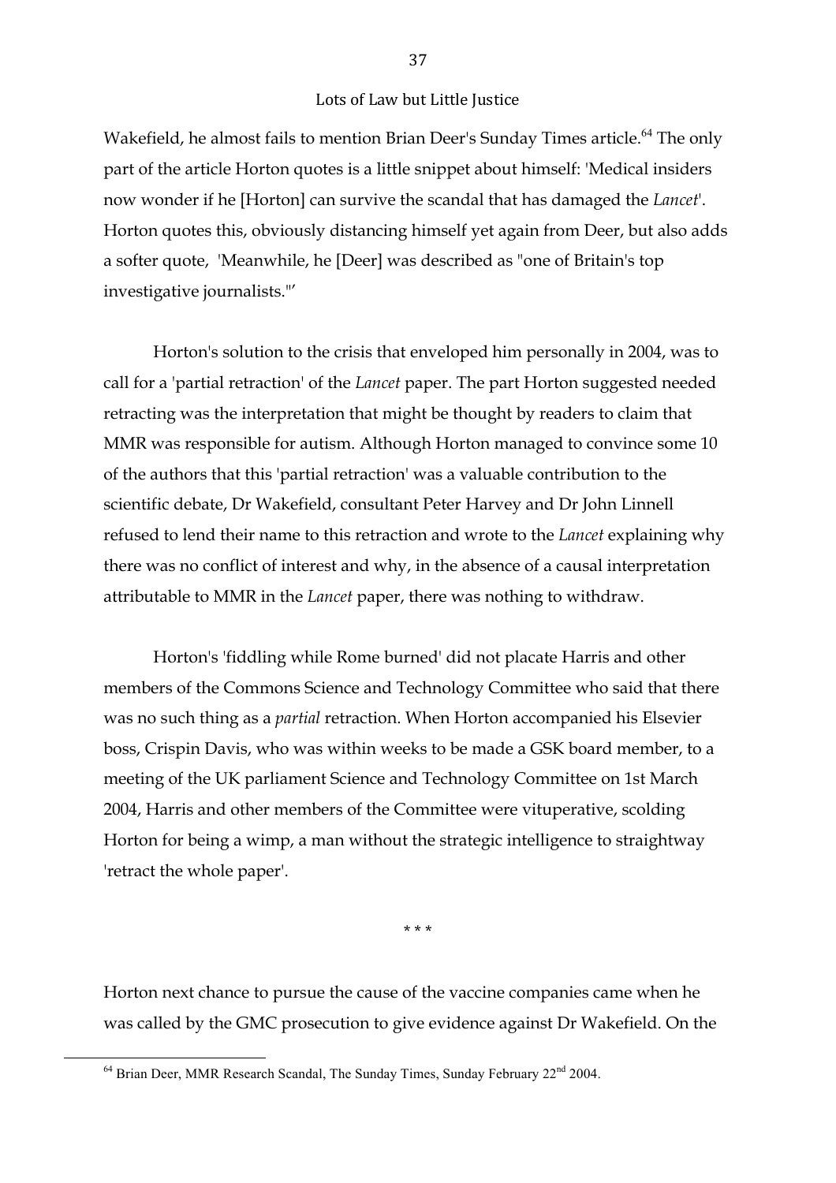Wakefield, he almost fails to mention Brian Deer's Sunday Times article.[64] The only part of the article Horton quotes is a little snippet about himself: 'Medical insiders now wonder if he [Horton] can survive the scandal that has damaged the *Lancet*'. Horton quotes this, obviously distancing himself yet again from Deer, but also adds a softer quote, 'Meanwhile, he [Deer] was described as "one of Britain's top investigative journalists."'

Horton's solution to the crisis that enveloped him personally in 2004, was to call for a 'partial retraction' of the *Lancet* paper. The part Horton suggested needed retracting was the interpretation that might be thought by readers to claim that MMR was responsible for autism. Although Horton managed to convince some 10 of the authors that this 'partial retraction' was a valuable contribution to the scientific debate, Dr Wakefield, consultant Peter Harvey and Dr John Linnell refused to lend their name to this retraction and wrote to the *Lancet* explaining why there was no conflict of interest and why, in the absence of a causal interpretation attributable to MMR in the *Lancet* paper, there was nothing to withdraw.

Horton's 'fiddling while Rome burned' did not placate Harris and other members of the Commons Science and Technology Committee who said that there was no such thing as a *partial* retraction. When Horton accompanied his Elsevier boss, Crispin Davis, who was within weeks to be made a GSK board member, to a meeting of the UK parliament Science and Technology Committee on 1st March 2004, Harris and other members of the Committee were vituperative, scolding Horton for being a wimp, a man without the strategic intelligence to straightway 'retract the whole paper'.

\* \* \*

Horton next chance to pursue the cause of the vaccine companies came when he was called by the GMC prosecution to give evidence against Dr Wakefield. On the

[64] Brian Deer, MMR Research Scandal, The Sunday Times, Sunday February 22nd 2004.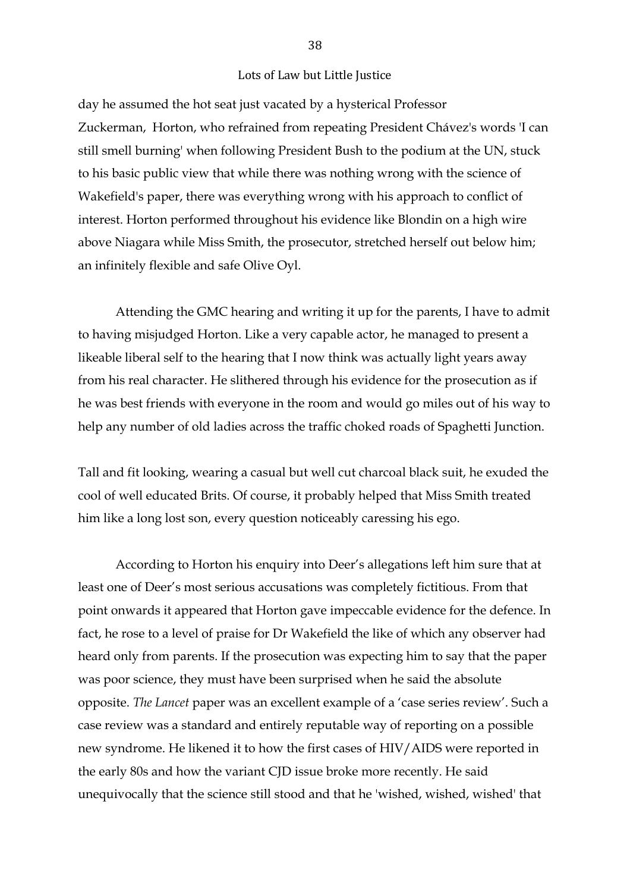day he assumed the hot seat just vacated by a hysterical Professor Zuckerman, Horton, who refrained from repeating President Chávez's words 'I can still smell burning' when following President Bush to the podium at the UN, stuck to his basic public view that while there was nothing wrong with the science of Wakefield's paper, there was everything wrong with his approach to conflict of interest. Horton performed throughout his evidence like Blondin on a high wire above Niagara while Miss Smith, the prosecutor, stretched herself out below him; an infinitely flexible and safe Olive Oyl.

Attending the GMC hearing and writing it up for the parents, I have to admit to having misjudged Horton. Like a very capable actor, he managed to present a likeable liberal self to the hearing that I now think was actually light years away from his real character. He slithered through his evidence for the prosecution as if he was best friends with everyone in the room and would go miles out of his way to help any number of old ladies across the traffic choked roads of Spaghetti Junction.

Tall and fit looking, wearing a casual but well cut charcoal black suit, he exuded the cool of well educated Brits. Of course, it probably helped that Miss Smith treated him like a long lost son, every question noticeably caressing his ego.

According to Horton his enquiry into Deer's allegations left him sure that at least one of Deer's most serious accusations was completely fictitious. From that point onwards it appeared that Horton gave impeccable evidence for the defence. In fact, he rose to a level of praise for Dr Wakefield the like of which any observer had heard only from parents. If the prosecution was expecting him to say that the paper was poor science, they must have been surprised when he said the absolute opposite. *The Lancet* paper was an excellent example of a 'case series review'. Such a case review was a standard and entirely reputable way of reporting on a possible new syndrome. He likened it to how the first cases of HIV/AIDS were reported in the early 80s and how the variant CJD issue broke more recently. He said unequivocally that the science still stood and that he 'wished, wished, wished' that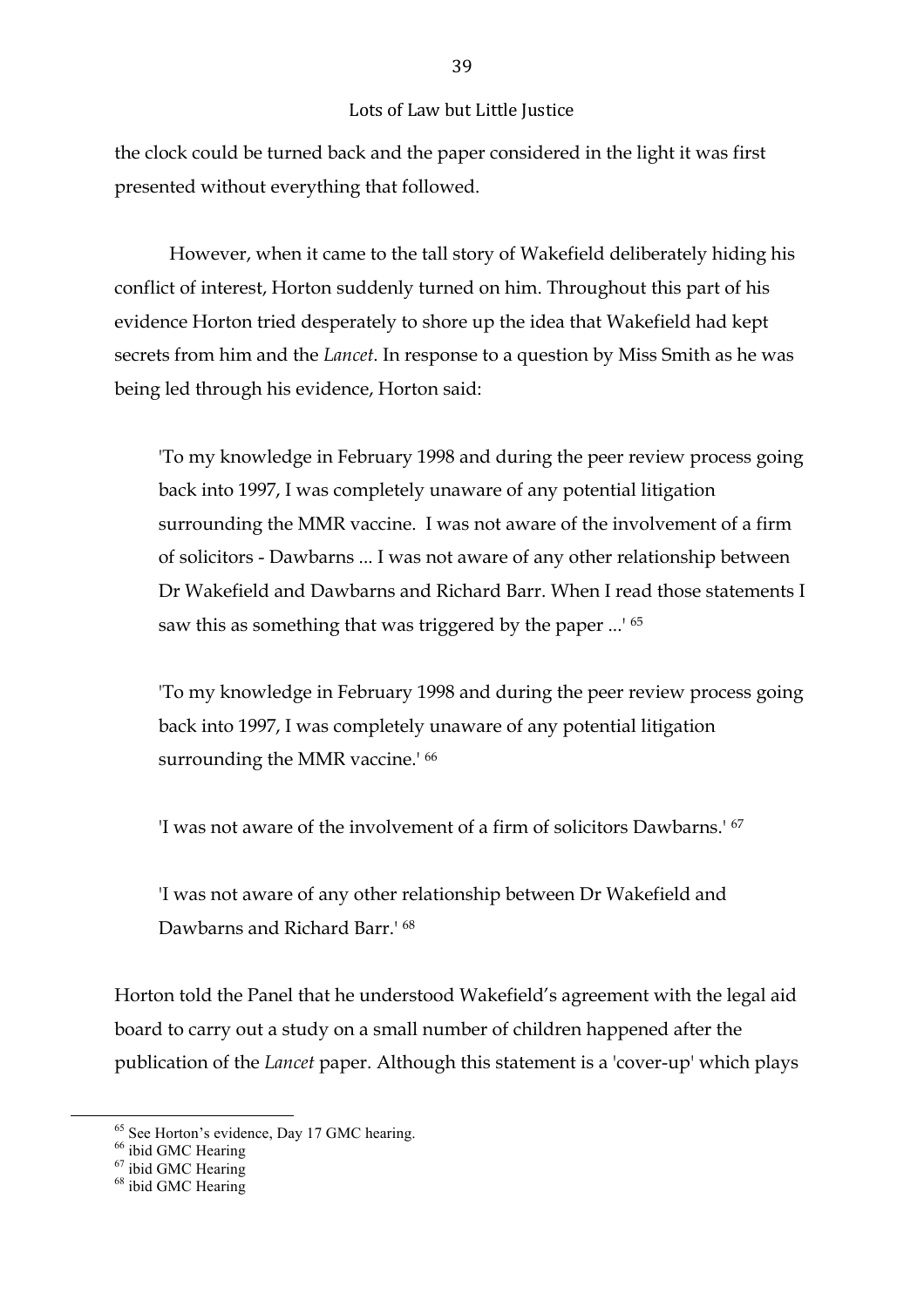the clock could be turned back and the paper considered in the light it was first presented without everything that followed.

However, when it came to the tall story of Wakefield deliberately hiding his conflict of interest, Horton suddenly turned on him. Throughout this part of his evidence Horton tried desperately to shore up the idea that Wakefield had kept secrets from him and the *Lancet*. In response to a question by Miss Smith as he was being led through his evidence, Horton said:

> 'To my knowledge in February 1998 and during the peer review process going back into 1997, I was completely unaware of any potential litigation surrounding the MMR vaccine. I was not aware of the involvement of a firm of solicitors - Dawbarns ... I was not aware of any other relationship between Dr Wakefield and Dawbarns and Richard Barr. When I read those statements I saw this as something that was triggered by the paper ...' [65]

> 'To my knowledge in February 1998 and during the peer review process going back into 1997, I was completely unaware of any potential litigation surrounding the MMR vaccine.' [66]

> 'I was not aware of the involvement of a firm of solicitors Dawbarns.' [67]

> 'I was not aware of any other relationship between Dr Wakefield and Dawbarns and Richard Barr.' [68]

Horton told the Panel that he understood Wakefield's agreement with the legal aid board to carry out a study on a small number of children happened after the publication of the *Lancet* paper. Although this statement is a 'cover-up' which plays

---

[65] See Horton's evidence, Day 17 GMC hearing.

[66] ibid GMC Hearing

[67] ibid GMC Hearing

[68] ibid GMC Hearing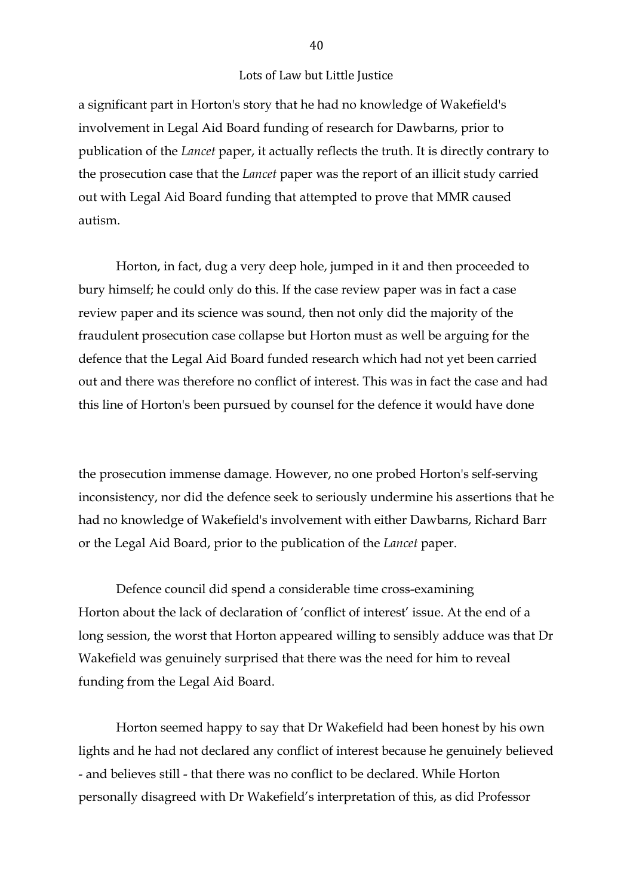a significant part in Horton's story that he had no knowledge of Wakefield's involvement in Legal Aid Board funding of research for Dawbarns, prior to publication of the *Lancet* paper, it actually reflects the truth. It is directly contrary to the prosecution case that the *Lancet* paper was the report of an illicit study carried out with Legal Aid Board funding that attempted to prove that MMR caused autism.

Horton, in fact, dug a very deep hole, jumped in it and then proceeded to bury himself; he could only do this. If the case review paper was in fact a case review paper and its science was sound, then not only did the majority of the fraudulent prosecution case collapse but Horton must as well be arguing for the defence that the Legal Aid Board funded research which had not yet been carried out and there was therefore no conflict of interest. This was in fact the case and had this line of Horton's been pursued by counsel for the defence it would have done the prosecution immense damage. However, no one probed Horton's self-serving inconsistency, nor did the defence seek to seriously undermine his assertions that he had no knowledge of Wakefield's involvement with either Dawbarns, Richard Barr or the Legal Aid Board, prior to the publication of the *Lancet* paper.

Defence council did spend a considerable time cross-examining Horton about the lack of declaration of 'conflict of interest' issue. At the end of a long session, the worst that Horton appeared willing to sensibly adduce was that Dr Wakefield was genuinely surprised that there was the need for him to reveal funding from the Legal Aid Board.

Horton seemed happy to say that Dr Wakefield had been honest by his own lights and he had not declared any conflict of interest because he genuinely believed - and believes still - that there was no conflict to be declared. While Horton personally disagreed with Dr Wakefield's interpretation of this, as did Professor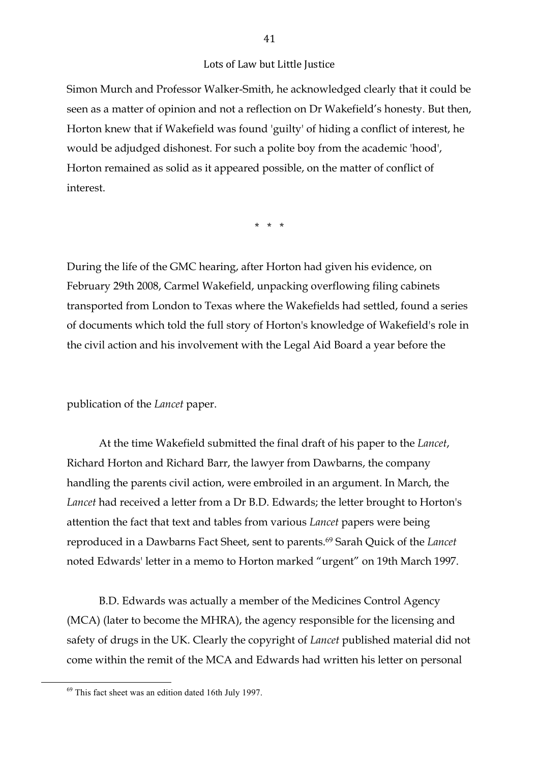Simon Murch and Professor Walker-Smith, he acknowledged clearly that it could be seen as a matter of opinion and not a reflection on Dr Wakefield's honesty. But then, Horton knew that if Wakefield was found 'guilty' of hiding a conflict of interest, he would be adjudged dishonest. For such a polite boy from the academic 'hood', Horton remained as solid as it appeared possible, on the matter of conflict of interest.

\* \* \*

During the life of the GMC hearing, after Horton had given his evidence, on February 29th 2008, Carmel Wakefield, unpacking overflowing filing cabinets transported from London to Texas where the Wakefields had settled, found a series of documents which told the full story of Horton's knowledge of Wakefield's role in the civil action and his involvement with the Legal Aid Board a year before the publication of the *Lancet* paper.

At the time Wakefield submitted the final draft of his paper to the *Lancet*, Richard Horton and Richard Barr, the lawyer from Dawbarns, the company handling the parents civil action, were embroiled in an argument. In March, the *Lancet* had received a letter from a Dr B.D. Edwards; the letter brought to Horton's attention the fact that text and tables from various *Lancet* papers were being reproduced in a Dawbarns Fact Sheet, sent to parents.[69] Sarah Quick of the *Lancet* noted Edwards' letter in a memo to Horton marked "urgent" on 19th March 1997.

B.D. Edwards was actually a member of the Medicines Control Agency (MCA) (later to become the MHRA), the agency responsible for the licensing and safety of drugs in the UK. Clearly the copyright of *Lancet* published material did not come within the remit of the MCA and Edwards had written his letter on personal

[69] This fact sheet was an edition dated 16th July 1997.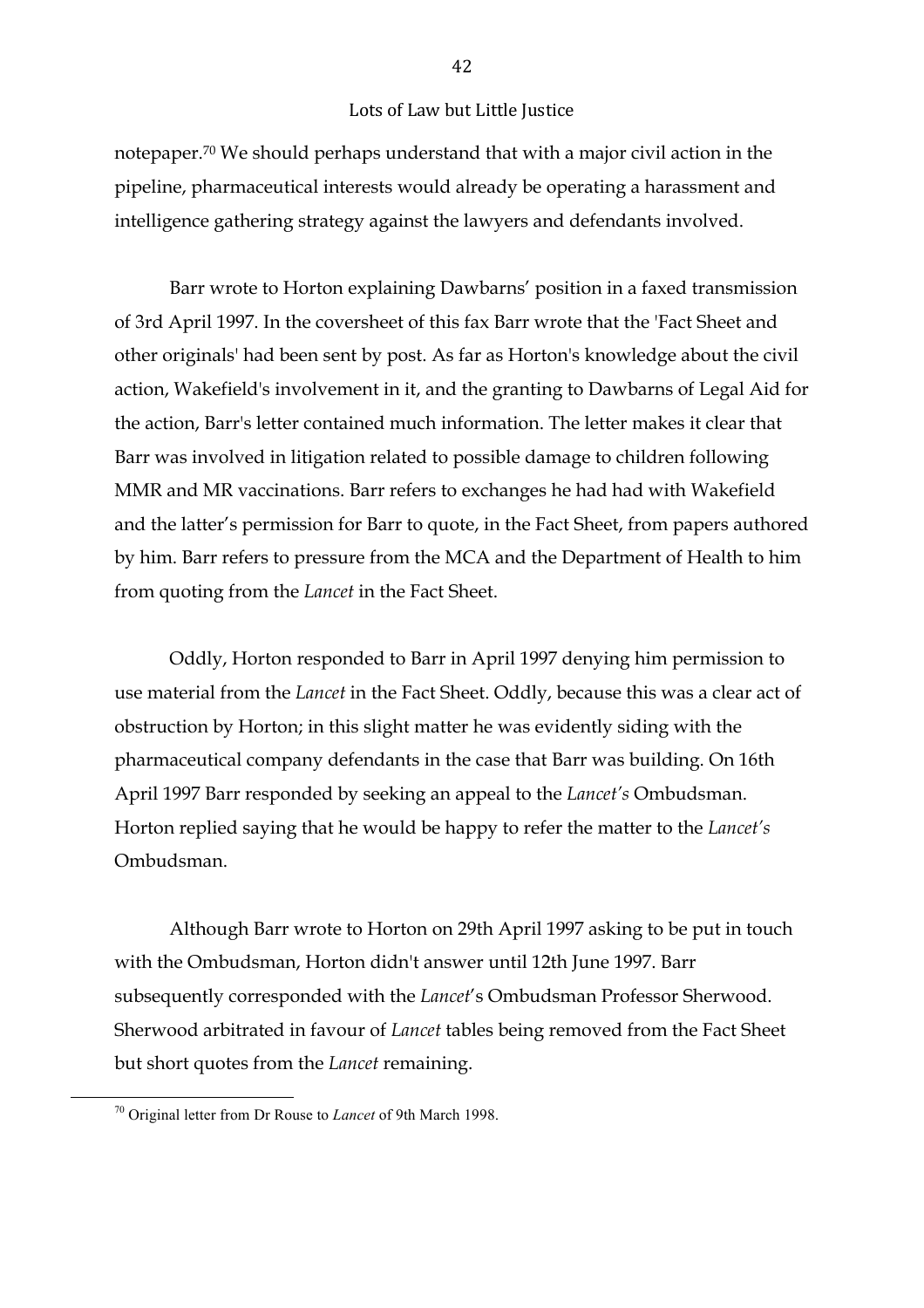notepaper.[70] We should perhaps understand that with a major civil action in the pipeline, pharmaceutical interests would already be operating a harassment and intelligence gathering strategy against the lawyers and defendants involved.

Barr wrote to Horton explaining Dawbarns' position in a faxed transmission of 3rd April 1997. In the coversheet of this fax Barr wrote that the 'Fact Sheet and other originals' had been sent by post. As far as Horton's knowledge about the civil action, Wakefield's involvement in it, and the granting to Dawbarns of Legal Aid for the action, Barr's letter contained much information. The letter makes it clear that Barr was involved in litigation related to possible damage to children following MMR and MR vaccinations. Barr refers to exchanges he had had with Wakefield and the latter's permission for Barr to quote, in the Fact Sheet, from papers authored by him. Barr refers to pressure from the MCA and the Department of Health to him from quoting from the *Lancet* in the Fact Sheet.

Oddly, Horton responded to Barr in April 1997 denying him permission to use material from the *Lancet* in the Fact Sheet. Oddly, because this was a clear act of obstruction by Horton; in this slight matter he was evidently siding with the pharmaceutical company defendants in the case that Barr was building. On 16th April 1997 Barr responded by seeking an appeal to the *Lancet's* Ombudsman. Horton replied saying that he would be happy to refer the matter to the *Lancet's* Ombudsman.

Although Barr wrote to Horton on 29th April 1997 asking to be put in touch with the Ombudsman, Horton didn't answer until 12th June 1997. Barr subsequently corresponded with the *Lancet*'s Ombudsman Professor Sherwood. Sherwood arbitrated in favour of *Lancet* tables being removed from the Fact Sheet but short quotes from the *Lancet* remaining.

[70] Original letter from Dr Rouse to *Lancet* of 9th March 1998.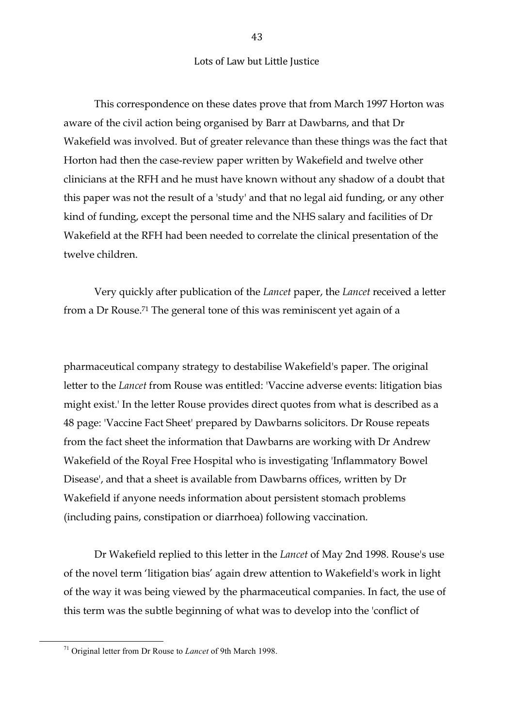This correspondence on these dates prove that from March 1997 Horton was aware of the civil action being organised by Barr at Dawbarns, and that Dr Wakefield was involved. But of greater relevance than these things was the fact that Horton had then the case-review paper written by Wakefield and twelve other clinicians at the RFH and he must have known without any shadow of a doubt that this paper was not the result of a 'study' and that no legal aid funding, or any other kind of funding, except the personal time and the NHS salary and facilities of Dr Wakefield at the RFH had been needed to correlate the clinical presentation of the twelve children.

Very quickly after publication of the *Lancet* paper, the *Lancet* received a letter from a Dr Rouse.[71] The general tone of this was reminiscent yet again of a pharmaceutical company strategy to destabilise Wakefield's paper. The original letter to the *Lancet* from Rouse was entitled: 'Vaccine adverse events: litigation bias might exist.' In the letter Rouse provides direct quotes from what is described as a 48 page: 'Vaccine Fact Sheet' prepared by Dawbarns solicitors. Dr Rouse repeats from the fact sheet the information that Dawbarns are working with Dr Andrew Wakefield of the Royal Free Hospital who is investigating 'Inflammatory Bowel Disease', and that a sheet is available from Dawbarns offices, written by Dr Wakefield if anyone needs information about persistent stomach problems (including pains, constipation or diarrhoea) following vaccination.

Dr Wakefield replied to this letter in the *Lancet* of May 2nd 1998. Rouse's use of the novel term 'litigation bias' again drew attention to Wakefield's work in light of the way it was being viewed by the pharmaceutical companies. In fact, the use of this term was the subtle beginning of what was to develop into the 'conflict of

[71] Original letter from Dr Rouse to *Lancet* of 9th March 1998.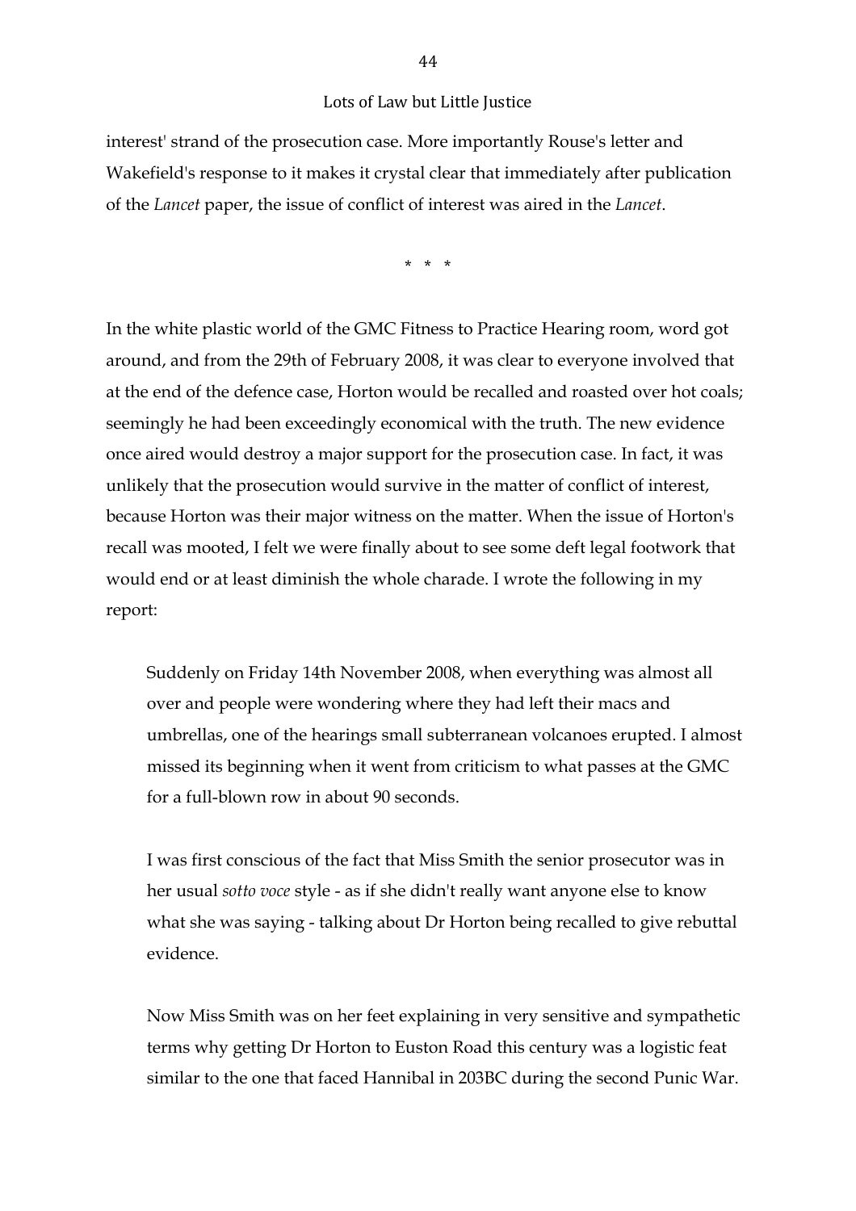interest' strand of the prosecution case. More importantly Rouse's letter and Wakefield's response to it makes it crystal clear that immediately after publication of the *Lancet* paper, the issue of conflict of interest was aired in the *Lancet*.

\* \* \*

In the white plastic world of the GMC Fitness to Practice Hearing room, word got around, and from the 29th of February 2008, it was clear to everyone involved that at the end of the defence case, Horton would be recalled and roasted over hot coals; seemingly he had been exceedingly economical with the truth. The new evidence once aired would destroy a major support for the prosecution case. In fact, it was unlikely that the prosecution would survive in the matter of conflict of interest, because Horton was their major witness on the matter. When the issue of Horton's recall was mooted, I felt we were finally about to see some deft legal footwork that would end or at least diminish the whole charade. I wrote the following in my report:

> Suddenly on Friday 14th November 2008, when everything was almost all over and people were wondering where they had left their macs and umbrellas, one of the hearings small subterranean volcanoes erupted. I almost missed its beginning when it went from criticism to what passes at the GMC for a full-blown row in about 90 seconds.
>
> I was first conscious of the fact that Miss Smith the senior prosecutor was in her usual *sotto voce* style - as if she didn't really want anyone else to know what she was saying - talking about Dr Horton being recalled to give rebuttal evidence.
>
> Now Miss Smith was on her feet explaining in very sensitive and sympathetic terms why getting Dr Horton to Euston Road this century was a logistic feat similar to the one that faced Hannibal in 203BC during the second Punic War.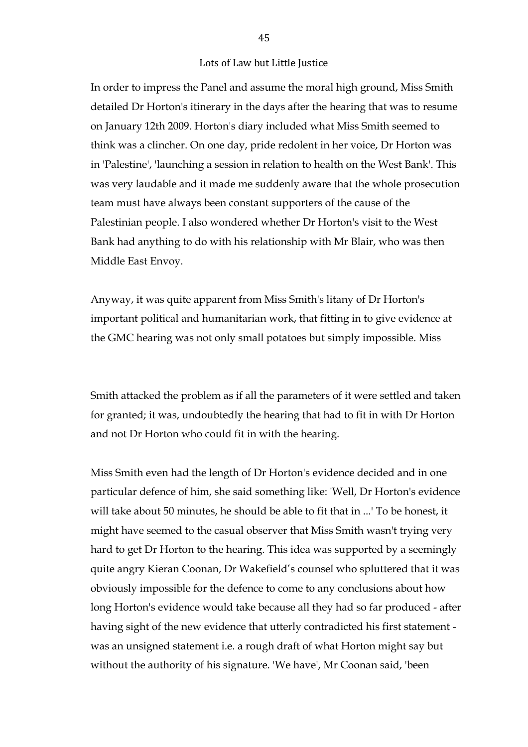In order to impress the Panel and assume the moral high ground, Miss Smith detailed Dr Horton's itinerary in the days after the hearing that was to resume on January 12th 2009. Horton's diary included what Miss Smith seemed to think was a clincher. On one day, pride redolent in her voice, Dr Horton was in 'Palestine', 'launching a session in relation to health on the West Bank'. This was very laudable and it made me suddenly aware that the whole prosecution team must have always been constant supporters of the cause of the Palestinian people. I also wondered whether Dr Horton's visit to the West Bank had anything to do with his relationship with Mr Blair, who was then Middle East Envoy.

Anyway, it was quite apparent from Miss Smith's litany of Dr Horton's important political and humanitarian work, that fitting in to give evidence at the GMC hearing was not only small potatoes but simply impossible. Miss Smith attacked the problem as if all the parameters of it were settled and taken for granted; it was, undoubtedly the hearing that had to fit in with Dr Horton and not Dr Horton who could fit in with the hearing.

Miss Smith even had the length of Dr Horton's evidence decided and in one particular defence of him, she said something like: 'Well, Dr Horton's evidence will take about 50 minutes, he should be able to fit that in ...' To be honest, it might have seemed to the casual observer that Miss Smith wasn't trying very hard to get Dr Horton to the hearing. This idea was supported by a seemingly quite angry Kieran Coonan, Dr Wakefield's counsel who spluttered that it was obviously impossible for the defence to come to any conclusions about how long Horton's evidence would take because all they had so far produced - after having sight of the new evidence that utterly contradicted his first statement - was an unsigned statement i.e. a rough draft of what Horton might say but without the authority of his signature. 'We have', Mr Coonan said, 'been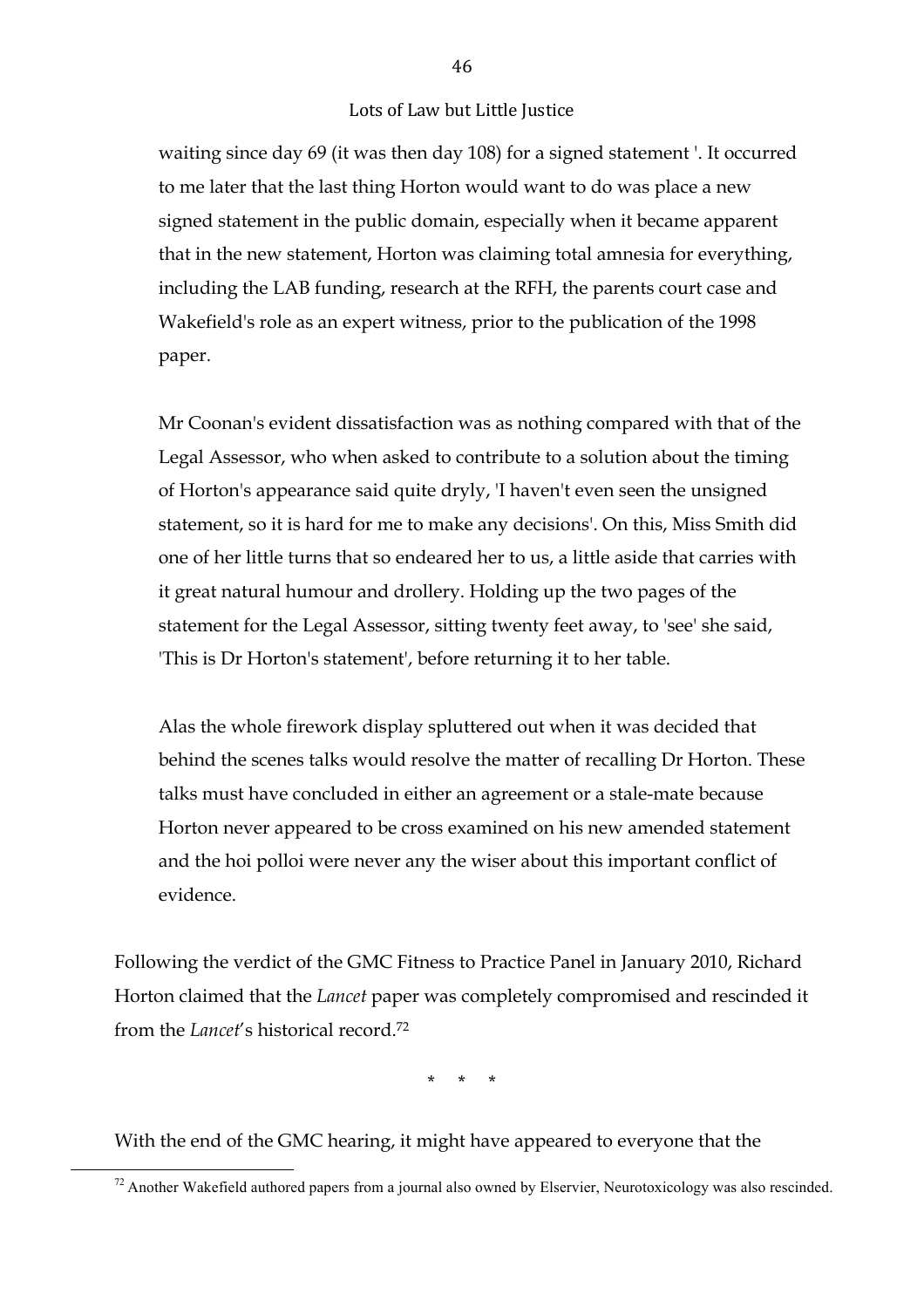waiting since day 69 (it was then day 108) for a signed statement '. It occurred to me later that the last thing Horton would want to do was place a new signed statement in the public domain, especially when it became apparent that in the new statement, Horton was claiming total amnesia for everything, including the LAB funding, research at the RFH, the parents court case and Wakefield's role as an expert witness, prior to the publication of the 1998 paper.

Mr Coonan's evident dissatisfaction was as nothing compared with that of the Legal Assessor, who when asked to contribute to a solution about the timing of Horton's appearance said quite dryly, 'I haven't even seen the unsigned statement, so it is hard for me to make any decisions'. On this, Miss Smith did one of her little turns that so endeared her to us, a little aside that carries with it great natural humour and drollery. Holding up the two pages of the statement for the Legal Assessor, sitting twenty feet away, to 'see' she said, 'This is Dr Horton's statement', before returning it to her table.

Alas the whole firework display spluttered out when it was decided that behind the scenes talks would resolve the matter of recalling Dr Horton. These talks must have concluded in either an agreement or a stale-mate because Horton never appeared to be cross examined on his new amended statement and the hoi polloi were never any the wiser about this important conflict of evidence.

Following the verdict of the GMC Fitness to Practice Panel in January 2010, Richard Horton claimed that the *Lancet* paper was completely compromised and rescinded it from the *Lancet*'s historical record.[72]

\* \* \*

With the end of the GMC hearing, it might have appeared to everyone that the

[72] Another Wakefield authored papers from a journal also owned by Elservier, Neurotoxicology was also rescinded.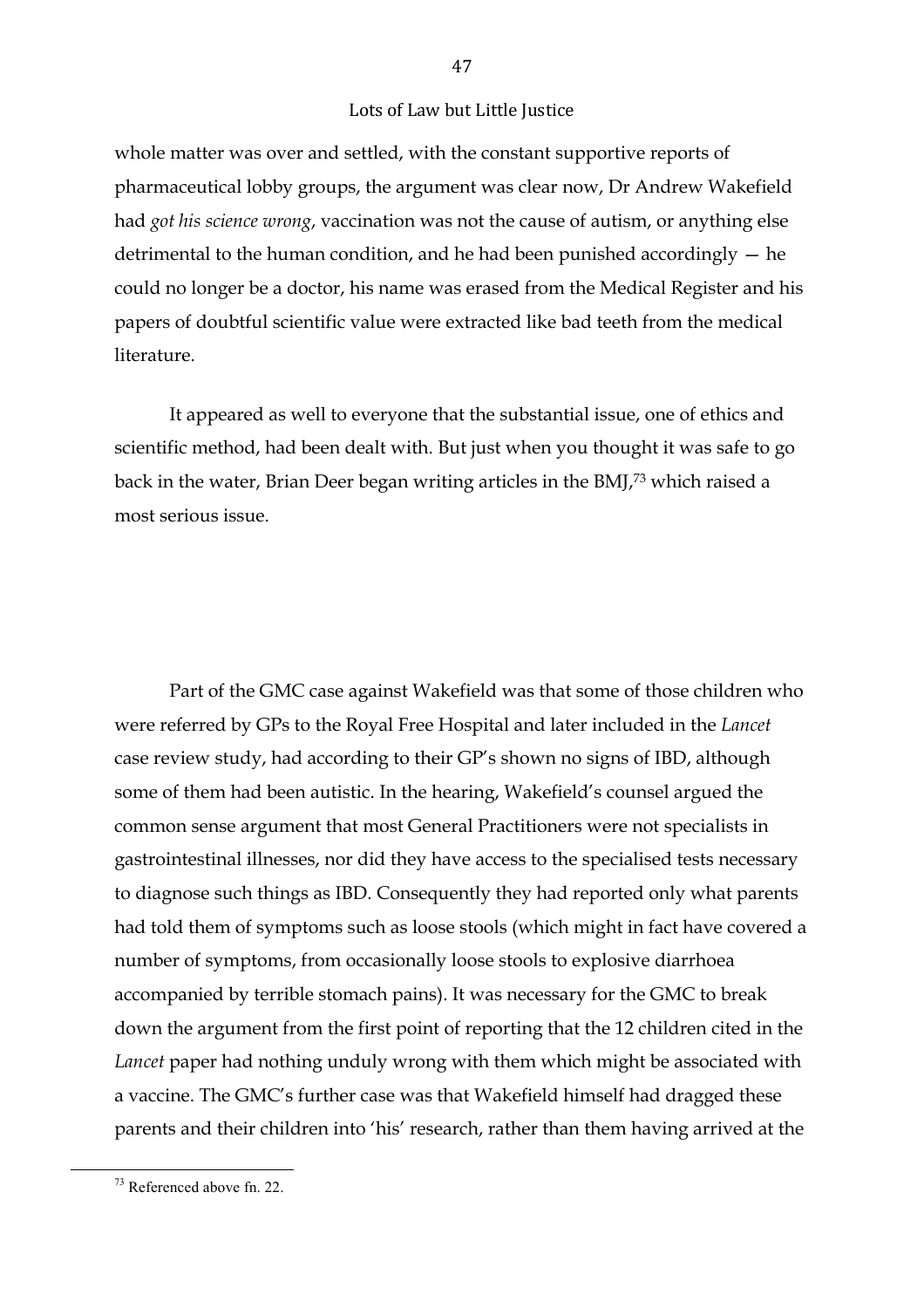whole matter was over and settled, with the constant supportive reports of pharmaceutical lobby groups, the argument was clear now, Dr Andrew Wakefield had *got his science wrong*, vaccination was not the cause of autism, or anything else detrimental to the human condition, and he had been punished accordingly — he could no longer be a doctor, his name was erased from the Medical Register and his papers of doubtful scientific value were extracted like bad teeth from the medical literature.

It appeared as well to everyone that the substantial issue, one of ethics and scientific method, had been dealt with. But just when you thought it was safe to go back in the water, Brian Deer began writing articles in the BMJ,[73] which raised a most serious issue.

Part of the GMC case against Wakefield was that some of those children who were referred by GPs to the Royal Free Hospital and later included in the *Lancet* case review study, had according to their GP's shown no signs of IBD, although some of them had been autistic. In the hearing, Wakefield's counsel argued the common sense argument that most General Practitioners were not specialists in gastrointestinal illnesses, nor did they have access to the specialised tests necessary to diagnose such things as IBD. Consequently they had reported only what parents had told them of symptoms such as loose stools (which might in fact have covered a number of symptoms, from occasionally loose stools to explosive diarrhoea accompanied by terrible stomach pains). It was necessary for the GMC to break down the argument from the first point of reporting that the 12 children cited in the *Lancet* paper had nothing unduly wrong with them which might be associated with a vaccine. The GMC's further case was that Wakefield himself had dragged these parents and their children into 'his' research, rather than them having arrived at the

[73] Referenced above fn. 22.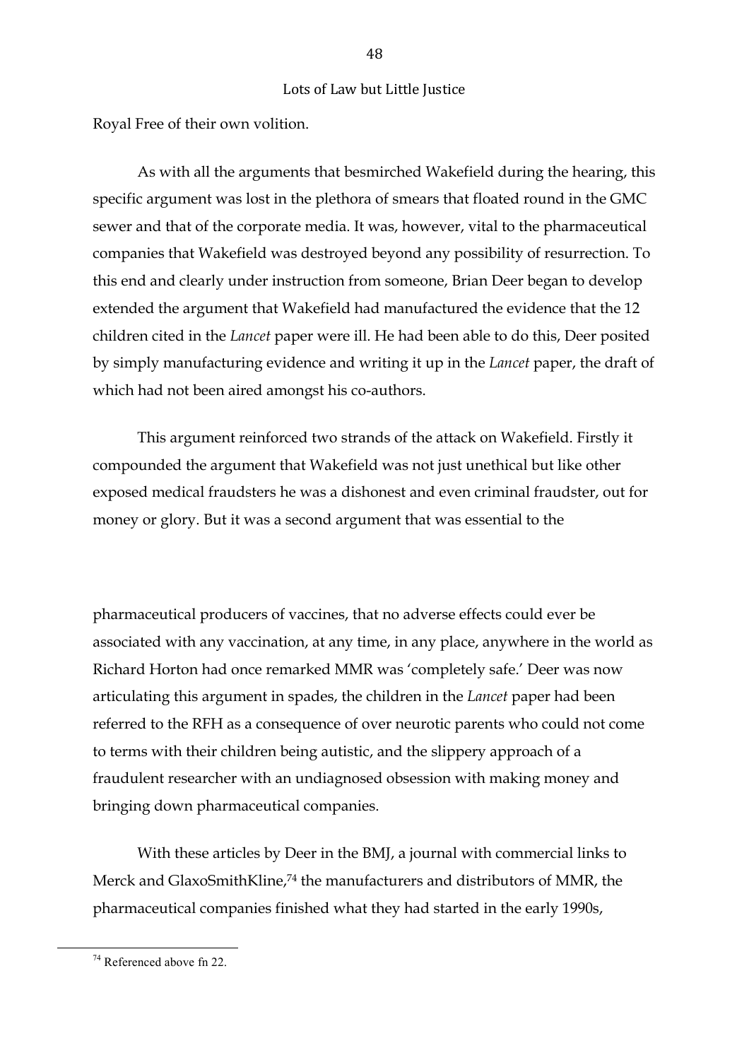Royal Free of their own volition.

As with all the arguments that besmirched Wakefield during the hearing, this specific argument was lost in the plethora of smears that floated round in the GMC sewer and that of the corporate media. It was, however, vital to the pharmaceutical companies that Wakefield was destroyed beyond any possibility of resurrection. To this end and clearly under instruction from someone, Brian Deer began to develop extended the argument that Wakefield had manufactured the evidence that the 12 children cited in the *Lancet* paper were ill. He had been able to do this, Deer posited by simply manufacturing evidence and writing it up in the *Lancet* paper, the draft of which had not been aired amongst his co-authors.

This argument reinforced two strands of the attack on Wakefield. Firstly it compounded the argument that Wakefield was not just unethical but like other exposed medical fraudsters he was a dishonest and even criminal fraudster, out for money or glory. But it was a second argument that was essential to the pharmaceutical producers of vaccines, that no adverse effects could ever be associated with any vaccination, at any time, in any place, anywhere in the world as Richard Horton had once remarked MMR was 'completely safe.' Deer was now articulating this argument in spades, the children in the *Lancet* paper had been referred to the RFH as a consequence of over neurotic parents who could not come to terms with their children being autistic, and the slippery approach of a fraudulent researcher with an undiagnosed obsession with making money and bringing down pharmaceutical companies.

With these articles by Deer in the BMJ, a journal with commercial links to Merck and GlaxoSmithKline,[74] the manufacturers and distributors of MMR, the pharmaceutical companies finished what they had started in the early 1990s,

[74] Referenced above fn 22.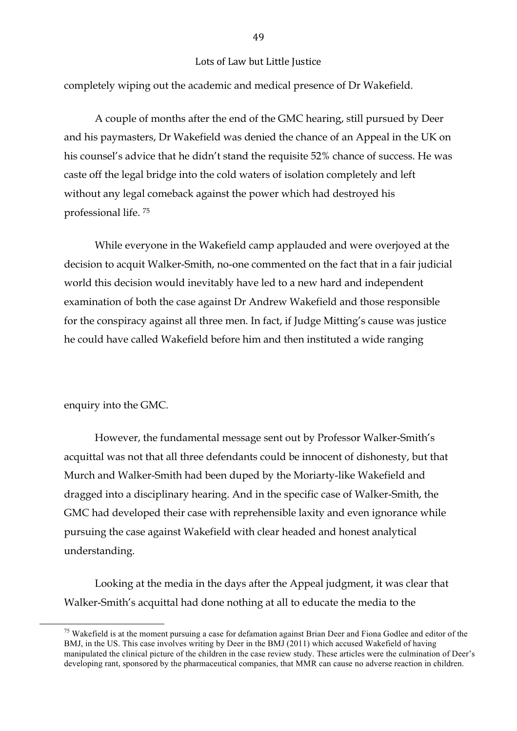completely wiping out the academic and medical presence of Dr Wakefield.

A couple of months after the end of the GMC hearing, still pursued by Deer and his paymasters, Dr Wakefield was denied the chance of an Appeal in the UK on his counsel's advice that he didn't stand the requisite 52% chance of success. He was caste off the legal bridge into the cold waters of isolation completely and left without any legal comeback against the power which had destroyed his professional life. [75]

While everyone in the Wakefield camp applauded and were overjoyed at the decision to acquit Walker-Smith, no-one commented on the fact that in a fair judicial world this decision would inevitably have led to a new hard and independent examination of both the case against Dr Andrew Wakefield and those responsible for the conspiracy against all three men. In fact, if Judge Mitting's cause was justice he could have called Wakefield before him and then instituted a wide ranging enquiry into the GMC.

However, the fundamental message sent out by Professor Walker-Smith's acquittal was not that all three defendants could be innocent of dishonesty, but that Murch and Walker-Smith had been duped by the Moriarty-like Wakefield and dragged into a disciplinary hearing. And in the specific case of Walker-Smith, the GMC had developed their case with reprehensible laxity and even ignorance while pursuing the case against Wakefield with clear headed and honest analytical understanding.

Looking at the media in the days after the Appeal judgment, it was clear that Walker-Smith's acquittal had done nothing at all to educate the media to the

[75] Wakefield is at the moment pursuing a case for defamation against Brian Deer and Fiona Godlee and editor of the BMJ, in the US. This case involves writing by Deer in the BMJ (2011) which accused Wakefield of having manipulated the clinical picture of the children in the case review study. These articles were the culmination of Deer's developing rant, sponsored by the pharmaceutical companies, that MMR can cause no adverse reaction in children.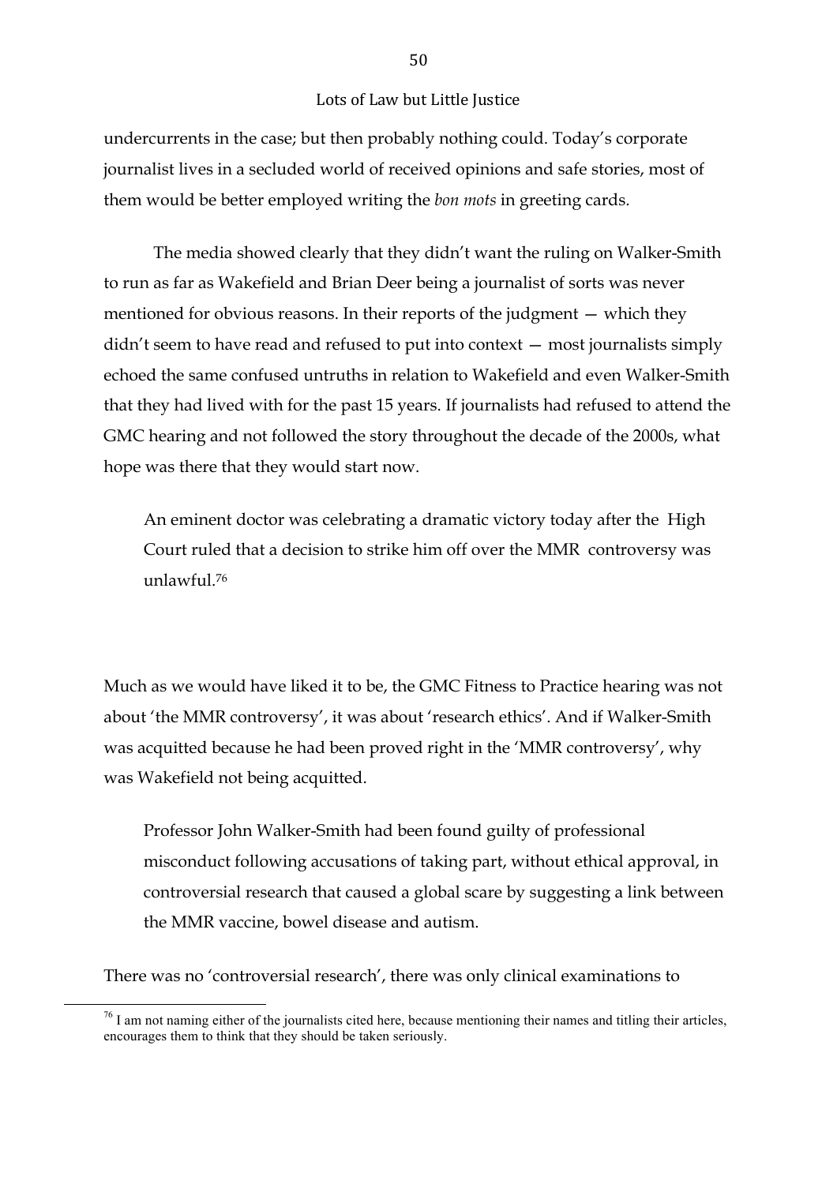undercurrents in the case; but then probably nothing could. Today's corporate journalist lives in a secluded world of received opinions and safe stories, most of them would be better employed writing the *bon mots* in greeting cards.

The media showed clearly that they didn't want the ruling on Walker-Smith to run as far as Wakefield and Brian Deer being a journalist of sorts was never mentioned for obvious reasons. In their reports of the judgment — which they didn't seem to have read and refused to put into context — most journalists simply echoed the same confused untruths in relation to Wakefield and even Walker-Smith that they had lived with for the past 15 years. If journalists had refused to attend the GMC hearing and not followed the story throughout the decade of the 2000s, what hope was there that they would start now.

> An eminent doctor was celebrating a dramatic victory today after the High Court ruled that a decision to strike him off over the MMR controversy was unlawful.[76]

Much as we would have liked it to be, the GMC Fitness to Practice hearing was not about 'the MMR controversy', it was about 'research ethics'. And if Walker-Smith was acquitted because he had been proved right in the 'MMR controversy', why was Wakefield not being acquitted.

> Professor John Walker-Smith had been found guilty of professional misconduct following accusations of taking part, without ethical approval, in controversial research that caused a global scare by suggesting a link between the MMR vaccine, bowel disease and autism.

There was no 'controversial research', there was only clinical examinations to

[76] I am not naming either of the journalists cited here, because mentioning their names and titling their articles, encourages them to think that they should be taken seriously.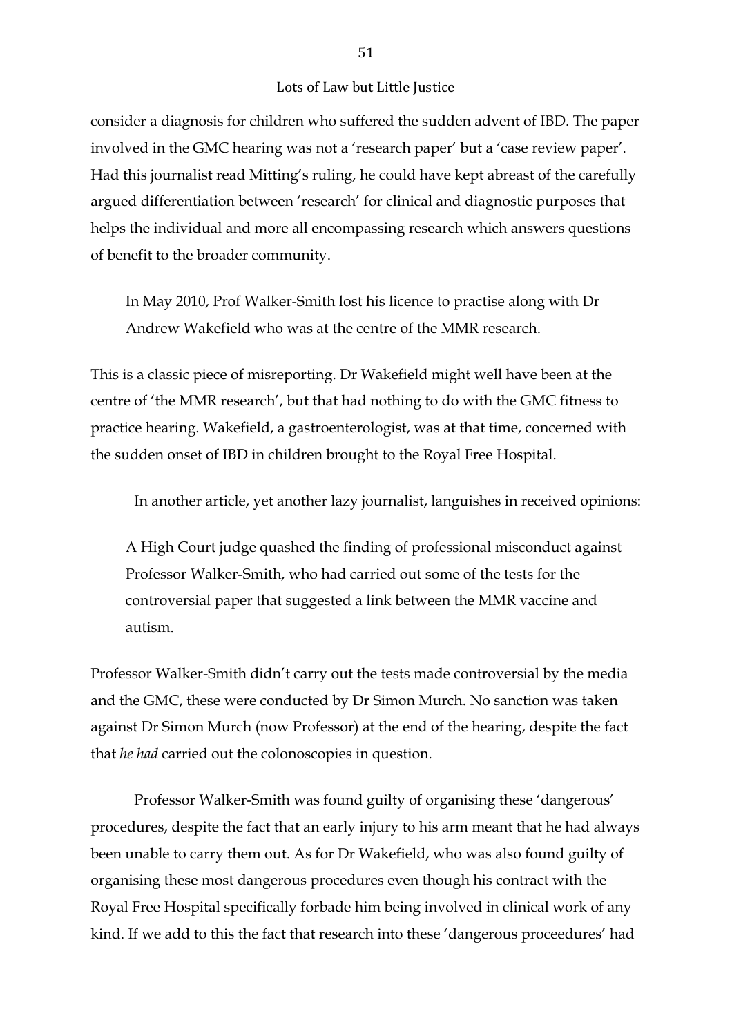consider a diagnosis for children who suffered the sudden advent of IBD. The paper involved in the GMC hearing was not a 'research paper' but a 'case review paper'. Had this journalist read Mitting's ruling, he could have kept abreast of the carefully argued differentiation between 'research' for clinical and diagnostic purposes that helps the individual and more all encompassing research which answers questions of benefit to the broader community.

> In May 2010, Prof Walker-Smith lost his licence to practise along with Dr Andrew Wakefield who was at the centre of the MMR research.

This is a classic piece of misreporting. Dr Wakefield might well have been at the centre of 'the MMR research', but that had nothing to do with the GMC fitness to practice hearing. Wakefield, a gastroenterologist, was at that time, concerned with the sudden onset of IBD in children brought to the Royal Free Hospital.

In another article, yet another lazy journalist, languishes in received opinions:

> A High Court judge quashed the finding of professional misconduct against Professor Walker-Smith, who had carried out some of the tests for the controversial paper that suggested a link between the MMR vaccine and autism.

Professor Walker-Smith didn't carry out the tests made controversial by the media and the GMC, these were conducted by Dr Simon Murch. No sanction was taken against Dr Simon Murch (now Professor) at the end of the hearing, despite the fact that *he had* carried out the colonoscopies in question.

Professor Walker-Smith was found guilty of organising these 'dangerous' procedures, despite the fact that an early injury to his arm meant that he had always been unable to carry them out. As for Dr Wakefield, who was also found guilty of organising these most dangerous procedures even though his contract with the Royal Free Hospital specifically forbade him being involved in clinical work of any kind. If we add to this the fact that research into these 'dangerous proceedures' had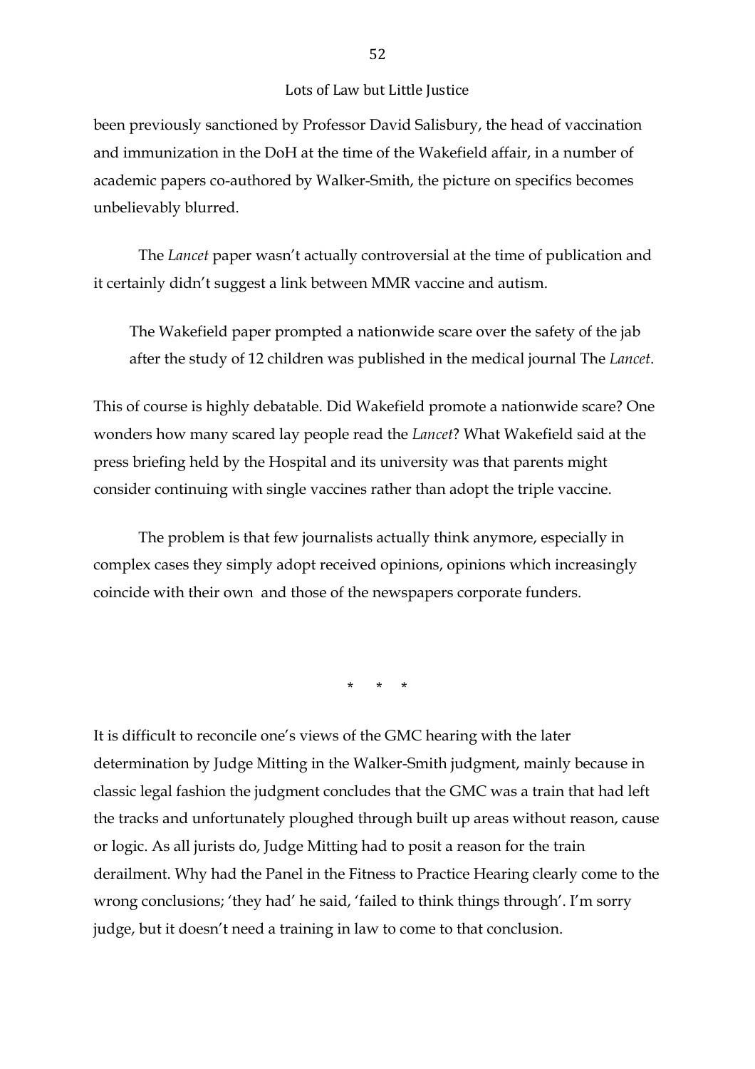been previously sanctioned by Professor David Salisbury, the head of vaccination and immunization in the DoH at the time of the Wakefield affair, in a number of academic papers co-authored by Walker-Smith, the picture on specifics becomes unbelievably blurred.

The *Lancet* paper wasn't actually controversial at the time of publication and it certainly didn't suggest a link between MMR vaccine and autism.

> The Wakefield paper prompted a nationwide scare over the safety of the jab after the study of 12 children was published in the medical journal The *Lancet*.

This of course is highly debatable. Did Wakefield promote a nationwide scare? One wonders how many scared lay people read the *Lancet*? What Wakefield said at the press briefing held by the Hospital and its university was that parents might consider continuing with single vaccines rather than adopt the triple vaccine.

The problem is that few journalists actually think anymore, especially in complex cases they simply adopt received opinions, opinions which increasingly coincide with their own and those of the newspapers corporate funders.

\* \* \*

It is difficult to reconcile one's views of the GMC hearing with the later determination by Judge Mitting in the Walker-Smith judgment, mainly because in classic legal fashion the judgment concludes that the GMC was a train that had left the tracks and unfortunately ploughed through built up areas without reason, cause or logic. As all jurists do, Judge Mitting had to posit a reason for the train derailment. Why had the Panel in the Fitness to Practice Hearing clearly come to the wrong conclusions; 'they had' he said, 'failed to think things through'. I'm sorry judge, but it doesn't need a training in law to come to that conclusion.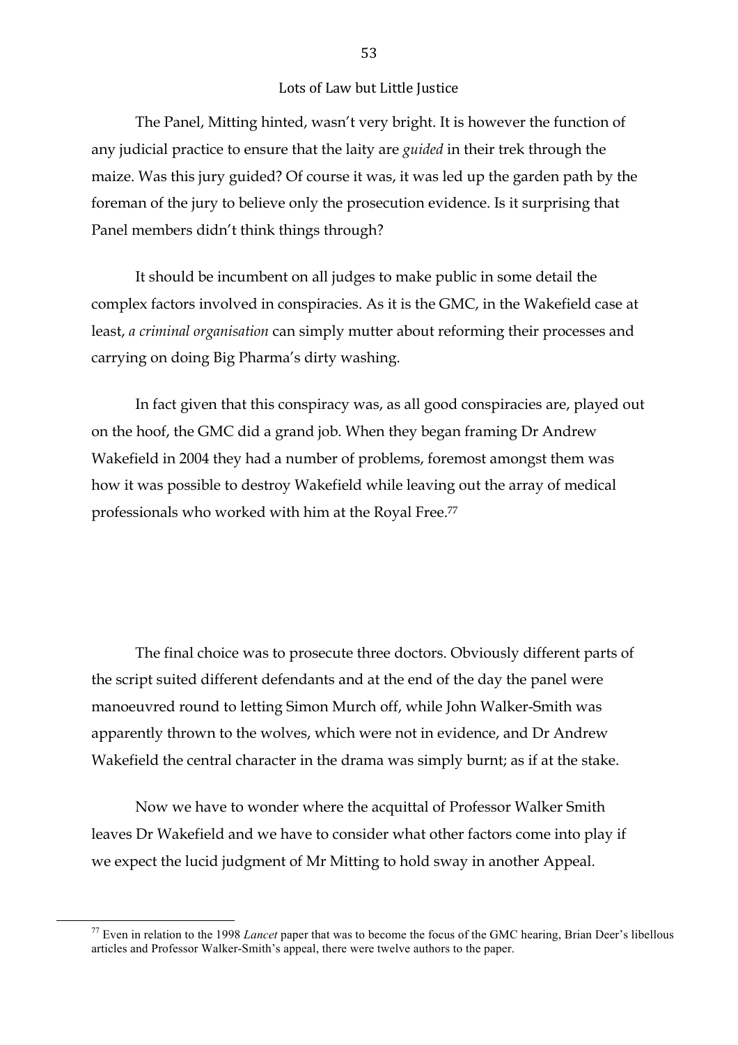Lots of Law but Little Justice

The Panel, Mitting hinted, wasn't very bright. It is however the function of any judicial practice to ensure that the laity are *guided* in their trek through the maize. Was this jury guided? Of course it was, it was led up the garden path by the foreman of the jury to believe only the prosecution evidence. Is it surprising that Panel members didn't think things through?

It should be incumbent on all judges to make public in some detail the complex factors involved in conspiracies. As it is the GMC, in the Wakefield case at least, *a criminal organisation* can simply mutter about reforming their processes and carrying on doing Big Pharma's dirty washing.

In fact given that this conspiracy was, as all good conspiracies are, played out on the hoof, the GMC did a grand job. When they began framing Dr Andrew Wakefield in 2004 they had a number of problems, foremost amongst them was how it was possible to destroy Wakefield while leaving out the array of medical professionals who worked with him at the Royal Free.[77]

The final choice was to prosecute three doctors. Obviously different parts of the script suited different defendants and at the end of the day the panel were manoeuvred round to letting Simon Murch off, while John Walker-Smith was apparently thrown to the wolves, which were not in evidence, and Dr Andrew Wakefield the central character in the drama was simply burnt; as if at the stake.

Now we have to wonder where the acquittal of Professor Walker Smith leaves Dr Wakefield and we have to consider what other factors come into play if we expect the lucid judgment of Mr Mitting to hold sway in another Appeal.

[77] Even in relation to the 1998 *Lancet* paper that was to become the focus of the GMC hearing, Brian Deer's libellous articles and Professor Walker-Smith's appeal, there were twelve authors to the paper.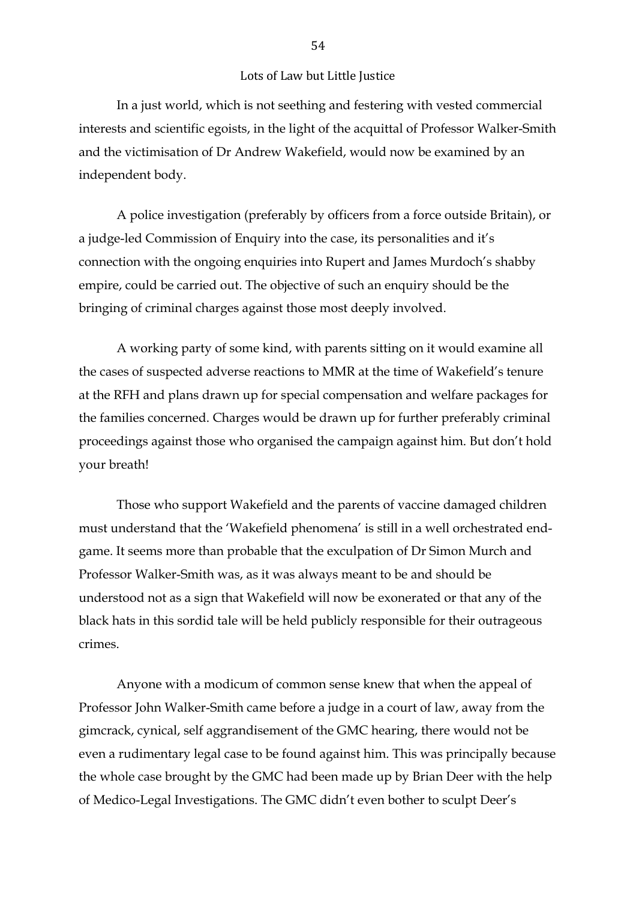## Lots of Law but Little Justice

In a just world, which is not seething and festering with vested commercial interests and scientific egoists, in the light of the acquittal of Professor Walker-Smith and the victimisation of Dr Andrew Wakefield, would now be examined by an independent body.

A police investigation (preferably by officers from a force outside Britain), or a judge-led Commission of Enquiry into the case, its personalities and it's connection with the ongoing enquiries into Rupert and James Murdoch's shabby empire, could be carried out. The objective of such an enquiry should be the bringing of criminal charges against those most deeply involved.

A working party of some kind, with parents sitting on it would examine all the cases of suspected adverse reactions to MMR at the time of Wakefield's tenure at the RFH and plans drawn up for special compensation and welfare packages for the families concerned. Charges would be drawn up for further preferably criminal proceedings against those who organised the campaign against him. But don't hold your breath!

Those who support Wakefield and the parents of vaccine damaged children must understand that the 'Wakefield phenomena' is still in a well orchestrated end-game. It seems more than probable that the exculpation of Dr Simon Murch and Professor Walker-Smith was, as it was always meant to be and should be understood not as a sign that Wakefield will now be exonerated or that any of the black hats in this sordid tale will be held publicly responsible for their outrageous crimes.

Anyone with a modicum of common sense knew that when the appeal of Professor John Walker-Smith came before a judge in a court of law, away from the gimcrack, cynical, self aggrandisement of the GMC hearing, there would not be even a rudimentary legal case to be found against him. This was principally because the whole case brought by the GMC had been made up by Brian Deer with the help of Medico-Legal Investigations. The GMC didn't even bother to sculpt Deer's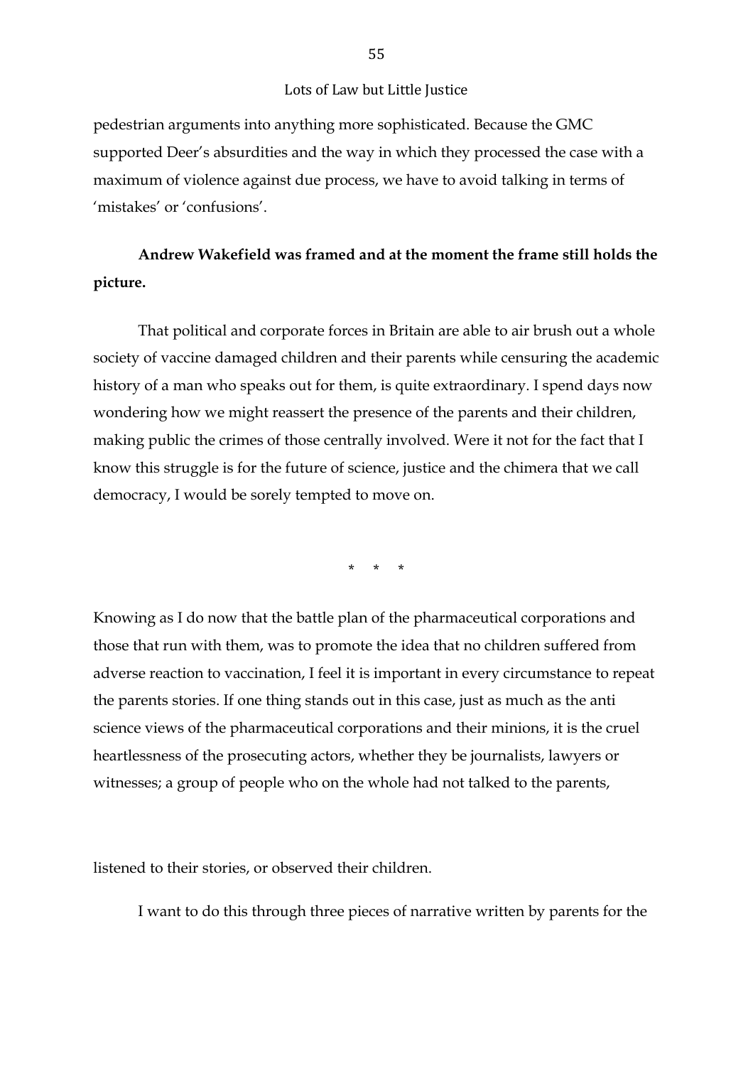pedestrian arguments into anything more sophisticated. Because the GMC supported Deer's absurdities and the way in which they processed the case with a maximum of violence against due process, we have to avoid talking in terms of 'mistakes' or 'confusions'.

**Andrew Wakefield was framed and at the moment the frame still holds the picture.**

That political and corporate forces in Britain are able to air brush out a whole society of vaccine damaged children and their parents while censuring the academic history of a man who speaks out for them, is quite extraordinary. I spend days now wondering how we might reassert the presence of the parents and their children, making public the crimes of those centrally involved. Were it not for the fact that I know this struggle is for the future of science, justice and the chimera that we call democracy, I would be sorely tempted to move on.

\* \* \*

Knowing as I do now that the battle plan of the pharmaceutical corporations and those that run with them, was to promote the idea that no children suffered from adverse reaction to vaccination, I feel it is important in every circumstance to repeat the parents stories. If one thing stands out in this case, just as much as the anti science views of the pharmaceutical corporations and their minions, it is the cruel heartlessness of the prosecuting actors, whether they be journalists, lawyers or witnesses; a group of people who on the whole had not talked to the parents, listened to their stories, or observed their children.

I want to do this through three pieces of narrative written by parents for the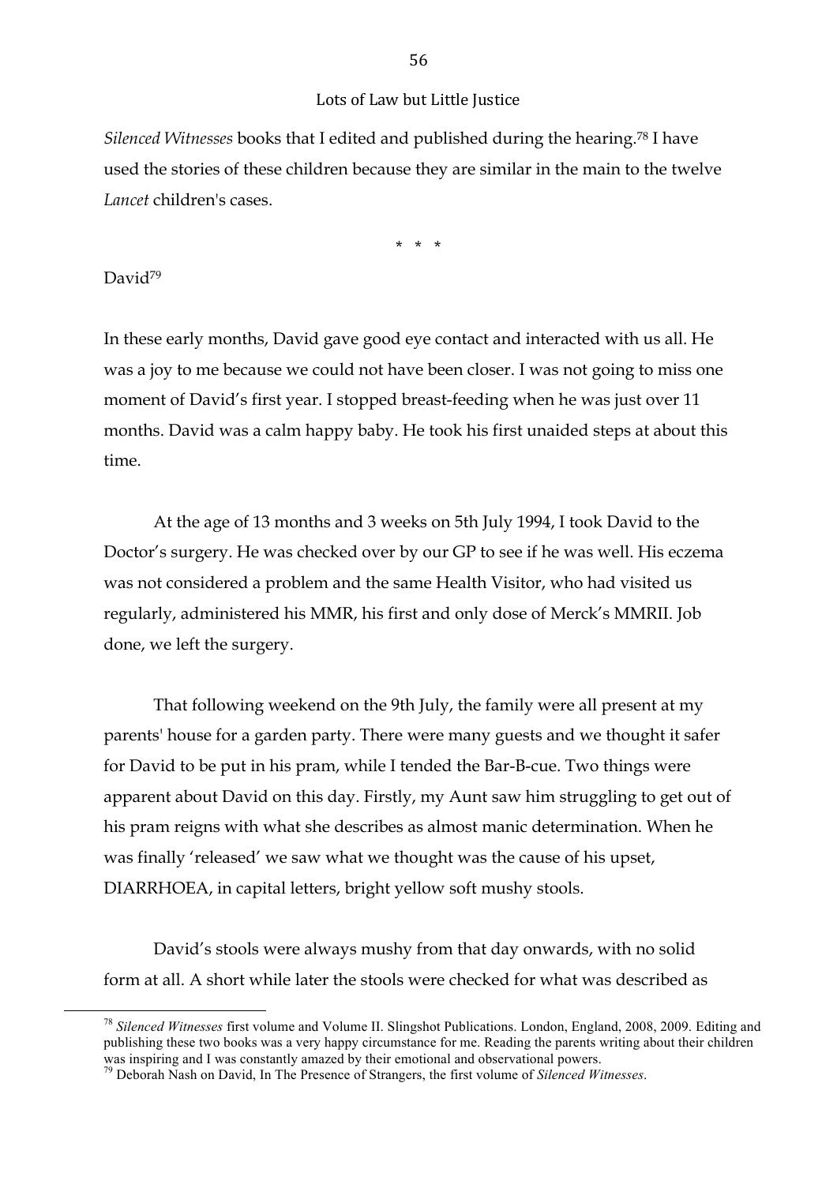*Silenced Witnesses* books that I edited and published during the hearing.[78] I have used the stories of these children because they are similar in the main to the twelve *Lancet* children's cases.

\* \* \*

David[79]

In these early months, David gave good eye contact and interacted with us all. He was a joy to me because we could not have been closer. I was not going to miss one moment of David's first year. I stopped breast-feeding when he was just over 11 months. David was a calm happy baby. He took his first unaided steps at about this time.

At the age of 13 months and 3 weeks on 5th July 1994, I took David to the Doctor's surgery. He was checked over by our GP to see if he was well. His eczema was not considered a problem and the same Health Visitor, who had visited us regularly, administered his MMR, his first and only dose of Merck's MMRII. Job done, we left the surgery.

That following weekend on the 9th July, the family were all present at my parents' house for a garden party. There were many guests and we thought it safer for David to be put in his pram, while I tended the Bar-B-cue. Two things were apparent about David on this day. Firstly, my Aunt saw him struggling to get out of his pram reigns with what she describes as almost manic determination. When he was finally 'released' we saw what we thought was the cause of his upset, DIARRHOEA, in capital letters, bright yellow soft mushy stools.

David's stools were always mushy from that day onwards, with no solid form at all. A short while later the stools were checked for what was described as

---

[78] *Silenced Witnesses* first volume and Volume II. Slingshot Publications. London, England, 2008, 2009. Editing and publishing these two books was a very happy circumstance for me. Reading the parents writing about their children was inspiring and I was constantly amazed by their emotional and observational powers.

[79] Deborah Nash on David, In The Presence of Strangers, the first volume of *Silenced Witnesses*.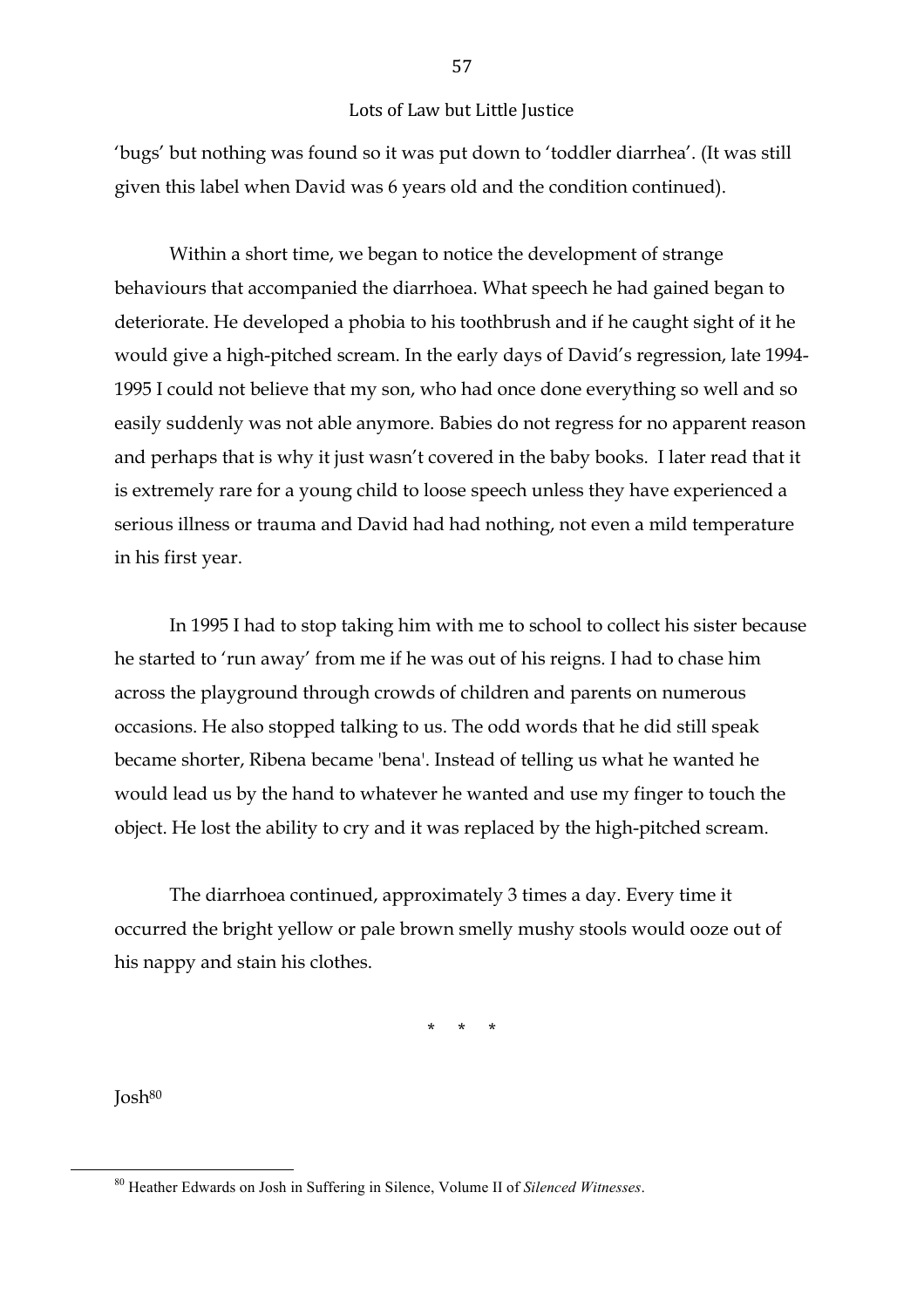'bugs' but nothing was found so it was put down to 'toddler diarrhea'. (It was still given this label when David was 6 years old and the condition continued).

Within a short time, we began to notice the development of strange behaviours that accompanied the diarrhoea. What speech he had gained began to deteriorate. He developed a phobia to his toothbrush and if he caught sight of it he would give a high-pitched scream. In the early days of David's regression, late 1994-1995 I could not believe that my son, who had once done everything so well and so easily suddenly was not able anymore. Babies do not regress for no apparent reason and perhaps that is why it just wasn't covered in the baby books. I later read that it is extremely rare for a young child to loose speech unless they have experienced a serious illness or trauma and David had had nothing, not even a mild temperature in his first year.

In 1995 I had to stop taking him with me to school to collect his sister because he started to 'run away' from me if he was out of his reigns. I had to chase him across the playground through crowds of children and parents on numerous occasions. He also stopped talking to us. The odd words that he did still speak became shorter, Ribena became 'bena'. Instead of telling us what he wanted he would lead us by the hand to whatever he wanted and use my finger to touch the object. He lost the ability to cry and it was replaced by the high-pitched scream.

The diarrhoea continued, approximately 3 times a day. Every time it occurred the bright yellow or pale brown smelly mushy stools would ooze out of his nappy and stain his clothes.

\* \* \*

Josh[80]

[80] Heather Edwards on Josh in Suffering in Silence, Volume II of *Silenced Witnesses*.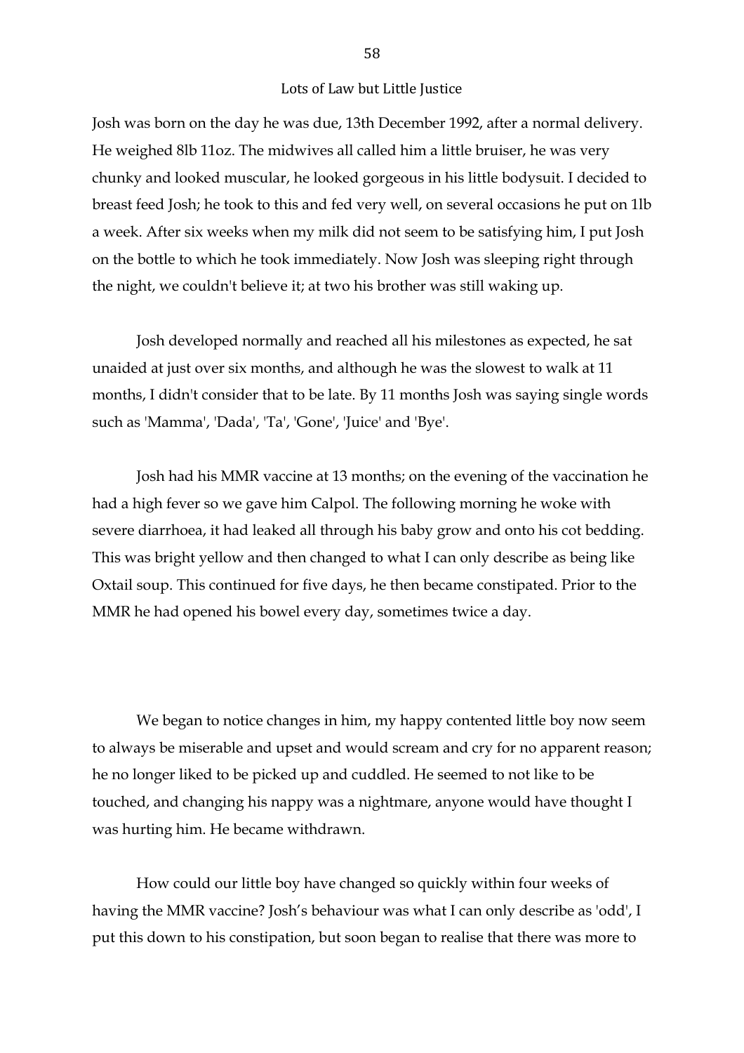Josh was born on the day he was due, 13th December 1992, after a normal delivery. He weighed 8lb 11oz. The midwives all called him a little bruiser, he was very chunky and looked muscular, he looked gorgeous in his little bodysuit. I decided to breast feed Josh; he took to this and fed very well, on several occasions he put on 1lb a week. After six weeks when my milk did not seem to be satisfying him, I put Josh on the bottle to which he took immediately. Now Josh was sleeping right through the night, we couldn't believe it; at two his brother was still waking up.

Josh developed normally and reached all his milestones as expected, he sat unaided at just over six months, and although he was the slowest to walk at 11 months, I didn't consider that to be late. By 11 months Josh was saying single words such as 'Mamma', 'Dada', 'Ta', 'Gone', 'Juice' and 'Bye'.

Josh had his MMR vaccine at 13 months; on the evening of the vaccination he had a high fever so we gave him Calpol. The following morning he woke with severe diarrhoea, it had leaked all through his baby grow and onto his cot bedding. This was bright yellow and then changed to what I can only describe as being like Oxtail soup. This continued for five days, he then became constipated. Prior to the MMR he had opened his bowel every day, sometimes twice a day.

We began to notice changes in him, my happy contented little boy now seem to always be miserable and upset and would scream and cry for no apparent reason; he no longer liked to be picked up and cuddled. He seemed to not like to be touched, and changing his nappy was a nightmare, anyone would have thought I was hurting him. He became withdrawn.

How could our little boy have changed so quickly within four weeks of having the MMR vaccine? Josh's behaviour was what I can only describe as 'odd', I put this down to his constipation, but soon began to realise that there was more to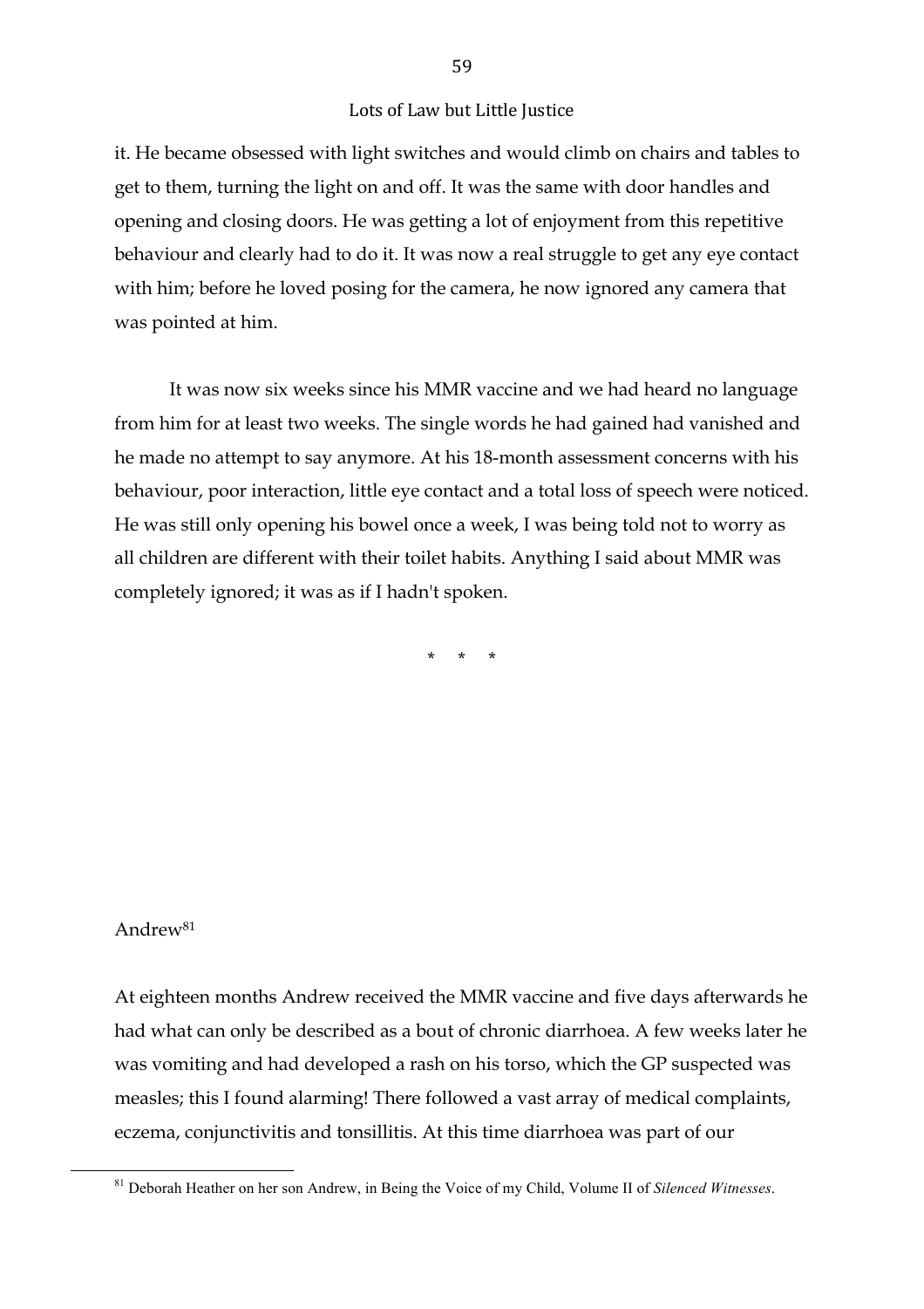it. He became obsessed with light switches and would climb on chairs and tables to get to them, turning the light on and off. It was the same with door handles and opening and closing doors. He was getting a lot of enjoyment from this repetitive behaviour and clearly had to do it. It was now a real struggle to get any eye contact with him; before he loved posing for the camera, he now ignored any camera that was pointed at him.

It was now six weeks since his MMR vaccine and we had heard no language from him for at least two weeks. The single words he had gained had vanished and he made no attempt to say anymore. At his 18-month assessment concerns with his behaviour, poor interaction, little eye contact and a total loss of speech were noticed. He was still only opening his bowel once a week, I was being told not to worry as all children are different with their toilet habits. Anything I said about MMR was completely ignored; it was as if I hadn't spoken.

\* \* \*

Andrew[81]

At eighteen months Andrew received the MMR vaccine and five days afterwards he had what can only be described as a bout of chronic diarrhoea. A few weeks later he was vomiting and had developed a rash on his torso, which the GP suspected was measles; this I found alarming! There followed a vast array of medical complaints, eczema, conjunctivitis and tonsillitis. At this time diarrhoea was part of our

[81] Deborah Heather on her son Andrew, in Being the Voice of my Child, Volume II of *Silenced Witnesses*.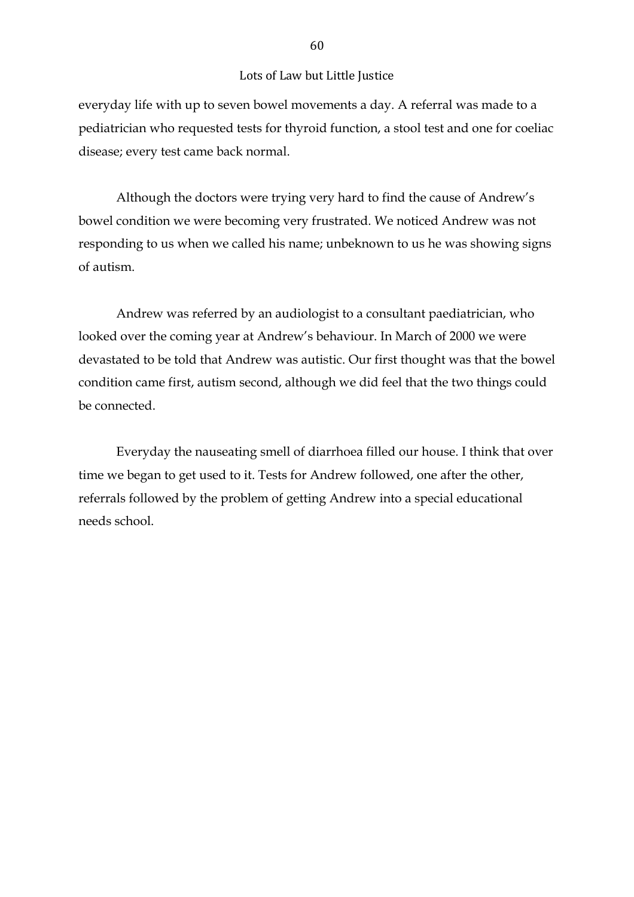everyday life with up to seven bowel movements a day. A referral was made to a pediatrician who requested tests for thyroid function, a stool test and one for coeliac disease; every test came back normal.

Although the doctors were trying very hard to find the cause of Andrew's bowel condition we were becoming very frustrated. We noticed Andrew was not responding to us when we called his name; unbeknown to us he was showing signs of autism.

Andrew was referred by an audiologist to a consultant paediatrician, who looked over the coming year at Andrew's behaviour. In March of 2000 we were devastated to be told that Andrew was autistic. Our first thought was that the bowel condition came first, autism second, although we did feel that the two things could be connected.

Everyday the nauseating smell of diarrhoea filled our house. I think that over time we began to get used to it. Tests for Andrew followed, one after the other, referrals followed by the problem of getting Andrew into a special educational needs school.